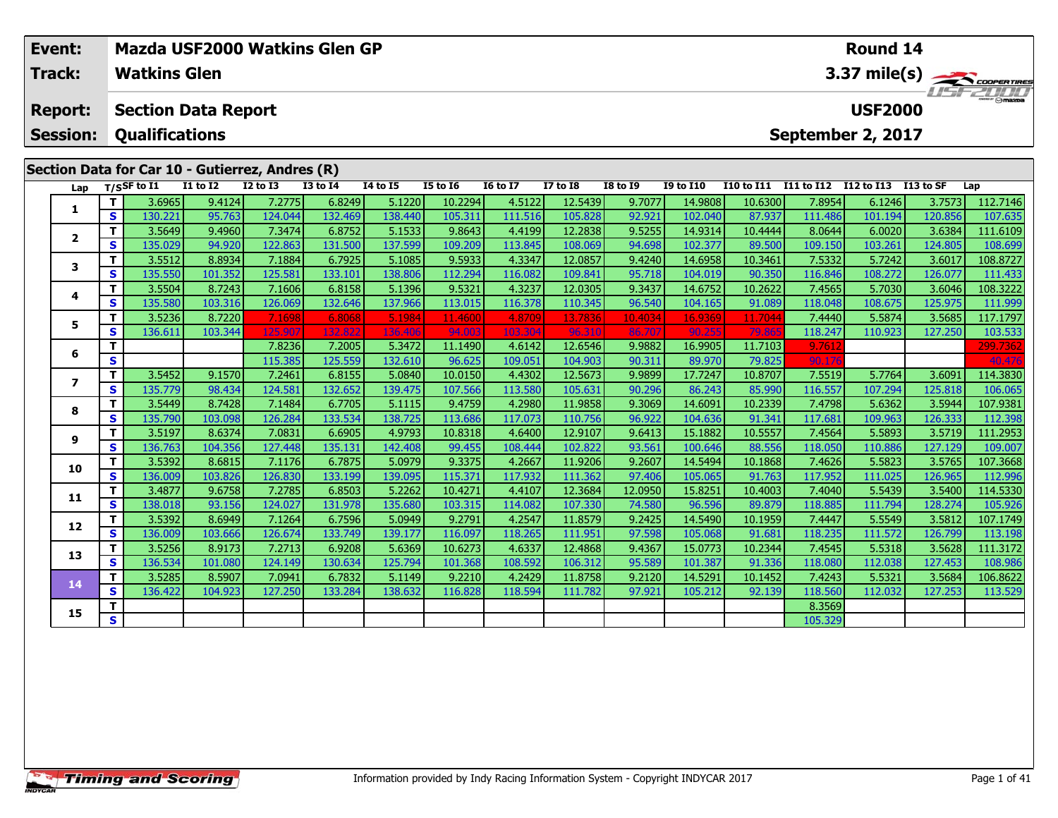| Event: | Mazda USF2000 Watkins Glen GP | Round 14 |
|---|---|---|
| Track: | Watkins Glen | 3.37 mile(s) |
| Report: | Section Data Report | USF2000 |
| Session: | Qualifications | September 2, 2017 |

## Section Data for Car 10 - Gutierrez, Andres (R)

| Lap | T/S | SF to I1 | I1 to I2 | I2 to I3 | I3 to I4 | I4 to I5 | I5 to I6 | I6 to I7 | I7 to I8 | I8 to I9 | I9 to I10 | I10 to I11 | I11 to I12 | I12 to I13 | I13 to SF | Lap |
|---|---|---|---|---|---|---|---|---|---|---|---|---|---|---|---|---|
| 1 | T | 3.6965 | 9.4124 | 7.2775 | 6.8249 | 5.1220 | 10.2294 | 4.5122 | 12.5439 | 9.7077 | 14.9808 | 10.6300 | 7.8954 | 6.1246 | 3.7573 | 112.7146 |
| | S | 130.221 | 95.763 | 124.044 | 132.469 | 138.440 | 105.311 | 111.516 | 105.828 | 92.921 | 102.040 | 87.937 | 111.486 | 101.194 | 120.856 | 107.635 |
| 2 | T | 3.5649 | 9.4960 | 7.3474 | 6.8752 | 5.1533 | 9.8643 | 4.4199 | 12.2838 | 9.5255 | 14.9314 | 10.4444 | 8.0644 | 6.0020 | 3.6384 | 111.6109 |
| | S | 135.029 | 94.920 | 122.863 | 131.500 | 137.599 | 109.209 | 113.845 | 108.069 | 94.698 | 102.377 | 89.500 | 109.150 | 103.261 | 124.805 | 108.699 |
| 3 | T | 3.5512 | 8.8934 | 7.1884 | 6.7925 | 5.1085 | 9.5933 | 4.3347 | 12.0857 | 9.4240 | 14.6958 | 10.3461 | 7.5332 | 5.7242 | 3.6017 | 108.8727 |
| | S | 135.550 | 101.352 | 125.581 | 133.101 | 138.806 | 112.294 | 116.082 | 109.841 | 95.718 | 104.019 | 90.350 | 116.846 | 108.272 | 126.077 | 111.433 |
| 4 | T | 3.5504 | 8.7243 | 7.1606 | 6.8158 | 5.1396 | 9.5321 | 4.3237 | 12.0305 | 9.3437 | 14.6752 | 10.2622 | 7.4565 | 5.7030 | 3.6046 | 108.3222 |
| | S | 135.580 | 103.316 | 126.069 | 132.646 | 137.966 | 113.015 | 116.378 | 110.345 | 96.540 | 104.165 | 91.089 | 118.048 | 108.675 | 125.975 | 111.999 |
| 5 | T | 3.5236 | 8.7220 | 7.1698 | 6.8068 | 5.1984 | 11.4600 | 4.8709 | 13.7836 | 10.4034 | 16.9369 | 11.7044 | 7.4440 | 5.5874 | 3.5685 | 117.1797 |
| | S | 136.611 | 103.344 | 125.907 | 132.822 | 136.406 | 94.003 | 103.304 | 96.310 | 86.707 | 90.255 | 79.865 | 118.247 | 110.923 | 127.250 | 103.533 |
| 6 | T | | | 7.8236 | 7.2005 | 5.3472 | 11.1490 | 4.6142 | 12.6546 | 9.9882 | 16.9905 | 11.7103 | 9.7612 | | | 299.7362 |
| | S | | | 115.385 | 125.559 | 132.610 | 96.625 | 109.051 | 104.903 | 90.311 | 89.970 | 79.825 | 90.176 | | | 40.476 |
| 7 | T | 3.5452 | 9.1570 | 7.2461 | 6.8155 | 5.0840 | 10.0150 | 4.4302 | 12.5673 | 9.9899 | 17.7247 | 10.8707 | 7.5519 | 5.7764 | 3.6091 | 114.3830 |
| | S | 135.779 | 98.434 | 124.581 | 132.652 | 139.475 | 107.566 | 113.580 | 105.631 | 90.296 | 86.243 | 85.990 | 116.557 | 107.294 | 125.818 | 106.065 |
| 8 | T | 3.5449 | 8.7428 | 7.1484 | 6.7705 | 5.1115 | 9.4759 | 4.2980 | 11.9858 | 9.3069 | 14.6091 | 10.2339 | 7.4798 | 5.6362 | 3.5944 | 107.9381 |
| | S | 135.790 | 103.098 | 126.284 | 133.534 | 138.725 | 113.686 | 117.073 | 110.756 | 96.922 | 104.636 | 91.341 | 117.681 | 109.963 | 126.333 | 112.398 |
| 9 | T | 3.5197 | 8.6374 | 7.0831 | 6.6905 | 4.9793 | 10.8318 | 4.6400 | 12.9107 | 9.6413 | 15.1882 | 10.5557 | 7.4564 | 5.5893 | 3.5719 | 111.2953 |
| | S | 136.763 | 104.356 | 127.448 | 135.131 | 142.408 | 99.455 | 108.444 | 102.822 | 93.561 | 100.646 | 88.556 | 118.050 | 110.886 | 127.129 | 109.007 |
| 10 | T | 3.5392 | 8.6815 | 7.1176 | 6.7875 | 5.0979 | 9.3375 | 4.2667 | 11.9206 | 9.2607 | 14.5494 | 10.1868 | 7.4626 | 5.5823 | 3.5765 | 107.3668 |
| | S | 136.009 | 103.826 | 126.830 | 133.199 | 139.095 | 115.371 | 117.932 | 111.362 | 97.406 | 105.065 | 91.763 | 117.952 | 111.025 | 126.965 | 112.996 |
| 11 | T | 3.4877 | 9.6758 | 7.2785 | 6.8503 | 5.2262 | 10.4271 | 4.4107 | 12.3684 | 12.0950 | 15.8251 | 10.4003 | 7.4040 | 5.5439 | 3.5400 | 114.5330 |
| | S | 138.018 | 93.156 | 124.027 | 131.978 | 135.680 | 103.315 | 114.082 | 107.330 | 74.580 | 96.596 | 89.879 | 118.885 | 111.794 | 128.274 | 105.926 |
| 12 | T | 3.5392 | 8.6949 | 7.1264 | 6.7596 | 5.0949 | 9.2791 | 4.2547 | 11.8579 | 9.2425 | 14.5490 | 10.1959 | 7.4447 | 5.5549 | 3.5812 | 107.1749 |
| | S | 136.009 | 103.666 | 126.674 | 133.749 | 139.177 | 116.097 | 118.265 | 111.951 | 97.598 | 105.068 | 91.681 | 118.235 | 111.572 | 126.799 | 113.198 |
| 13 | T | 3.5256 | 8.9173 | 7.2713 | 6.9208 | 5.6369 | 10.6273 | 4.6337 | 12.4868 | 9.4367 | 15.0773 | 10.2344 | 7.4545 | 5.5318 | 3.5628 | 111.3172 |
| | S | 136.534 | 101.080 | 124.149 | 130.634 | 125.794 | 101.368 | 108.592 | 106.312 | 95.589 | 101.387 | 91.336 | 118.080 | 112.038 | 127.453 | 108.986 |
| 14 | T | 3.5285 | 8.5907 | 7.0941 | 6.7832 | 5.1149 | 9.2210 | 4.2429 | 11.8758 | 9.2120 | 14.5291 | 10.1452 | 7.4243 | 5.5321 | 3.5684 | 106.8622 |
| | S | 136.422 | 104.923 | 127.250 | 133.284 | 138.632 | 116.828 | 118.594 | 111.782 | 97.921 | 105.212 | 92.139 | 118.560 | 112.032 | 127.253 | 113.529 |
| 15 | T | | | | | | | | | | | | 8.3569 | | | |
| | S | | | | | | | | | | | | 105.329 | | | |

Information provided by Indy Racing Information System - Copyright INDYCAR 2017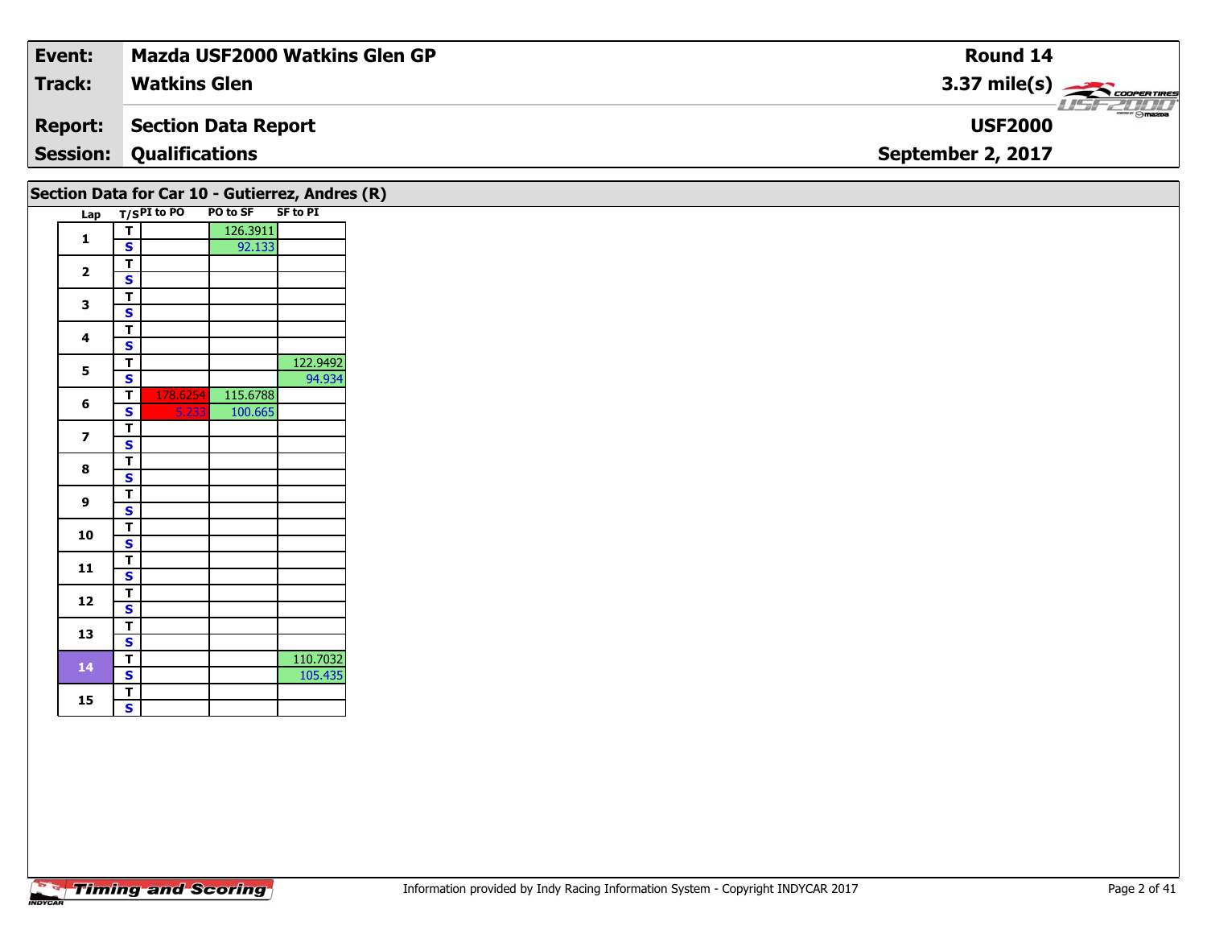| Event: | Mazda USF2000 Watkins Glen GP | Round 14 |
|---|---|---|
| Track: | Watkins Glen | 3.37 mile(s) |
| Report: | Section Data Report | USF2000 |
| Session: | Qualifications | September 2, 2017 |

## Section Data for Car 10 - Gutierrez, Andres (R)

| Lap | T/S | PI to PO | PO to SF | SF to PI |
|---|---|---|---|---|
| 1 | T | | 126.3911 | |
| | S | | 92.133 | |
| 2 | T | | | |
| | S | | | |
| 3 | T | | | |
| | S | | | |
| 4 | T | | | |
| | S | | | |
| 5 | T | | | 122.9492 |
| | S | | | 94.934 |
| 6 | T | 178.6254 | 115.6788 | |
| | S | 5.233 | 100.665 | |
| 7 | T | | | |
| | S | | | |
| 8 | T | | | |
| | S | | | |
| 9 | T | | | |
| | S | | | |
| 10 | T | | | |
| | S | | | |
| 11 | T | | | |
| | S | | | |
| 12 | T | | | |
| | S | | | |
| 13 | T | | | |
| | S | | | |
| 14 | T | | | 110.7032 |
| | S | | | 105.435 |
| 15 | T | | | |
| | S | | | |

Timing and Scoring

Information provided by Indy Racing Information System - Copyright INDYCAR 2017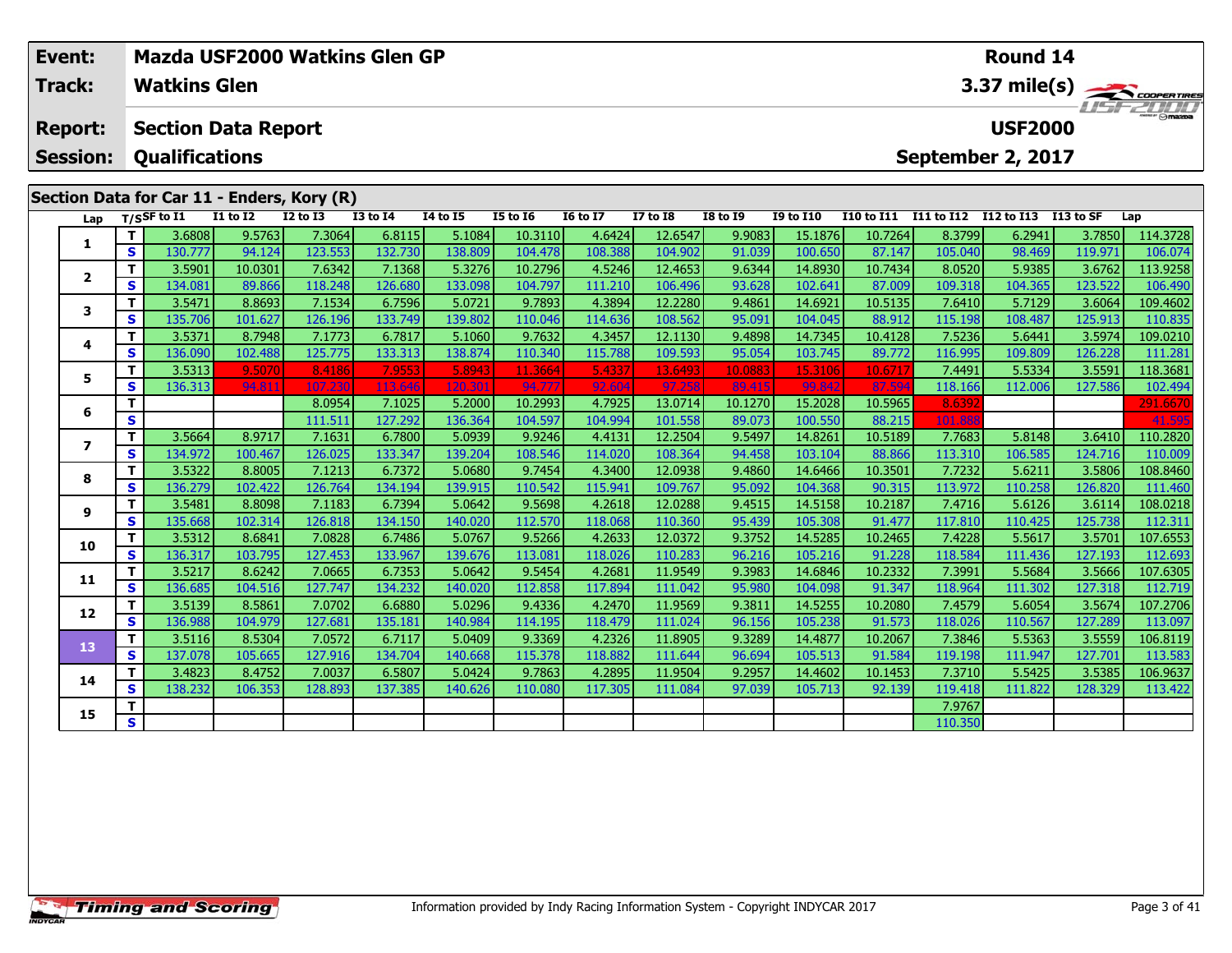| Event: | Mazda USF2000 Watkins Glen GP | Round 14 |
|---|---|---|
| Track: | Watkins Glen | 3.37 mile(s) |
| Report: | Section Data Report | USF2000 |
| Session: | Qualifications | September 2, 2017 |

## Section Data for Car 11 - Enders, Kory (R)

| Lap | T/S | SF to I1 | I1 to I2 | I2 to I3 | I3 to I4 | I4 to I5 | I5 to I6 | I6 to I7 | I7 to I8 | I8 to I9 | I9 to I10 | I10 to I11 | I11 to I12 | I12 to I13 | I13 to SF | Lap |
|---|---|---|---|---|---|---|---|---|---|---|---|---|---|---|---|---|
| 1 | T | 3.6808 | 9.5763 | 7.3064 | 6.8115 | 5.1084 | 10.3110 | 4.6424 | 12.6547 | 9.9083 | 15.1876 | 10.7264 | 8.3799 | 6.2941 | 3.7850 | 114.3728 |
| | S | 130.777 | 94.124 | 123.553 | 132.730 | 138.809 | 104.478 | 108.388 | 104.902 | 91.039 | 100.650 | 87.147 | 105.040 | 98.469 | 119.971 | 106.074 |
| 2 | T | 3.5901 | 10.0301 | 7.6342 | 7.1368 | 5.3276 | 10.2796 | 4.5246 | 12.4653 | 9.6344 | 14.8930 | 10.7434 | 8.0520 | 5.9385 | 3.6762 | 113.9258 |
| | S | 134.081 | 89.866 | 118.248 | 126.680 | 133.098 | 104.797 | 111.210 | 106.496 | 93.628 | 102.641 | 87.009 | 109.318 | 104.365 | 123.522 | 106.490 |
| 3 | T | 3.5471 | 8.8693 | 7.1534 | 6.7596 | 5.0721 | 9.7893 | 4.3894 | 12.2280 | 9.4861 | 14.6921 | 10.5135 | 7.6410 | 5.7129 | 3.6064 | 109.4602 |
| | S | 135.706 | 101.627 | 126.196 | 133.749 | 139.802 | 110.046 | 114.636 | 108.562 | 95.091 | 104.045 | 88.912 | 115.198 | 108.487 | 125.913 | 110.835 |
| 4 | T | 3.5371 | 8.7948 | 7.1773 | 6.7817 | 5.1060 | 9.7632 | 4.3457 | 12.1130 | 9.4898 | 14.7345 | 10.4128 | 7.5236 | 5.6441 | 3.5974 | 109.0210 |
| | S | 136.090 | 102.488 | 125.775 | 133.313 | 138.874 | 110.340 | 115.788 | 109.593 | 95.054 | 103.745 | 89.772 | 116.995 | 109.809 | 126.228 | 111.281 |
| 5 | T | 3.5313 | 9.5070 | 8.4186 | 7.9553 | 5.8943 | 11.3664 | 5.4337 | 13.6493 | 10.0883 | 15.3106 | 10.6717 | 7.4491 | 5.5334 | 3.5591 | 118.3681 |
| | S | 136.313 | 94.811 | 107.230 | 113.646 | 120.301 | 94.777 | 92.604 | 97.258 | 89.415 | 99.842 | 87.594 | 118.166 | 112.006 | 127.586 | 102.494 |
| 6 | T | | | 8.0954 | 7.1025 | 5.2000 | 10.2993 | 4.7925 | 13.0714 | 10.1270 | 15.2028 | 10.5965 | 8.6392 | | | 291.6670 |
| | S | | | 111.511 | 127.292 | 136.364 | 104.597 | 104.994 | 101.558 | 89.073 | 100.550 | 88.215 | 101.888 | | | 41.595 |
| 7 | T | 3.5664 | 8.9717 | 7.1631 | 6.7800 | 5.0939 | 9.9246 | 4.4131 | 12.2504 | 9.5497 | 14.8261 | 10.5189 | 7.7683 | 5.8148 | 3.6410 | 110.2820 |
| | S | 134.972 | 100.467 | 126.025 | 133.347 | 139.204 | 108.546 | 114.020 | 108.364 | 94.458 | 103.104 | 88.866 | 113.310 | 106.585 | 124.716 | 110.009 |
| 8 | T | 3.5322 | 8.8005 | 7.1213 | 6.7372 | 5.0680 | 9.7454 | 4.3400 | 12.0938 | 9.4860 | 14.6466 | 10.3501 | 7.7232 | 5.6211 | 3.5806 | 108.8460 |
| | S | 136.279 | 102.422 | 126.764 | 134.194 | 139.915 | 110.542 | 115.941 | 109.767 | 95.092 | 104.368 | 90.315 | 113.972 | 110.258 | 126.820 | 111.460 |
| 9 | T | 3.5481 | 8.8098 | 7.1183 | 6.7394 | 5.0642 | 9.5698 | 4.2618 | 12.0288 | 9.4515 | 14.5158 | 10.2187 | 7.4716 | 5.6126 | 3.6114 | 108.0218 |
| | S | 135.668 | 102.314 | 126.818 | 134.150 | 140.020 | 112.570 | 118.068 | 110.360 | 95.439 | 105.308 | 91.477 | 117.810 | 110.425 | 125.738 | 112.311 |
| 10 | T | 3.5312 | 8.6841 | 7.0828 | 6.7486 | 5.0767 | 9.5266 | 4.2633 | 12.0372 | 9.3752 | 14.5285 | 10.2465 | 7.4228 | 5.5617 | 3.5701 | 107.6553 |
| | S | 136.317 | 103.795 | 127.453 | 133.967 | 139.676 | 113.081 | 118.026 | 110.283 | 96.216 | 105.216 | 91.228 | 118.584 | 111.436 | 127.193 | 112.693 |
| 11 | T | 3.5217 | 8.6242 | 7.0665 | 6.7353 | 5.0642 | 9.5454 | 4.2681 | 11.9549 | 9.3983 | 14.6846 | 10.2332 | 7.3991 | 5.5684 | 3.5666 | 107.6305 |
| | S | 136.685 | 104.516 | 127.747 | 134.232 | 140.020 | 112.858 | 117.894 | 111.042 | 95.980 | 104.098 | 91.347 | 118.964 | 111.302 | 127.318 | 112.719 |
| 12 | T | 3.5139 | 8.5861 | 7.0702 | 6.6880 | 5.0296 | 9.4336 | 4.2470 | 11.9569 | 9.3811 | 14.5255 | 10.2080 | 7.4579 | 5.6054 | 3.5674 | 107.2706 |
| | S | 136.988 | 104.979 | 127.681 | 135.181 | 140.984 | 114.195 | 118.479 | 111.024 | 96.156 | 105.238 | 91.573 | 118.026 | 110.567 | 127.289 | 113.097 |
| 13 | T | 3.5116 | 8.5304 | 7.0572 | 6.7117 | 5.0409 | 9.3369 | 4.2326 | 11.8905 | 9.3289 | 14.4877 | 10.2067 | 7.3846 | 5.5363 | 3.5559 | 106.8119 |
| | S | 137.078 | 105.665 | 127.916 | 134.704 | 140.668 | 115.378 | 118.882 | 111.644 | 96.694 | 105.513 | 91.584 | 119.198 | 111.947 | 127.701 | 113.583 |
| 14 | T | 3.4823 | 8.4752 | 7.0037 | 6.5807 | 5.0424 | 9.7863 | 4.2895 | 11.9504 | 9.2957 | 14.4602 | 10.1453 | 7.3710 | 5.5425 | 3.5385 | 106.9637 |
| | S | 138.232 | 106.353 | 128.893 | 137.385 | 140.626 | 110.080 | 117.305 | 111.084 | 97.039 | 105.713 | 92.139 | 119.418 | 111.822 | 128.329 | 113.422 |
| 15 | T | | | | | | | | | | | | 7.9767 | | | |
| | S | | | | | | | | | | | | 110.350 | | | |

Information provided by Indy Racing Information System - Copyright INDYCAR 2017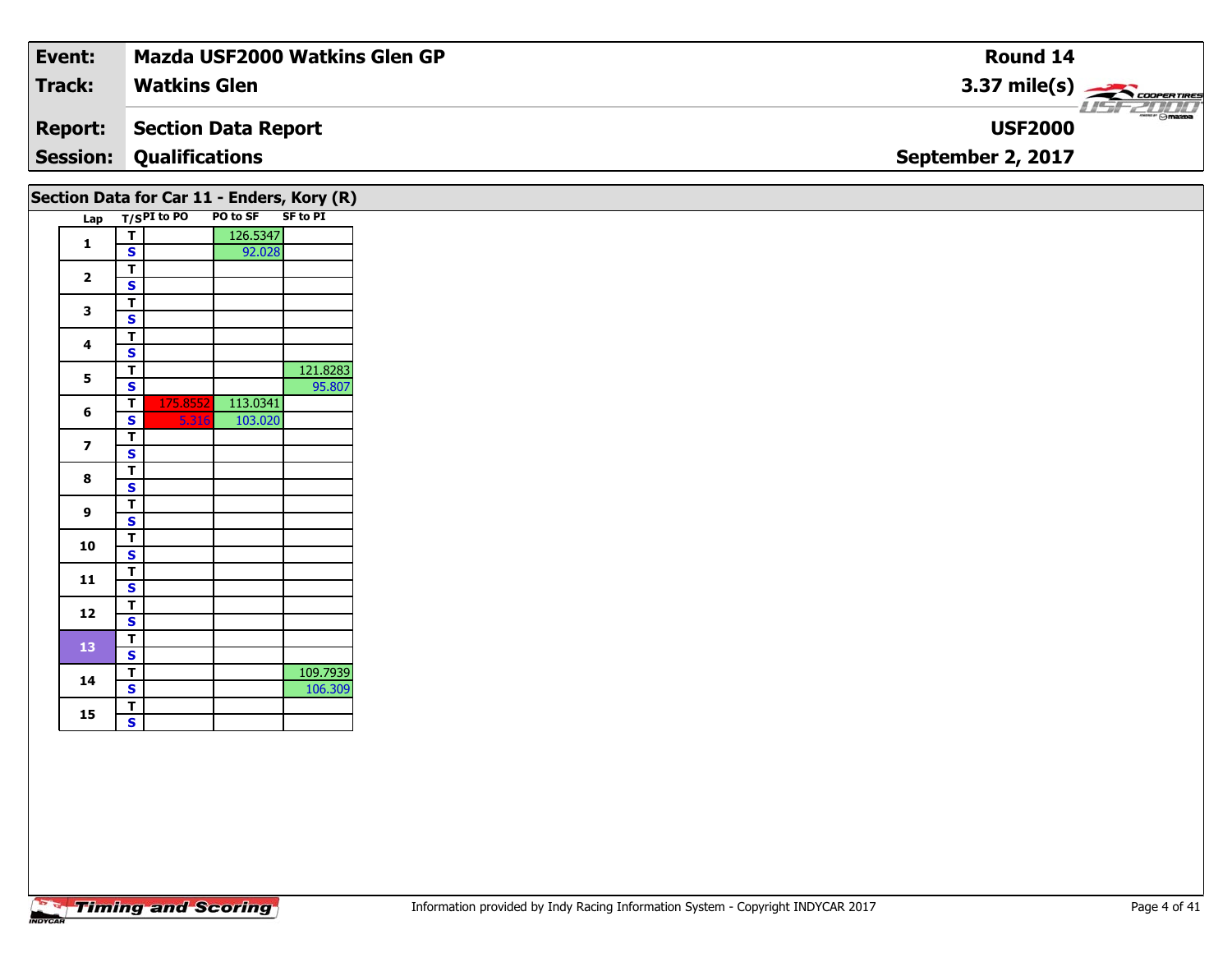| **Event:** | **Mazda USF2000 Watkins Glen GP** | **Round 14** |
|---|---|---|
| **Track:** | **Watkins Glen** | **3.37 mile(s)** |
| **Report:** | **Section Data Report** | **USF2000** |
| **Session:** | **Qualifications** | **September 2, 2017** |

## Section Data for Car 11 - Enders, Kory (R)

| Lap | T/S | PI to PO | PO to SF | SF to PI |
|---|---|---|---|---|
| 1 | T | | 126.5347 | |
| | S | | 92.028 | |
| 2 | T | | | |
| | S | | | |
| 3 | T | | | |
| | S | | | |
| 4 | T | | | |
| | S | | | |
| 5 | T | | | 121.8283 |
| | S | | | 95.807 |
| 6 | T | 175.8552 | 113.0341 | |
| | S | 5.316 | 103.020 | |
| 7 | T | | | |
| | S | | | |
| 8 | T | | | |
| | S | | | |
| 9 | T | | | |
| | S | | | |
| 10 | T | | | |
| | S | | | |
| 11 | T | | | |
| | S | | | |
| 12 | T | | | |
| | S | | | |
| 13 | T | | | |
| | S | | | |
| 14 | T | | | 109.7939 |
| | S | | | 106.309 |
| 15 | T | | | |
| | S | | | |

Information provided by Indy Racing Information System - Copyright INDYCAR 2017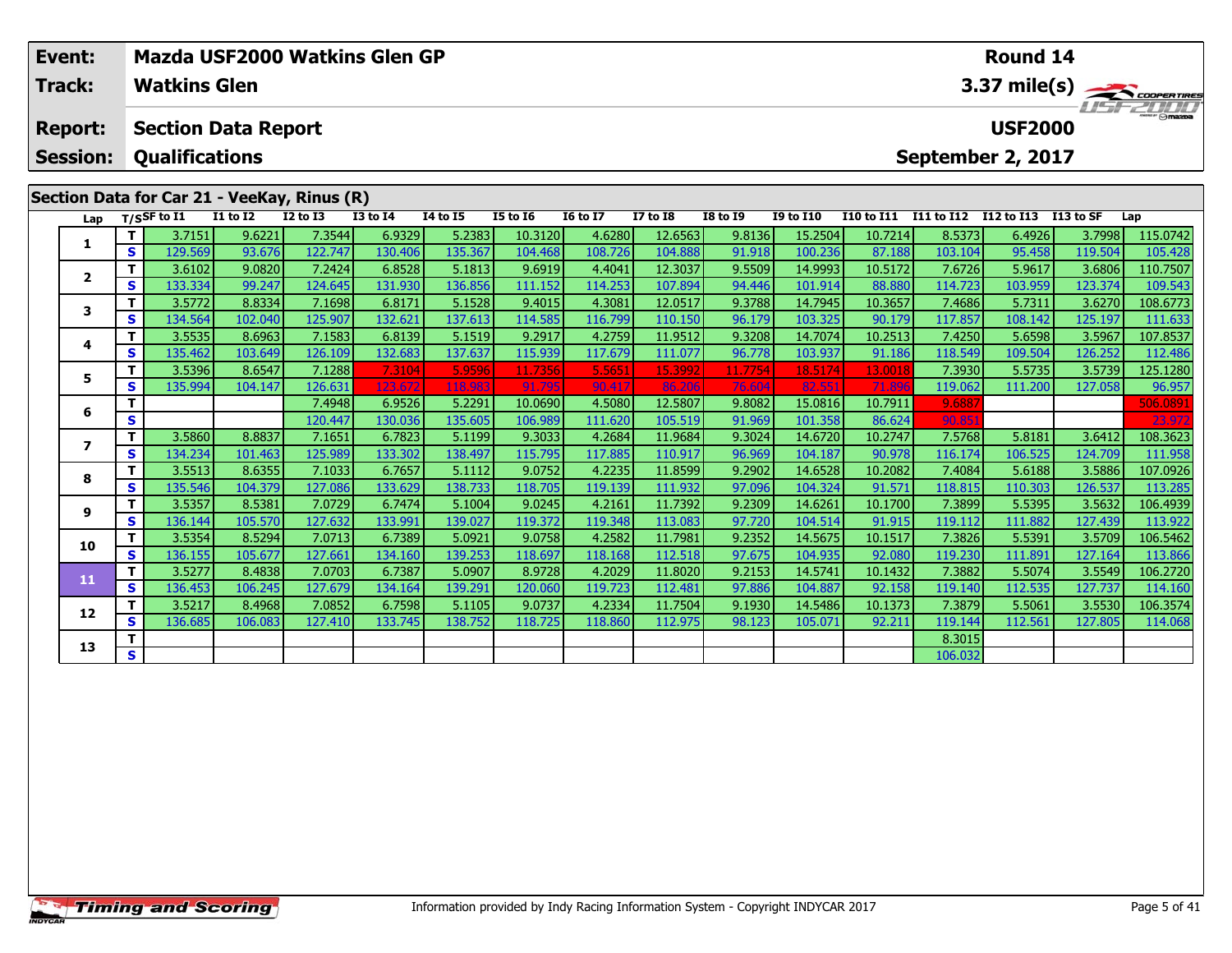| Event: | Mazda USF2000 Watkins Glen GP | Round 14 |
|---|---|---|
| Track: | Watkins Glen | 3.37 mile(s) |
| Report: | Section Data Report | USF2000 |
| Session: | Qualifications | September 2, 2017 |

## Section Data for Car 21 - VeeKay, Rinus (R)

| Lap | T/S | SF to I1 | I1 to I2 | I2 to I3 | I3 to I4 | I4 to I5 | I5 to I6 | I6 to I7 | I7 to I8 | I8 to I9 | I9 to I10 | I10 to I11 | I11 to I12 | I12 to I13 | I13 to SF | Lap |
|---|---|---|---|---|---|---|---|---|---|---|---|---|---|---|---|---|
| 1 | T | 3.7151 | 9.6221 | 7.3544 | 6.9329 | 5.2383 | 10.3120 | 4.6280 | 12.6563 | 9.8136 | 15.2504 | 10.7214 | 8.5373 | 6.4926 | 3.7998 | 115.0742 |
| | S | 129.569 | 93.676 | 122.747 | 130.406 | 135.367 | 104.468 | 108.726 | 104.888 | 91.918 | 100.236 | 87.188 | 103.104 | 95.458 | 119.504 | 105.428 |
| 2 | T | 3.6102 | 9.0820 | 7.2424 | 6.8528 | 5.1813 | 9.6919 | 4.4041 | 12.3037 | 9.5509 | 14.9993 | 10.5172 | 7.6726 | 5.9617 | 3.6806 | 110.7507 |
| | S | 133.334 | 99.247 | 124.645 | 131.930 | 136.856 | 111.152 | 114.253 | 107.894 | 94.446 | 101.914 | 88.880 | 114.723 | 103.959 | 123.374 | 109.543 |
| 3 | T | 3.5772 | 8.8334 | 7.1698 | 6.8171 | 5.1528 | 9.4015 | 4.3081 | 12.0517 | 9.3788 | 14.7945 | 10.3657 | 7.4686 | 5.7311 | 3.6270 | 108.6773 |
| | S | 134.564 | 102.040 | 125.907 | 132.621 | 137.613 | 114.585 | 116.799 | 110.150 | 96.179 | 103.325 | 90.179 | 117.857 | 108.142 | 125.197 | 111.633 |
| 4 | T | 3.5535 | 8.6963 | 7.1583 | 6.8139 | 5.1519 | 9.2917 | 4.2759 | 11.9512 | 9.3208 | 14.7074 | 10.2513 | 7.4250 | 5.6598 | 3.5967 | 107.8537 |
| | S | 135.462 | 103.649 | 126.109 | 132.683 | 137.637 | 115.939 | 117.679 | 111.077 | 96.778 | 103.937 | 91.186 | 118.549 | 109.504 | 126.252 | 112.486 |
| 5 | T | 3.5396 | 8.6547 | 7.1288 | 7.3104 | 5.9596 | 11.7356 | 5.5651 | 15.3992 | 11.7754 | 18.5174 | 13.0018 | 7.3930 | 5.5735 | 3.5739 | 125.1280 |
| | S | 135.994 | 104.147 | 126.631 | 123.672 | 118.983 | 91.795 | 90.417 | 86.206 | 76.604 | 82.551 | 71.896 | 119.062 | 111.200 | 127.058 | 96.957 |
| 6 | T | | | 7.4948 | 6.9526 | 5.2291 | 10.0690 | 4.5080 | 12.5807 | 9.8082 | 15.0816 | 10.7911 | 9.6887 | | | 506.0891 |
| | S | | | 120.447 | 130.036 | 135.605 | 106.989 | 111.620 | 105.519 | 91.969 | 101.358 | 86.624 | 90.851 | | | 23.972 |
| 7 | T | 3.5860 | 8.8837 | 7.1651 | 6.7823 | 5.1199 | 9.3033 | 4.2684 | 11.9684 | 9.3024 | 14.6720 | 10.2747 | 7.5768 | 5.8181 | 3.6412 | 108.3623 |
| | S | 134.234 | 101.463 | 125.989 | 133.302 | 138.497 | 115.795 | 117.885 | 110.917 | 96.969 | 104.187 | 90.978 | 116.174 | 106.525 | 124.709 | 111.958 |
| 8 | T | 3.5513 | 8.6355 | 7.1033 | 6.7657 | 5.1112 | 9.0752 | 4.2235 | 11.8599 | 9.2902 | 14.6528 | 10.2082 | 7.4084 | 5.6188 | 3.5886 | 107.0926 |
| | S | 135.546 | 104.379 | 127.086 | 133.629 | 138.733 | 118.705 | 119.139 | 111.932 | 97.096 | 104.324 | 91.571 | 118.815 | 110.303 | 126.537 | 113.285 |
| 9 | T | 3.5357 | 8.5381 | 7.0729 | 6.7474 | 5.1004 | 9.0245 | 4.2161 | 11.7392 | 9.2309 | 14.6261 | 10.1700 | 7.3899 | 5.5395 | 3.5632 | 106.4939 |
| | S | 136.144 | 105.570 | 127.632 | 133.991 | 139.027 | 119.372 | 119.348 | 113.083 | 97.720 | 104.514 | 91.915 | 119.112 | 111.882 | 127.439 | 113.922 |
| 10 | T | 3.5354 | 8.5294 | 7.0713 | 6.7389 | 5.0921 | 9.0758 | 4.2582 | 11.7981 | 9.2352 | 14.5675 | 10.1517 | 7.3826 | 5.5391 | 3.5709 | 106.5462 |
| | S | 136.155 | 105.677 | 127.661 | 134.160 | 139.253 | 118.697 | 118.168 | 112.518 | 97.675 | 104.935 | 92.080 | 119.230 | 111.891 | 127.164 | 113.866 |
| 11 | T | 3.5277 | 8.4838 | 7.0703 | 6.7387 | 5.0907 | 8.9728 | 4.2029 | 11.8020 | 9.2153 | 14.5741 | 10.1432 | 7.3882 | 5.5074 | 3.5549 | 106.2720 |
| | S | 136.453 | 106.245 | 127.679 | 134.164 | 139.291 | 120.060 | 119.723 | 112.481 | 97.886 | 104.887 | 92.158 | 119.140 | 112.535 | 127.737 | 114.160 |
| 12 | T | 3.5217 | 8.4968 | 7.0852 | 6.7598 | 5.1105 | 9.0737 | 4.2334 | 11.7504 | 9.1930 | 14.5486 | 10.1373 | 7.3879 | 5.5061 | 3.5530 | 106.3574 |
| | S | 136.685 | 106.083 | 127.410 | 133.745 | 138.752 | 118.725 | 118.860 | 112.975 | 98.123 | 105.071 | 92.211 | 119.144 | 112.561 | 127.805 | 114.068 |
| 13 | T | | | | | | | | | | | | 8.3015 | | | |
| | S | | | | | | | | | | | | 106.032 | | | |

Information provided by Indy Racing Information System - Copyright INDYCAR 2017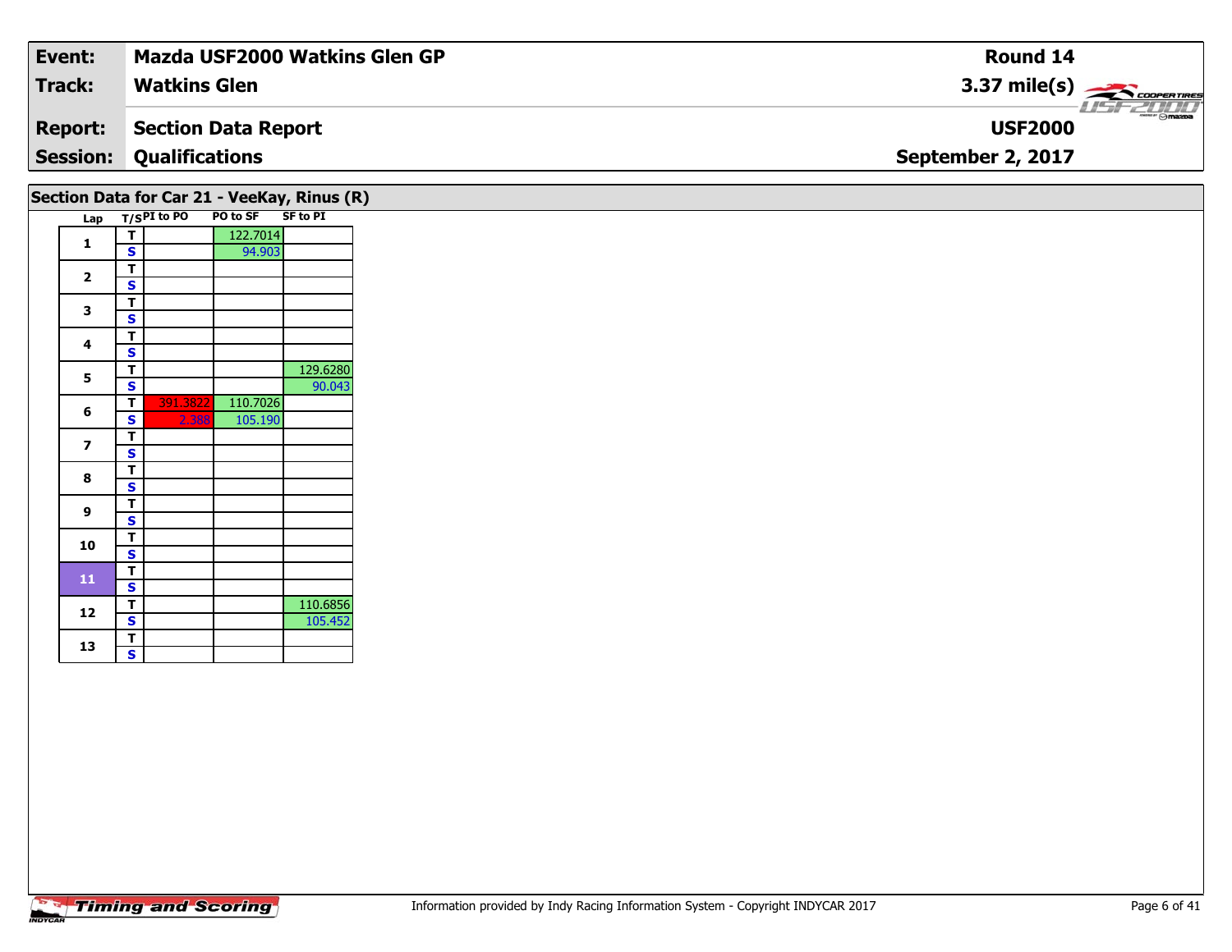| Event: | Mazda USF2000 Watkins Glen GP | Round 14 |
|---|---|---|
| Track: | Watkins Glen | 3.37 mile(s) |
| Report: | Section Data Report | USF2000 |
| Session: | Qualifications | September 2, 2017 |

## Section Data for Car 21 - VeeKay, Rinus (R)

| Lap | T/S | PI to PO | PO to SF | SF to PI |
|---|---|---|---|---|
| 1 | T | | 122.7014 | |
| | S | | 94.903 | |
| 2 | T | | | |
| | S | | | |
| 3 | T | | | |
| | S | | | |
| 4 | T | | | |
| | S | | | |
| 5 | T | | | 129.6280 |
| | S | | | 90.043 |
| 6 | T | 391.3822 | 110.7026 | |
| | S | 2.388 | 105.190 | |
| 7 | T | | | |
| | S | | | |
| 8 | T | | | |
| | S | | | |
| 9 | T | | | |
| | S | | | |
| 10 | T | | | |
| | S | | | |
| 11 | T | | | |
| | S | | | |
| 12 | T | | | 110.6856 |
| | S | | | 105.452 |
| 13 | T | | | |
| | S | | | |

Information provided by Indy Racing Information System - Copyright INDYCAR 2017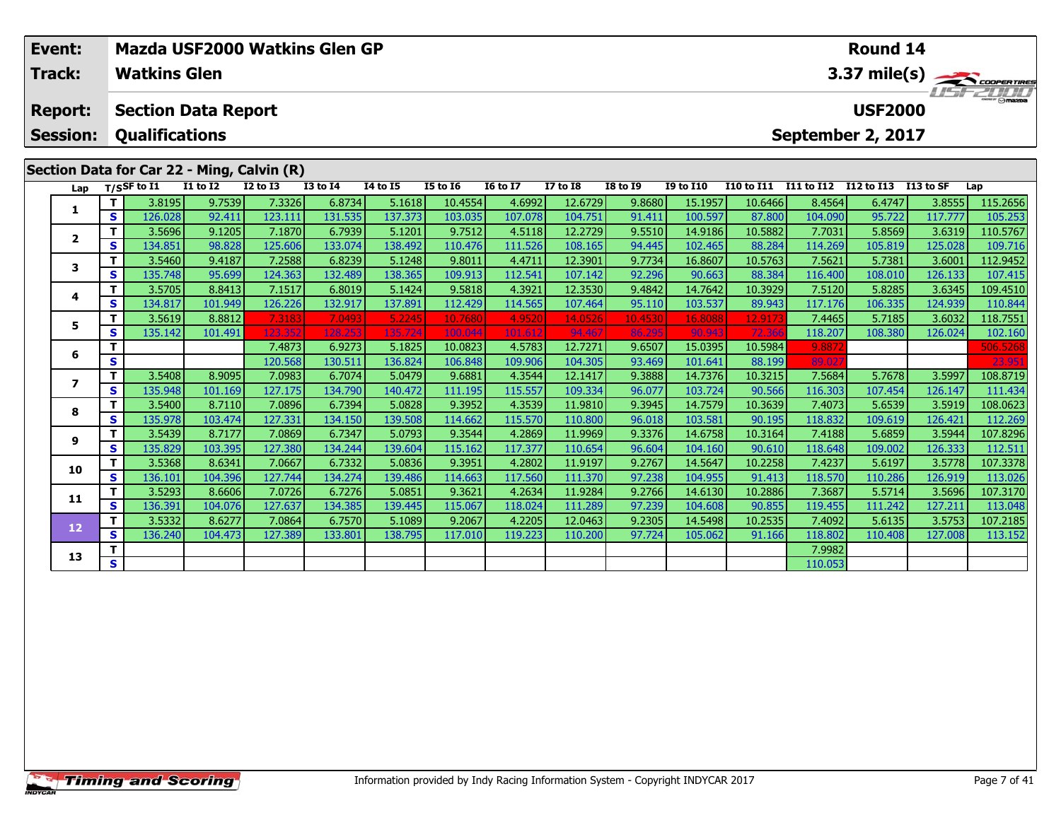| Event: | Mazda USF2000 Watkins Glen GP | Round 14 |
|---|---|---|
| Track: | Watkins Glen | 3.37 mile(s) |
| Report: | Section Data Report | USF2000 |
| Session: | Qualifications | September 2, 2017 |

## Section Data for Car 22 - Ming, Calvin (R)

| Lap | T/S | SF to I1 | I1 to I2 | I2 to I3 | I3 to I4 | I4 to I5 | I5 to I6 | I6 to I7 | I7 to I8 | I8 to I9 | I9 to I10 | I10 to I11 | I11 to I12 | I12 to I13 | I13 to SF | Lap |
|---|---|---|---|---|---|---|---|---|---|---|---|---|---|---|---|---|
| 1 | T | 3.8195 | 9.7539 | 7.3326 | 6.8734 | 5.1618 | 10.4554 | 4.6992 | 12.6729 | 9.8680 | 15.1957 | 10.6466 | 8.4564 | 6.4747 | 3.8555 | 115.2656 |
| | S | 126.028 | 92.411 | 123.111 | 131.535 | 137.373 | 103.035 | 107.078 | 104.751 | 91.411 | 100.597 | 87.800 | 104.090 | 95.722 | 117.777 | 105.253 |
| 2 | T | 3.5696 | 9.1205 | 7.1870 | 6.7939 | 5.1201 | 9.7512 | 4.5118 | 12.2729 | 9.5510 | 14.9186 | 10.5882 | 7.7031 | 5.8569 | 3.6319 | 110.5767 |
| | S | 134.851 | 98.828 | 125.606 | 133.074 | 138.492 | 110.476 | 111.526 | 108.165 | 94.445 | 102.465 | 88.284 | 114.269 | 105.819 | 125.028 | 109.716 |
| 3 | T | 3.5460 | 9.4187 | 7.2588 | 6.8239 | 5.1248 | 9.8011 | 4.4711 | 12.3901 | 9.7734 | 16.8607 | 10.5763 | 7.5621 | 5.7381 | 3.6001 | 112.9452 |
| | S | 135.748 | 95.699 | 124.363 | 132.489 | 138.365 | 109.913 | 112.541 | 107.142 | 92.296 | 90.663 | 88.384 | 116.400 | 108.010 | 126.133 | 107.415 |
| 4 | T | 3.5705 | 8.8413 | 7.1517 | 6.8019 | 5.1424 | 9.5818 | 4.3921 | 12.3530 | 9.4842 | 14.7642 | 10.3929 | 7.5120 | 5.8285 | 3.6345 | 109.4510 |
| | S | 134.817 | 101.949 | 126.226 | 132.917 | 137.891 | 112.429 | 114.565 | 107.464 | 95.110 | 103.537 | 89.943 | 117.176 | 106.335 | 124.939 | 110.844 |
| 5 | T | 3.5619 | 8.8812 | 7.3183 | 7.0493 | 5.2245 | 10.7680 | 4.9520 | 14.0526 | 10.4530 | 16.8088 | 12.9173 | 7.4465 | 5.7185 | 3.6032 | 118.7551 |
| | S | 135.142 | 101.491 | 123.352 | 128.253 | 135.724 | 100.044 | 101.612 | 94.467 | 86.295 | 90.943 | 72.366 | 118.207 | 108.380 | 126.024 | 102.160 |
| 6 | T | | | 7.4873 | 6.9273 | 5.1825 | 10.0823 | 4.5783 | 12.7271 | 9.6507 | 15.0395 | 10.5984 | 9.8872 | | | 506.5268 |
| | S | | | 120.568 | 130.511 | 136.824 | 106.848 | 109.906 | 104.305 | 93.469 | 101.641 | 88.199 | 89.027 | | | 23.951 |
| 7 | T | 3.5408 | 8.9095 | 7.0983 | 6.7074 | 5.0479 | 9.6881 | 4.3544 | 12.1417 | 9.3888 | 14.7376 | 10.3215 | 7.5684 | 5.7678 | 3.5997 | 108.8719 |
| | S | 135.948 | 101.169 | 127.175 | 134.790 | 140.472 | 111.195 | 115.557 | 109.334 | 96.077 | 103.724 | 90.566 | 116.303 | 107.454 | 126.147 | 111.434 |
| 8 | T | 3.5400 | 8.7110 | 7.0896 | 6.7394 | 5.0828 | 9.3952 | 4.3539 | 11.9810 | 9.3945 | 14.7579 | 10.3639 | 7.4073 | 5.6539 | 3.5919 | 108.0623 |
| | S | 135.978 | 103.474 | 127.331 | 134.150 | 139.508 | 114.662 | 115.570 | 110.800 | 96.018 | 103.581 | 90.195 | 118.832 | 109.619 | 126.421 | 112.269 |
| 9 | T | 3.5439 | 8.7177 | 7.0869 | 6.7347 | 5.0793 | 9.3544 | 4.2869 | 11.9969 | 9.3376 | 14.6758 | 10.3164 | 7.4188 | 5.6859 | 3.5944 | 107.8296 |
| | S | 135.829 | 103.395 | 127.380 | 134.244 | 139.604 | 115.162 | 117.377 | 110.654 | 96.604 | 104.160 | 90.610 | 118.648 | 109.002 | 126.333 | 112.511 |
| 10 | T | 3.5368 | 8.6341 | 7.0667 | 6.7332 | 5.0836 | 9.3951 | 4.2802 | 11.9197 | 9.2767 | 14.5647 | 10.2258 | 7.4237 | 5.6197 | 3.5778 | 107.3378 |
| | S | 136.101 | 104.396 | 127.744 | 134.274 | 139.486 | 114.663 | 117.560 | 111.370 | 97.238 | 104.955 | 91.413 | 118.570 | 110.286 | 126.919 | 113.026 |
| 11 | T | 3.5293 | 8.6606 | 7.0726 | 6.7276 | 5.0851 | 9.3621 | 4.2634 | 11.9284 | 9.2766 | 14.6130 | 10.2886 | 7.3687 | 5.5714 | 3.5696 | 107.3170 |
| | S | 136.391 | 104.076 | 127.637 | 134.385 | 139.445 | 115.067 | 118.024 | 111.289 | 97.239 | 104.608 | 90.855 | 119.455 | 111.242 | 127.211 | 113.048 |
| 12 | T | 3.5332 | 8.6277 | 7.0864 | 6.7570 | 5.1089 | 9.2067 | 4.2205 | 12.0463 | 9.2305 | 14.5498 | 10.2535 | 7.4092 | 5.6135 | 3.5753 | 107.2185 |
| | S | 136.240 | 104.473 | 127.389 | 133.801 | 138.795 | 117.010 | 119.223 | 110.200 | 97.724 | 105.062 | 91.166 | 118.802 | 110.408 | 127.008 | 113.152 |
| 13 | T | | | | | | | | | | | | 7.9982 | | | |
| | S | | | | | | | | | | | | 110.053 | | | |

Information provided by Indy Racing Information System - Copyright INDYCAR 2017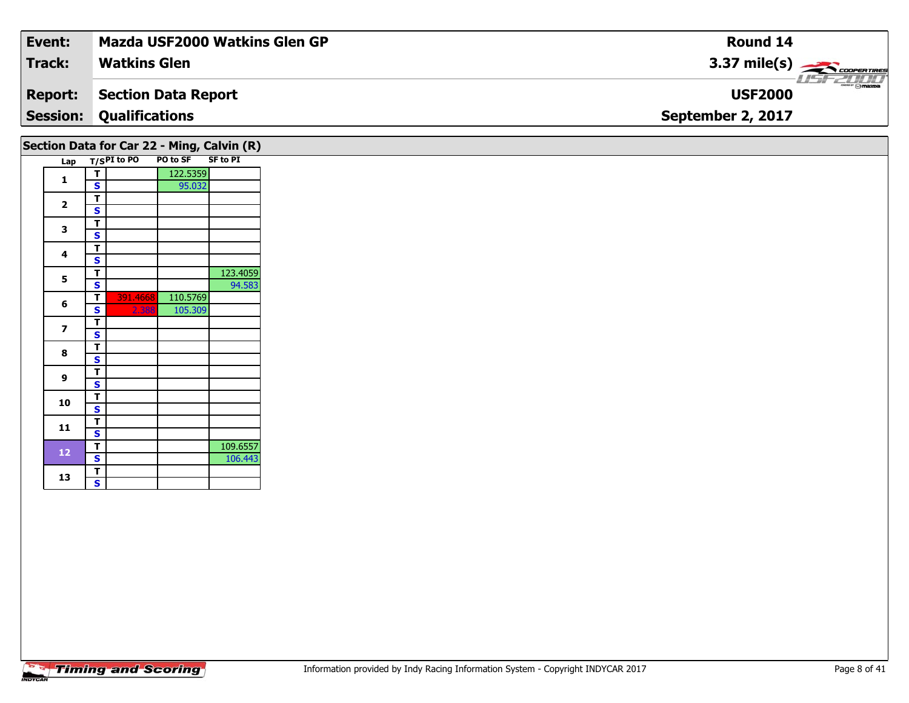| Event: | Mazda USF2000 Watkins Glen GP | Round 14 |
|---|---|---|
| Track: | Watkins Glen | 3.37 mile(s) |
| Report: | Section Data Report | USF2000 |
| Session: | Qualifications | September 2, 2017 |

## Section Data for Car 22 - Ming, Calvin (R)

| Lap | T/S | PI to PO | PO to SF | SF to PI |
|---|---|---|---|---|
| 1 | T | | 122.5359 | |
| | S | | 95.032 | |
| 2 | T | | | |
| | S | | | |
| 3 | T | | | |
| | S | | | |
| 4 | T | | | |
| | S | | | |
| 5 | T | | | 123.4059 |
| | S | | | 94.583 |
| 6 | T | 391.4668 | 110.5769 | |
| | S | 2.388 | 105.309 | |
| 7 | T | | | |
| | S | | | |
| 8 | T | | | |
| | S | | | |
| 9 | T | | | |
| | S | | | |
| 10 | T | | | |
| | S | | | |
| 11 | T | | | |
| | S | | | |
| 12 | T | | | 109.6557 |
| | S | | | 106.443 |
| 13 | T | | | |
| | S | | | |

Information provided by Indy Racing Information System - Copyright INDYCAR 2017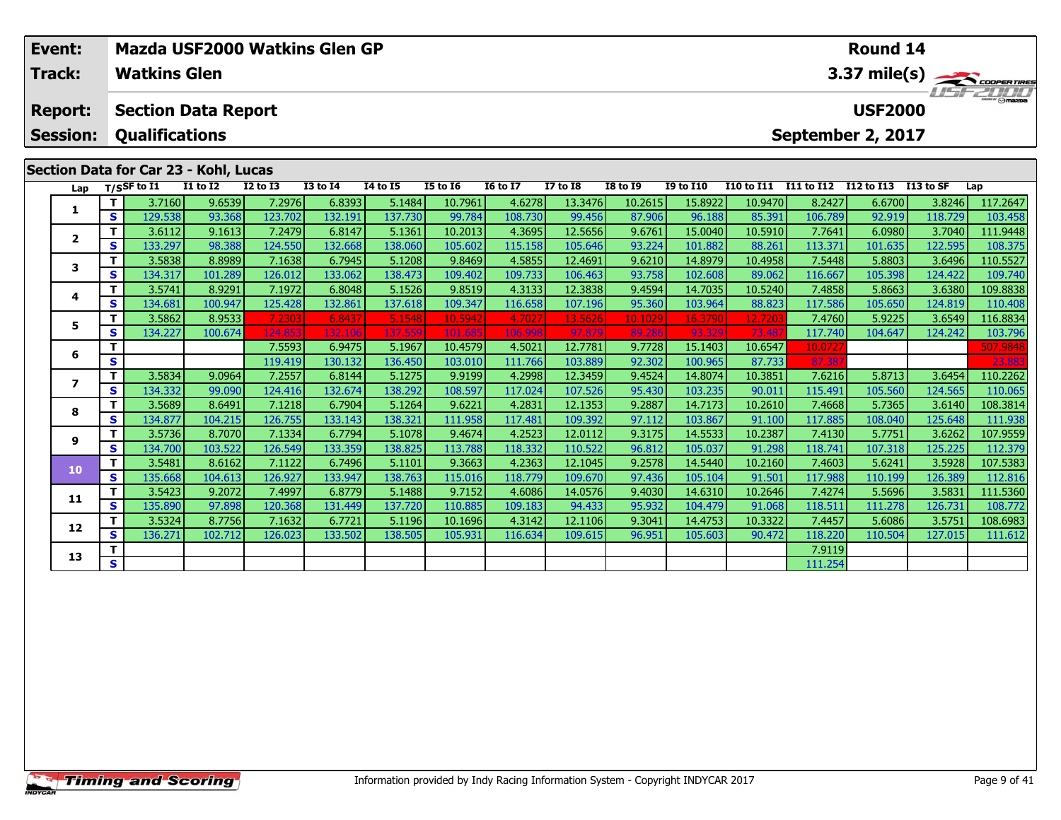| Event: | Mazda USF2000 Watkins Glen GP | Round 14 |
|---|---|---|
| Track: | Watkins Glen | 3.37 mile(s) |
| Report: | Section Data Report | USF2000 |
| Session: | Qualifications | September 2, 2017 |

## Section Data for Car 23 - Kohl, Lucas

| Lap | T/S | SF to I1 | I1 to I2 | I2 to I3 | I3 to I4 | I4 to I5 | I5 to I6 | I6 to I7 | I7 to I8 | I8 to I9 | I9 to I10 | I10 to I11 | I11 to I12 | I12 to I13 | I13 to SF | Lap |
|---|---|---|---|---|---|---|---|---|---|---|---|---|---|---|---|---|
| 1 | T | 3.7160 | 9.6539 | 7.2976 | 6.8393 | 5.1484 | 10.7961 | 4.6278 | 13.3476 | 10.2615 | 15.8922 | 10.9470 | 8.2427 | 6.6700 | 3.8246 | 117.2647 |
| | S | 129.538 | 93.368 | 123.702 | 132.191 | 137.730 | 99.784 | 108.730 | 99.456 | 87.906 | 96.188 | 85.391 | 106.789 | 92.919 | 118.729 | 103.458 |
| 2 | T | 3.6112 | 9.1613 | 7.2479 | 6.8147 | 5.1361 | 10.2013 | 4.3695 | 12.5656 | 9.6761 | 15.0040 | 10.5910 | 7.7641 | 6.0980 | 3.7040 | 111.9448 |
| | S | 133.297 | 98.388 | 124.550 | 132.668 | 138.060 | 105.602 | 115.158 | 105.646 | 93.224 | 101.882 | 88.261 | 113.371 | 101.635 | 122.595 | 108.375 |
| 3 | T | 3.5838 | 8.8989 | 7.1638 | 6.7945 | 5.1208 | 9.8469 | 4.5855 | 12.4691 | 9.6210 | 14.8979 | 10.4958 | 7.5448 | 5.8803 | 3.6496 | 110.5527 |
| | S | 134.317 | 101.289 | 126.012 | 133.062 | 138.473 | 109.402 | 109.733 | 106.463 | 93.758 | 102.608 | 89.062 | 116.667 | 105.398 | 124.422 | 109.740 |
| 4 | T | 3.5741 | 8.9291 | 7.1972 | 6.8048 | 5.1526 | 9.8519 | 4.3133 | 12.3838 | 9.4594 | 14.7035 | 10.5240 | 7.4858 | 5.8663 | 3.6380 | 109.8838 |
| | S | 134.681 | 100.947 | 125.428 | 132.861 | 137.618 | 109.347 | 116.658 | 107.196 | 95.360 | 103.964 | 88.823 | 117.586 | 105.650 | 124.819 | 110.408 |
| 5 | T | 3.5862 | 8.9533 | 7.2303 | 6.8437 | 5.1548 | 10.5942 | 4.7027 | 13.5626 | 10.1029 | 16.3790 | 12.7203 | 7.4760 | 5.9225 | 3.6549 | 116.8834 |
| | S | 134.227 | 100.674 | 124.853 | 132.106 | 137.559 | 101.685 | 106.998 | 97.879 | 89.286 | 93.329 | 73.487 | 117.740 | 104.647 | 124.242 | 103.796 |
| 6 | T | | | 7.5593 | 6.9475 | 5.1967 | 10.4579 | 4.5021 | 12.7781 | 9.7728 | 15.1403 | 10.6547 | 10.0727 | | | 507.9848 |
| | S | | | 119.419 | 130.132 | 136.450 | 103.010 | 111.766 | 103.889 | 92.302 | 100.965 | 87.733 | 87.387 | | | 23.883 |
| 7 | T | 3.5834 | 9.0964 | 7.2557 | 6.8144 | 5.1275 | 9.9199 | 4.2998 | 12.3459 | 9.4524 | 14.8074 | 10.3851 | 7.6216 | 5.8713 | 3.6454 | 110.2262 |
| | S | 134.332 | 99.090 | 124.416 | 132.674 | 138.292 | 108.597 | 117.024 | 107.526 | 95.430 | 103.235 | 90.011 | 115.491 | 105.560 | 124.565 | 110.065 |
| 8 | T | 3.5689 | 8.6491 | 7.1218 | 6.7904 | 5.1264 | 9.6221 | 4.2831 | 12.1353 | 9.2887 | 14.7173 | 10.2610 | 7.4668 | 5.7365 | 3.6140 | 108.3814 |
| | S | 134.877 | 104.215 | 126.755 | 133.143 | 138.321 | 111.958 | 117.481 | 109.392 | 97.112 | 103.867 | 91.100 | 117.885 | 108.040 | 125.648 | 111.938 |
| 9 | T | 3.5736 | 8.7070 | 7.1334 | 6.7794 | 5.1078 | 9.4674 | 4.2523 | 12.0112 | 9.3175 | 14.5533 | 10.2387 | 7.4130 | 5.7751 | 3.6262 | 107.9559 |
| | S | 134.700 | 103.522 | 126.549 | 133.359 | 138.825 | 113.788 | 118.332 | 110.522 | 96.812 | 105.037 | 91.298 | 118.741 | 107.318 | 125.225 | 112.379 |
| 10 | T | 3.5481 | 8.6162 | 7.1122 | 6.7496 | 5.1101 | 9.3663 | 4.2363 | 12.1045 | 9.2578 | 14.5440 | 10.2160 | 7.4603 | 5.6241 | 3.5928 | 107.5383 |
| | S | 135.668 | 104.613 | 126.927 | 133.947 | 138.763 | 115.016 | 118.779 | 109.670 | 97.436 | 105.104 | 91.501 | 117.988 | 110.199 | 126.389 | 112.816 |
| 11 | T | 3.5423 | 9.2072 | 7.4997 | 6.8779 | 5.1488 | 9.7152 | 4.6086 | 14.0576 | 9.4030 | 14.6310 | 10.2646 | 7.4274 | 5.5696 | 3.5831 | 111.5360 |
| | S | 135.890 | 97.898 | 120.368 | 131.449 | 137.720 | 110.885 | 109.183 | 94.433 | 95.932 | 104.479 | 91.068 | 118.511 | 111.278 | 126.731 | 108.772 |
| 12 | T | 3.5324 | 8.7756 | 7.1632 | 6.7721 | 5.1196 | 10.1696 | 4.3142 | 12.1106 | 9.3041 | 14.4753 | 10.3322 | 7.4457 | 5.6086 | 3.5751 | 108.6983 |
| | S | 136.271 | 102.712 | 126.023 | 133.502 | 138.505 | 105.931 | 116.634 | 109.615 | 96.951 | 105.603 | 90.472 | 118.220 | 110.504 | 127.015 | 111.612 |
| 13 | T | | | | | | | | | | | | 7.9119 | | | |
| | S | | | | | | | | | | | | 111.254 | | | |

Information provided by Indy Racing Information System - Copyright INDYCAR 2017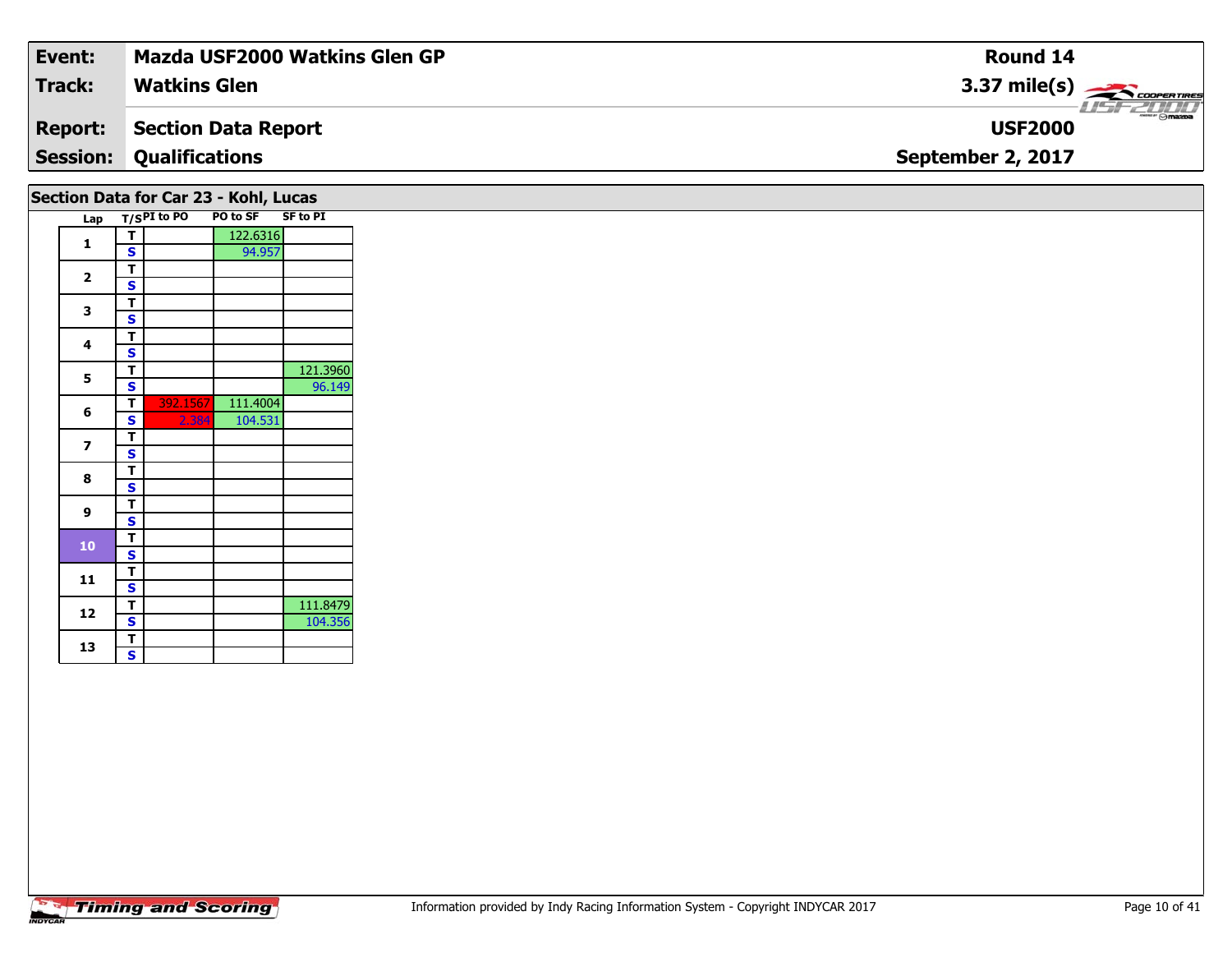| Event: | Mazda USF2000 Watkins Glen GP | Round 14 |
|---|---|---|
| Track: | Watkins Glen | 3.37 mile(s) |
| Report: | Section Data Report | USF2000 |
| Session: | Qualifications | September 2, 2017 |

## Section Data for Car 23 - Kohl, Lucas

| Lap | T/S | PI to PO | PO to SF | SF to PI |
|---|---|---|---|---|
| 1 | T | | 122.6316 | |
| | S | | 94.957 | |
| 2 | T | | | |
| | S | | | |
| 3 | T | | | |
| | S | | | |
| 4 | T | | | |
| | S | | | |
| 5 | T | | | 121.3960 |
| | S | | | 96.149 |
| 6 | T | 392.1567 | 111.4004 | |
| | S | 2.384 | 104.531 | |
| 7 | T | | | |
| | S | | | |
| 8 | T | | | |
| | S | | | |
| 9 | T | | | |
| | S | | | |
| 10 | T | | | |
| | S | | | |
| 11 | T | | | |
| | S | | | |
| 12 | T | | | 111.8479 |
| | S | | | 104.356 |
| 13 | T | | | |
| | S | | | |

Information provided by Indy Racing Information System - Copyright INDYCAR 2017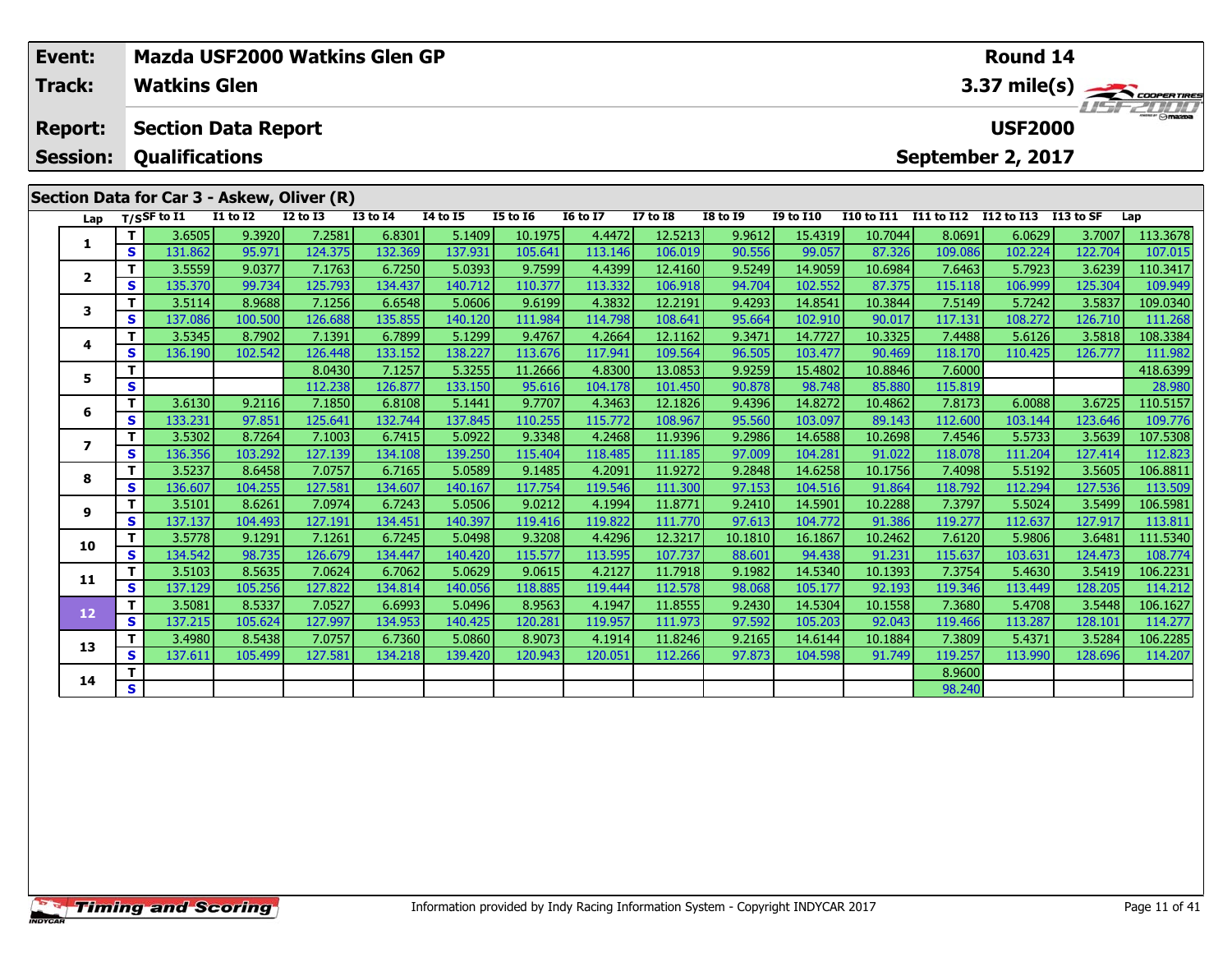| Event: | Mazda USF2000 Watkins Glen GP | Round 14 |
|---|---|---|
| Track: | Watkins Glen | 3.37 mile(s) |
| Report: | Section Data Report | USF2000 |
| Session: | Qualifications | September 2, 2017 |

## Section Data for Car 3 - Askew, Oliver (R)

| Lap | T/S | SF to I1 | I1 to I2 | I2 to I3 | I3 to I4 | I4 to I5 | I5 to I6 | I6 to I7 | I7 to I8 | I8 to I9 | I9 to I10 | I10 to I11 | I11 to I12 | I12 to I13 | I13 to SF | Lap |
|---|---|---|---|---|---|---|---|---|---|---|---|---|---|---|---|---|
| 1 | T | 3.6505 | 9.3920 | 7.2581 | 6.8301 | 5.1409 | 10.1975 | 4.4472 | 12.5213 | 9.9612 | 15.4319 | 10.7044 | 8.0691 | 6.0629 | 3.7007 | 113.3678 |
| | S | 131.862 | 95.971 | 124.375 | 132.369 | 137.931 | 105.641 | 113.146 | 106.019 | 90.556 | 99.057 | 87.326 | 109.086 | 102.224 | 122.704 | 107.015 |
| 2 | T | 3.5559 | 9.0377 | 7.1763 | 6.7250 | 5.0393 | 9.7599 | 4.4399 | 12.4160 | 9.5249 | 14.9059 | 10.6984 | 7.6463 | 5.7923 | 3.6239 | 110.3417 |
| | S | 135.370 | 99.734 | 125.793 | 134.437 | 140.712 | 110.377 | 113.332 | 106.918 | 94.704 | 102.552 | 87.375 | 115.118 | 106.999 | 125.304 | 109.949 |
| 3 | T | 3.5114 | 8.9688 | 7.1256 | 6.6548 | 5.0606 | 9.6199 | 4.3832 | 12.2191 | 9.4293 | 14.8541 | 10.3844 | 7.5149 | 5.7242 | 3.5837 | 109.0340 |
| | S | 137.086 | 100.500 | 126.688 | 135.855 | 140.120 | 111.984 | 114.798 | 108.641 | 95.664 | 102.910 | 90.017 | 117.131 | 108.272 | 126.710 | 111.268 |
| 4 | T | 3.5345 | 8.7902 | 7.1391 | 6.7899 | 5.1299 | 9.4767 | 4.2664 | 12.1162 | 9.3471 | 14.7727 | 10.3325 | 7.4488 | 5.6126 | 3.5818 | 108.3384 |
| | S | 136.190 | 102.542 | 126.448 | 133.152 | 138.227 | 113.676 | 117.941 | 109.564 | 96.505 | 103.477 | 90.469 | 118.170 | 110.425 | 126.777 | 111.982 |
| 5 | T | | | 8.0430 | 7.1257 | 5.3255 | 11.2666 | 4.8300 | 13.0853 | 9.9259 | 15.4802 | 10.8846 | 7.6000 | | | 418.6399 |
| | S | | | 112.238 | 126.877 | 133.150 | 95.616 | 104.178 | 101.450 | 90.878 | 98.748 | 85.880 | 115.819 | | | 28.980 |
| 6 | T | 3.6130 | 9.2116 | 7.1850 | 6.8108 | 5.1441 | 9.7707 | 4.3463 | 12.1826 | 9.4396 | 14.8272 | 10.4862 | 7.8173 | 6.0088 | 3.6725 | 110.5157 |
| | S | 133.231 | 97.851 | 125.641 | 132.744 | 137.845 | 110.255 | 115.772 | 108.967 | 95.560 | 103.097 | 89.143 | 112.600 | 103.144 | 123.646 | 109.776 |
| 7 | T | 3.5302 | 8.7264 | 7.1003 | 6.7415 | 5.0922 | 9.3348 | 4.2468 | 11.9396 | 9.2986 | 14.6588 | 10.2698 | 7.4546 | 5.5733 | 3.5639 | 107.5308 |
| | S | 136.356 | 103.292 | 127.139 | 134.108 | 139.250 | 115.404 | 118.485 | 111.185 | 97.009 | 104.281 | 91.022 | 118.078 | 111.204 | 127.414 | 112.823 |
| 8 | T | 3.5237 | 8.6458 | 7.0757 | 6.7165 | 5.0589 | 9.1485 | 4.2091 | 11.9272 | 9.2848 | 14.6258 | 10.1756 | 7.4098 | 5.5192 | 3.5605 | 106.8811 |
| | S | 136.607 | 104.255 | 127.581 | 134.607 | 140.167 | 117.754 | 119.546 | 111.300 | 97.153 | 104.516 | 91.864 | 118.792 | 112.294 | 127.536 | 113.509 |
| 9 | T | 3.5101 | 8.6261 | 7.0974 | 6.7243 | 5.0506 | 9.0212 | 4.1994 | 11.8771 | 9.2410 | 14.5901 | 10.2288 | 7.3797 | 5.5024 | 3.5499 | 106.5981 |
| | S | 137.137 | 104.493 | 127.191 | 134.451 | 140.397 | 119.416 | 119.822 | 111.770 | 97.613 | 104.772 | 91.386 | 119.277 | 112.637 | 127.917 | 113.811 |
| 10 | T | 3.5778 | 9.1291 | 7.1261 | 6.7245 | 5.0498 | 9.3208 | 4.4296 | 12.3217 | 10.1810 | 16.1867 | 10.2462 | 7.6120 | 5.9806 | 3.6481 | 111.5340 |
| | S | 134.542 | 98.735 | 126.679 | 134.447 | 140.420 | 115.577 | 113.595 | 107.737 | 88.601 | 94.438 | 91.231 | 115.637 | 103.631 | 124.473 | 108.774 |
| 11 | T | 3.5103 | 8.5635 | 7.0624 | 6.7062 | 5.0629 | 9.0615 | 4.2127 | 11.7918 | 9.1982 | 14.5340 | 10.1393 | 7.3754 | 5.4630 | 3.5419 | 106.2231 |
| | S | 137.129 | 105.256 | 127.822 | 134.814 | 140.056 | 118.885 | 119.444 | 112.578 | 98.068 | 105.177 | 92.193 | 119.346 | 113.449 | 128.205 | 114.212 |
| 12 | T | 3.5081 | 8.5337 | 7.0527 | 6.6993 | 5.0496 | 8.9563 | 4.1947 | 11.8555 | 9.2430 | 14.5304 | 10.1558 | 7.3680 | 5.4708 | 3.5448 | 106.1627 |
| | S | 137.215 | 105.624 | 127.997 | 134.953 | 140.425 | 120.281 | 119.957 | 111.973 | 97.592 | 105.203 | 92.043 | 119.466 | 113.287 | 128.101 | 114.277 |
| 13 | T | 3.4980 | 8.5438 | 7.0757 | 6.7360 | 5.0860 | 8.9073 | 4.1914 | 11.8246 | 9.2165 | 14.6144 | 10.1884 | 7.3809 | 5.4371 | 3.5284 | 106.2285 |
| | S | 137.611 | 105.499 | 127.581 | 134.218 | 139.420 | 120.943 | 120.051 | 112.266 | 97.873 | 104.598 | 91.749 | 119.257 | 113.990 | 128.696 | 114.207 |
| 14 | T | | | | | | | | | | | | 8.9600 | | | |
| | S | | | | | | | | | | | | 98.240 | | | |

Timing and Scoring

Information provided by Indy Racing Information System - Copyright INDYCAR 2017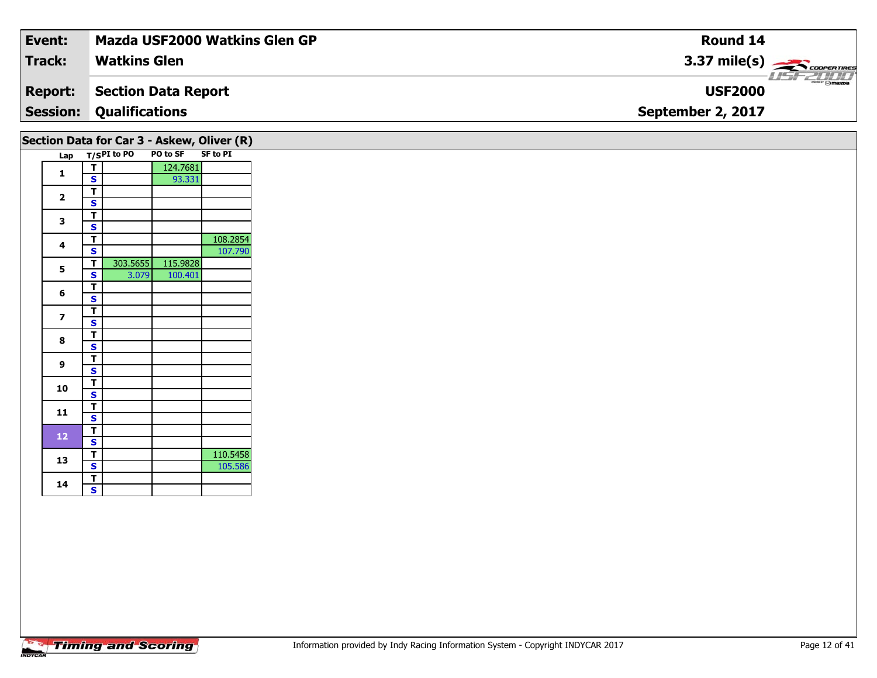| **Event:** | **Mazda USF2000 Watkins Glen GP** | **Round 14** |
|---|---|---|
| **Track:** | **Watkins Glen** | **3.37 mile(s)** |
| **Report:** | **Section Data Report** | **USF2000** |
| **Session:** | **Qualifications** | **September 2, 2017** |

## Section Data for Car 3 - Askew, Oliver (R)

| Lap | T/S | PI to PO | PO to SF | SF to PI |
|---|---|---|---|---|
| 1 | T | | 124.7681 | |
| | S | | 93.331 | |
| 2 | T | | | |
| | S | | | |
| 3 | T | | | |
| | S | | | |
| 4 | T | | | 108.2854 |
| | S | | | 107.790 |
| 5 | T | 303.5655 | 115.9828 | |
| | S | 3.079 | 100.401 | |
| 6 | T | | | |
| | S | | | |
| 7 | T | | | |
| | S | | | |
| 8 | T | | | |
| | S | | | |
| 9 | T | | | |
| | S | | | |
| 10 | T | | | |
| | S | | | |
| 11 | T | | | |
| | S | | | |
| 12 | T | | | |
| | S | | | |
| 13 | T | | | 110.5458 |
| | S | | | 105.586 |
| 14 | T | | | |
| | S | | | |

Information provided by Indy Racing Information System - Copyright INDYCAR 2017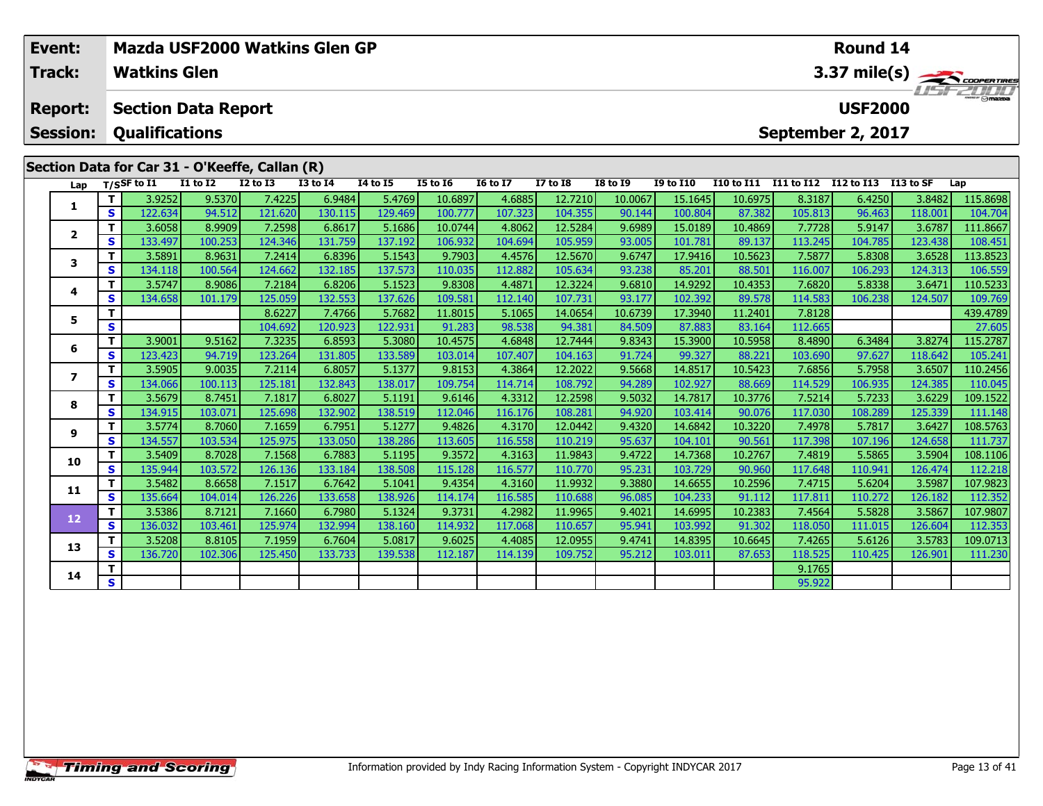| Event: | Mazda USF2000 Watkins Glen GP | Round 14 |
|---|---|---|
| Track: | Watkins Glen | 3.37 mile(s) |
| Report: | Section Data Report | USF2000 |
| Session: | Qualifications | September 2, 2017 |

## Section Data for Car 31 - O'Keeffe, Callan (R)

| Lap | T/S | SF to I1 | I1 to I2 | I2 to I3 | I3 to I4 | I4 to I5 | I5 to I6 | I6 to I7 | I7 to I8 | I8 to I9 | I9 to I10 | I10 to I11 | I11 to I12 | I12 to I13 | I13 to SF | Lap |
|---|---|---|---|---|---|---|---|---|---|---|---|---|---|---|---|---|
| 1 | T | 3.9252 | 9.5370 | 7.4225 | 6.9484 | 5.4769 | 10.6897 | 4.6885 | 12.7210 | 10.0067 | 15.1645 | 10.6975 | 8.3187 | 6.4250 | 3.8482 | 115.8698 |
| | S | 122.634 | 94.512 | 121.620 | 130.115 | 129.469 | 100.777 | 107.323 | 104.355 | 90.144 | 100.804 | 87.382 | 105.813 | 96.463 | 118.001 | 104.704 |
| 2 | T | 3.6058 | 8.9909 | 7.2598 | 6.8617 | 5.1686 | 10.0744 | 4.8062 | 12.5284 | 9.6989 | 15.0189 | 10.4869 | 7.7728 | 5.9147 | 3.6787 | 111.8667 |
| | S | 133.497 | 100.253 | 124.346 | 131.759 | 137.192 | 106.932 | 104.694 | 105.959 | 93.005 | 101.781 | 89.137 | 113.245 | 104.785 | 123.438 | 108.451 |
| 3 | T | 3.5891 | 8.9631 | 7.2414 | 6.8396 | 5.1543 | 9.7903 | 4.4576 | 12.5670 | 9.6747 | 17.9416 | 10.5623 | 7.5877 | 5.8308 | 3.6528 | 113.8523 |
| | S | 134.118 | 100.564 | 124.662 | 132.185 | 137.573 | 110.035 | 112.882 | 105.634 | 93.238 | 85.201 | 88.501 | 116.007 | 106.293 | 124.313 | 106.559 |
| 4 | T | 3.5747 | 8.9086 | 7.2184 | 6.8206 | 5.1523 | 9.8308 | 4.4871 | 12.3224 | 9.6810 | 14.9292 | 10.4353 | 7.6820 | 5.8338 | 3.6471 | 110.5233 |
| | S | 134.658 | 101.179 | 125.059 | 132.553 | 137.626 | 109.581 | 112.140 | 107.731 | 93.177 | 102.392 | 89.578 | 114.583 | 106.238 | 124.507 | 109.769 |
| 5 | T | | | 8.6227 | 7.4766 | 5.7682 | 11.8015 | 5.1065 | 14.0654 | 10.6739 | 17.3940 | 11.2401 | 7.8128 | | | 439.4789 |
| | S | | | 104.692 | 120.923 | 122.931 | 91.283 | 98.538 | 94.381 | 84.509 | 87.883 | 83.164 | 112.665 | | | 27.605 |
| 6 | T | 3.9001 | 9.5162 | 7.3235 | 6.8593 | 5.3080 | 10.4575 | 4.6848 | 12.7444 | 9.8343 | 15.3900 | 10.5958 | 8.4890 | 6.3484 | 3.8274 | 115.2787 |
| | S | 123.423 | 94.719 | 123.264 | 131.805 | 133.589 | 103.014 | 107.407 | 104.163 | 91.724 | 99.327 | 88.221 | 103.690 | 97.627 | 118.642 | 105.241 |
| 7 | T | 3.5905 | 9.0035 | 7.2114 | 6.8057 | 5.1377 | 9.8153 | 4.3864 | 12.2022 | 9.5668 | 14.8517 | 10.5423 | 7.6856 | 5.7958 | 3.6507 | 110.2456 |
| | S | 134.066 | 100.113 | 125.181 | 132.843 | 138.017 | 109.754 | 114.714 | 108.792 | 94.289 | 102.927 | 88.669 | 114.529 | 106.935 | 124.385 | 110.045 |
| 8 | T | 3.5679 | 8.7451 | 7.1817 | 6.8027 | 5.1191 | 9.6146 | 4.3312 | 12.2598 | 9.5032 | 14.7817 | 10.3776 | 7.5214 | 5.7233 | 3.6229 | 109.1522 |
| | S | 134.915 | 103.071 | 125.698 | 132.902 | 138.519 | 112.046 | 116.176 | 108.281 | 94.920 | 103.414 | 90.076 | 117.030 | 108.289 | 125.339 | 111.148 |
| 9 | T | 3.5774 | 8.7060 | 7.1659 | 6.7951 | 5.1277 | 9.4826 | 4.3170 | 12.0442 | 9.4320 | 14.6842 | 10.3220 | 7.4978 | 5.7817 | 3.6427 | 108.5763 |
| | S | 134.557 | 103.534 | 125.975 | 133.050 | 138.286 | 113.605 | 116.558 | 110.219 | 95.637 | 104.101 | 90.561 | 117.398 | 107.196 | 124.658 | 111.737 |
| 10 | T | 3.5409 | 8.7028 | 7.1568 | 6.7883 | 5.1195 | 9.3572 | 4.3163 | 11.9843 | 9.4722 | 14.7368 | 10.2767 | 7.4819 | 5.5865 | 3.5904 | 108.1106 |
| | S | 135.944 | 103.572 | 126.136 | 133.184 | 138.508 | 115.128 | 116.577 | 110.770 | 95.231 | 103.729 | 90.960 | 117.648 | 110.941 | 126.474 | 112.218 |
| 11 | T | 3.5482 | 8.6658 | 7.1517 | 6.7642 | 5.1041 | 9.4354 | 4.3160 | 11.9932 | 9.3880 | 14.6655 | 10.2596 | 7.4715 | 5.6204 | 3.5987 | 107.9823 |
| | S | 135.664 | 104.014 | 126.226 | 133.658 | 138.926 | 114.174 | 116.585 | 110.688 | 96.085 | 104.233 | 91.112 | 117.811 | 110.272 | 126.182 | 112.352 |
| 12 | T | 3.5386 | 8.7121 | 7.1660 | 6.7980 | 5.1324 | 9.3731 | 4.2982 | 11.9965 | 9.4021 | 14.6995 | 10.2383 | 7.4564 | 5.5828 | 3.5867 | 107.9807 |
| | S | 136.032 | 103.461 | 125.974 | 132.994 | 138.160 | 114.932 | 117.068 | 110.657 | 95.941 | 103.992 | 91.302 | 118.050 | 111.015 | 126.604 | 112.353 |
| 13 | T | 3.5208 | 8.8105 | 7.1959 | 6.7604 | 5.0817 | 9.6025 | 4.4085 | 12.0955 | 9.4741 | 14.8395 | 10.6645 | 7.4265 | 5.6126 | 3.5783 | 109.0713 |
| | S | 136.720 | 102.306 | 125.450 | 133.733 | 139.538 | 112.187 | 114.139 | 109.752 | 95.212 | 103.011 | 87.653 | 118.525 | 110.425 | 126.901 | 111.230 |
| 14 | T | | | | | | | | | | | | 9.1765 | | | |
| | S | | | | | | | | | | | | 95.922 | | | |

Information provided by Indy Racing Information System - Copyright INDYCAR 2017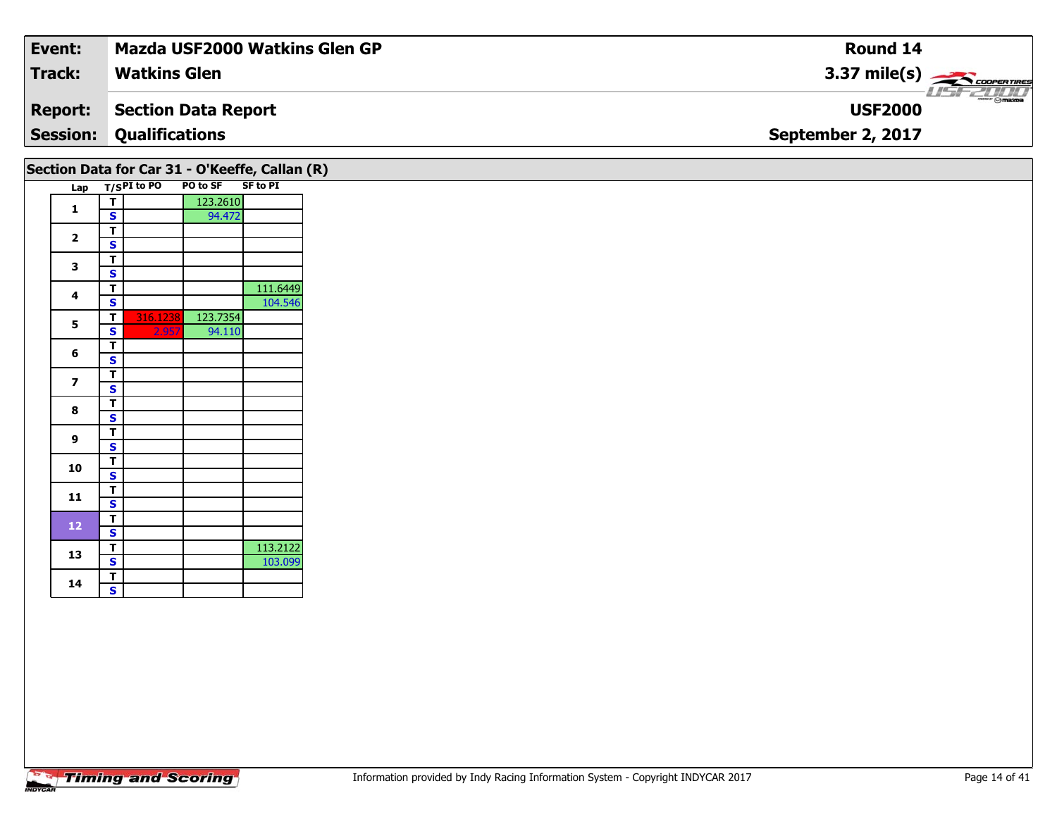| Event: | Mazda USF2000 Watkins Glen GP | Round 14 |
|---|---|---|
| Track: | Watkins Glen | 3.37 mile(s) |
| Report: | Section Data Report | USF2000 |
| Session: | Qualifications | September 2, 2017 |

## Section Data for Car 31 - O'Keeffe, Callan (R)

| Lap | T/S | PI to PO | PO to SF | SF to PI |
|---|---|---|---|---|
| 1 | T | | 123.2610 | |
| | S | | 94.472 | |
| 2 | T | | | |
| | S | | | |
| 3 | T | | | |
| | S | | | |
| 4 | T | | | 111.6449 |
| | S | | | 104.546 |
| 5 | T | 316.1238 | 123.7354 | |
| | S | 2.957 | 94.110 | |
| 6 | T | | | |
| | S | | | |
| 7 | T | | | |
| | S | | | |
| 8 | T | | | |
| | S | | | |
| 9 | T | | | |
| | S | | | |
| 10 | T | | | |
| | S | | | |
| 11 | T | | | |
| | S | | | |
| 12 | T | | | |
| | S | | | |
| 13 | T | | | 113.2122 |
| | S | | | 103.099 |
| 14 | T | | | |
| | S | | | |

Timing and Scoring

Information provided by Indy Racing Information System - Copyright INDYCAR 2017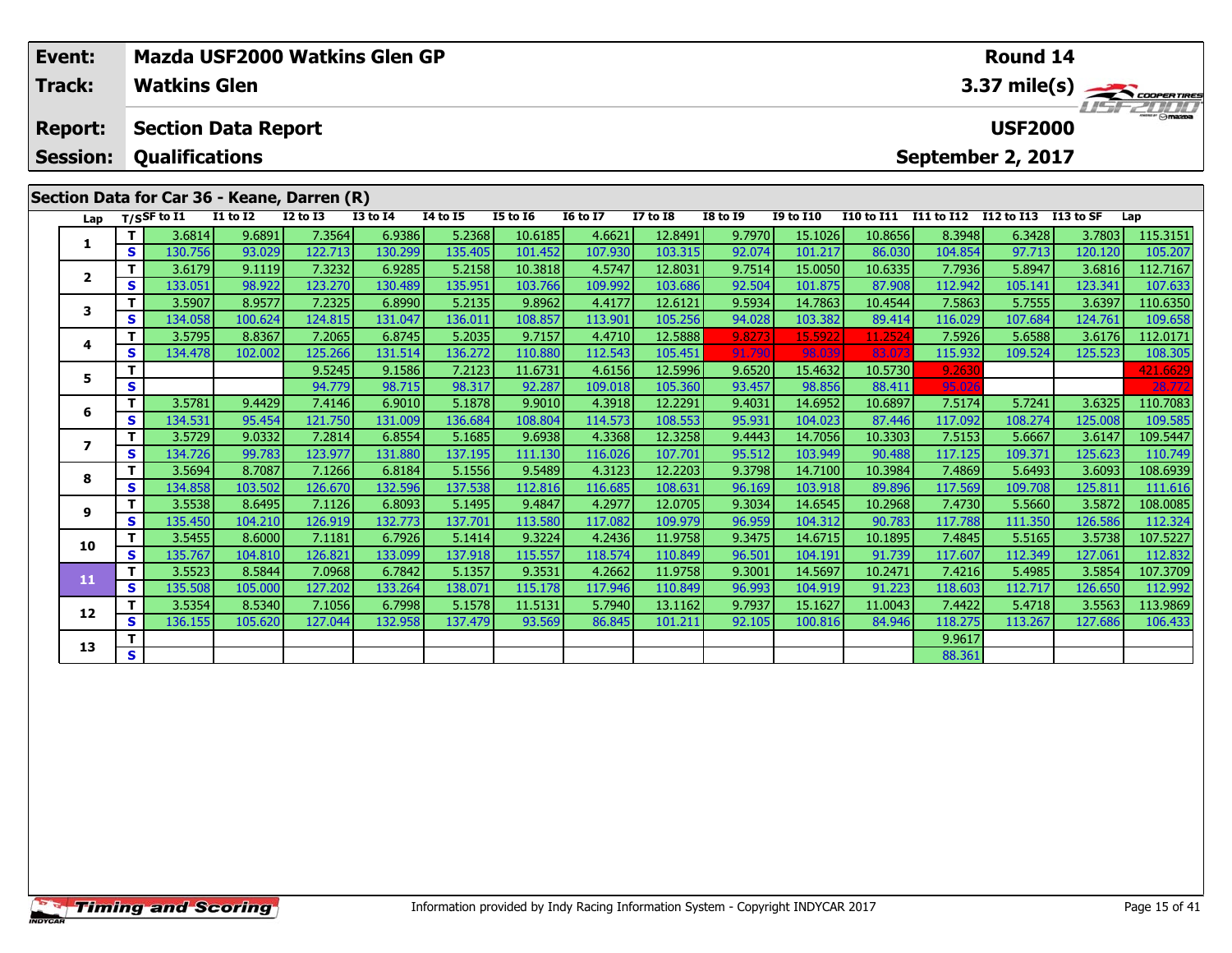| Event: | Mazda USF2000 Watkins Glen GP | Round 14 |
|---|---|---|
| Track: | Watkins Glen | 3.37 mile(s) |
| Report: | Section Data Report | USF2000 |
| Session: | Qualifications | September 2, 2017 |

## Section Data for Car 36 - Keane, Darren (R)

| Lap | T/S | SF to I1 | I1 to I2 | I2 to I3 | I3 to I4 | I4 to I5 | I5 to I6 | I6 to I7 | I7 to I8 | I8 to I9 | I9 to I10 | I10 to I11 | I11 to I12 | I12 to I13 | I13 to SF | Lap |
|---|---|---|---|---|---|---|---|---|---|---|---|---|---|---|---|---|
| 1 | T | 3.6814 | 9.6891 | 7.3564 | 6.9386 | 5.2368 | 10.6185 | 4.6621 | 12.8491 | 9.7970 | 15.1026 | 10.8656 | 8.3948 | 6.3428 | 3.7803 | 115.3151 |
| | S | 130.756 | 93.029 | 122.713 | 130.299 | 135.405 | 101.452 | 107.930 | 103.315 | 92.074 | 101.217 | 86.030 | 104.854 | 97.713 | 120.120 | 105.207 |
| 2 | T | 3.6179 | 9.1119 | 7.3232 | 6.9285 | 5.2158 | 10.3818 | 4.5747 | 12.8031 | 9.7514 | 15.0050 | 10.6335 | 7.7936 | 5.8947 | 3.6816 | 112.7167 |
| | S | 133.051 | 98.922 | 123.270 | 130.489 | 135.951 | 103.766 | 109.992 | 103.686 | 92.504 | 101.875 | 87.908 | 112.942 | 105.141 | 123.341 | 107.633 |
| 3 | T | 3.5907 | 8.9577 | 7.2325 | 6.8990 | 5.2135 | 9.8962 | 4.4177 | 12.6121 | 9.5934 | 14.7863 | 10.4544 | 7.5863 | 5.7555 | 3.6397 | 110.6350 |
| | S | 134.058 | 100.624 | 124.815 | 131.047 | 136.011 | 108.857 | 113.901 | 105.256 | 94.028 | 103.382 | 89.414 | 116.029 | 107.684 | 124.761 | 109.658 |
| 4 | T | 3.5795 | 8.8367 | 7.2065 | 6.8745 | 5.2035 | 9.7157 | 4.4710 | 12.5888 | 9.8273 | 15.5922 | 11.2524 | 7.5926 | 5.6588 | 3.6176 | 112.0171 |
| | S | 134.478 | 102.002 | 125.266 | 131.514 | 136.272 | 110.880 | 112.543 | 105.451 | 91.790 | 98.039 | 83.073 | 115.932 | 109.524 | 125.523 | 108.305 |
| 5 | T | | | 9.5245 | 9.1586 | 7.2123 | 11.6731 | 4.6156 | 12.5996 | 9.6520 | 15.4632 | 10.5730 | 9.2630 | | | 421.6629 |
| | S | | | 94.779 | 98.715 | 98.317 | 92.287 | 109.018 | 105.360 | 93.457 | 98.856 | 88.411 | 95.026 | | | 28.772 |
| 6 | T | 3.5781 | 9.4429 | 7.4146 | 6.9010 | 5.1878 | 9.9010 | 4.3918 | 12.2291 | 9.4031 | 14.6952 | 10.6897 | 7.5174 | 5.7241 | 3.6325 | 110.7083 |
| | S | 134.531 | 95.454 | 121.750 | 131.009 | 136.684 | 108.804 | 114.573 | 108.553 | 95.931 | 104.023 | 87.446 | 117.092 | 108.274 | 125.008 | 109.585 |
| 7 | T | 3.5729 | 9.0332 | 7.2814 | 6.8554 | 5.1685 | 9.6938 | 4.3368 | 12.3258 | 9.4443 | 14.7056 | 10.3303 | 7.5153 | 5.6667 | 3.6147 | 109.5447 |
| | S | 134.726 | 99.783 | 123.977 | 131.880 | 137.195 | 111.130 | 116.026 | 107.701 | 95.512 | 103.949 | 90.488 | 117.125 | 109.371 | 125.623 | 110.749 |
| 8 | T | 3.5694 | 8.7087 | 7.1266 | 6.8184 | 5.1556 | 9.5489 | 4.3123 | 12.2203 | 9.3798 | 14.7100 | 10.3984 | 7.4869 | 5.6493 | 3.6093 | 108.6939 |
| | S | 134.858 | 103.502 | 126.670 | 132.596 | 137.538 | 112.816 | 116.685 | 108.631 | 96.169 | 103.918 | 89.896 | 117.569 | 109.708 | 125.811 | 111.616 |
| 9 | T | 3.5538 | 8.6495 | 7.1126 | 6.8093 | 5.1495 | 9.4847 | 4.2977 | 12.0705 | 9.3034 | 14.6545 | 10.2968 | 7.4730 | 5.5660 | 3.5872 | 108.0085 |
| | S | 135.450 | 104.210 | 126.919 | 132.773 | 137.701 | 113.580 | 117.082 | 109.979 | 96.959 | 104.312 | 90.783 | 117.788 | 111.350 | 126.586 | 112.324 |
| 10 | T | 3.5455 | 8.6000 | 7.1181 | 6.7926 | 5.1414 | 9.3224 | 4.2436 | 11.9758 | 9.3475 | 14.6715 | 10.1895 | 7.4845 | 5.5165 | 3.5738 | 107.5227 |
| | S | 135.767 | 104.810 | 126.821 | 133.099 | 137.918 | 115.557 | 118.574 | 110.849 | 96.501 | 104.191 | 91.739 | 117.607 | 112.349 | 127.061 | 112.832 |
| 11 | T | 3.5523 | 8.5844 | 7.0968 | 6.7842 | 5.1357 | 9.3531 | 4.2662 | 11.9758 | 9.3001 | 14.5697 | 10.2471 | 7.4216 | 5.4985 | 3.5854 | 107.3709 |
| | S | 135.508 | 105.000 | 127.202 | 133.264 | 138.071 | 115.178 | 117.946 | 110.849 | 96.993 | 104.919 | 91.223 | 118.603 | 112.717 | 126.650 | 112.992 |
| 12 | T | 3.5354 | 8.5340 | 7.1056 | 6.7998 | 5.1578 | 11.5131 | 5.7940 | 13.1162 | 9.7937 | 15.1627 | 11.0043 | 7.4422 | 5.4718 | 3.5563 | 113.9869 |
| | S | 136.155 | 105.620 | 127.044 | 132.958 | 137.479 | 93.569 | 86.845 | 101.211 | 92.105 | 100.816 | 84.946 | 118.275 | 113.267 | 127.686 | 106.433 |
| 13 | T | | | | | | | | | | | | 9.9617 | | | |
| | S | | | | | | | | | | | | 88.361 | | | |

Information provided by Indy Racing Information System - Copyright INDYCAR 2017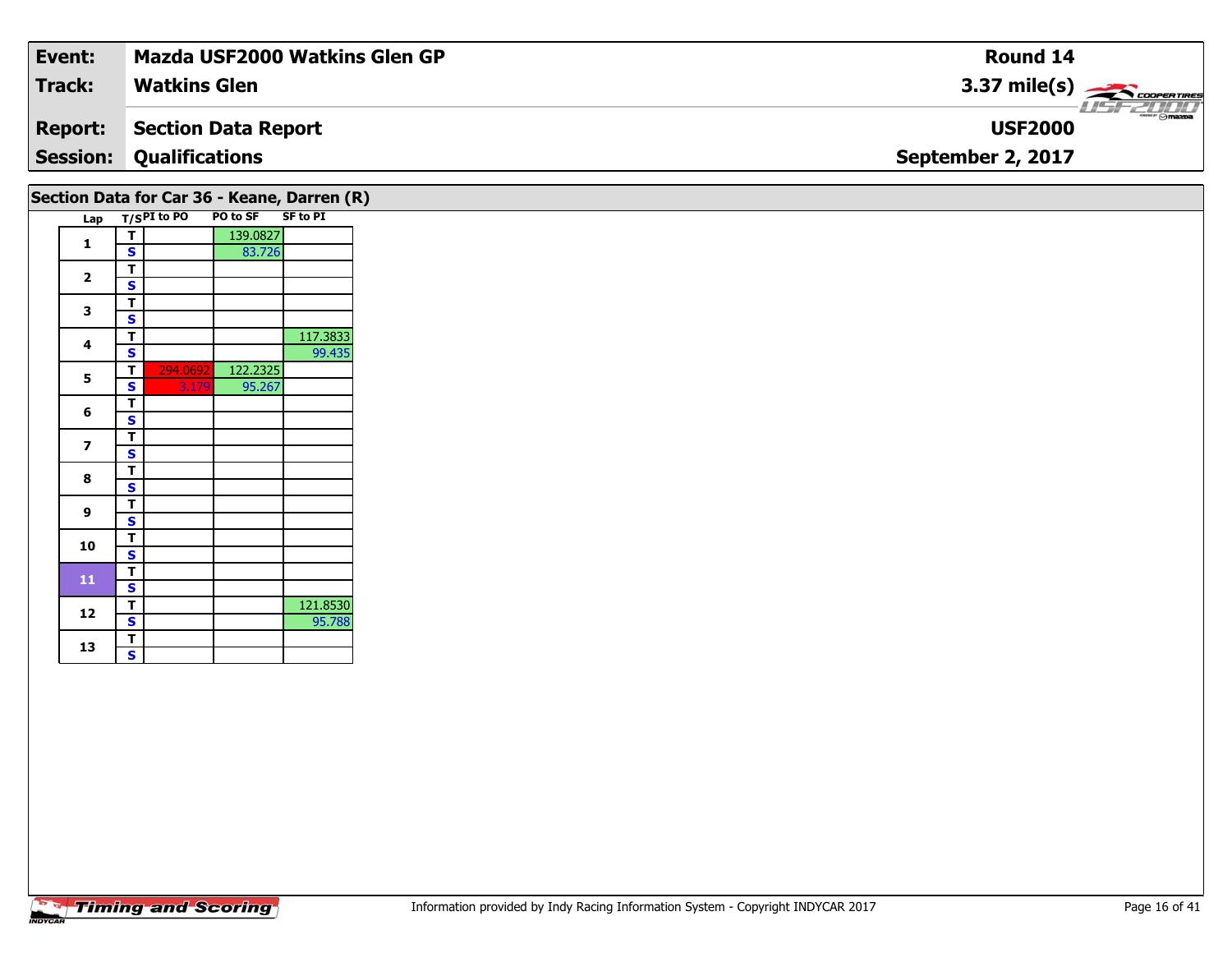| **Event:** | **Mazda USF2000 Watkins Glen GP** | **Round 14** |
|---|---|---|
| **Track:** | **Watkins Glen** | **3.37 mile(s)** |
| **Report:** | **Section Data Report** | **USF2000** |
| **Session:** | **Qualifications** | **September 2, 2017** |

## Section Data for Car 36 - Keane, Darren (R)

| Lap | T/S | PI to PO | PO to SF | SF to PI |
|---|---|---|---|---|
| 1 | T | | 139.0827 | |
| | S | | 83.726 | |
| 2 | T | | | |
| | S | | | |
| 3 | T | | | |
| | S | | | |
| 4 | T | | | 117.3833 |
| | S | | | 99.435 |
| 5 | T | 294.0692 | 122.2325 | |
| | S | 3.179 | 95.267 | |
| 6 | T | | | |
| | S | | | |
| 7 | T | | | |
| | S | | | |
| 8 | T | | | |
| | S | | | |
| 9 | T | | | |
| | S | | | |
| 10 | T | | | |
| | S | | | |
| 11 | T | | | |
| | S | | | |
| 12 | T | | | 121.8530 |
| | S | | | 95.788 |
| 13 | T | | | |
| | S | | | |

Information provided by Indy Racing Information System - Copyright INDYCAR 2017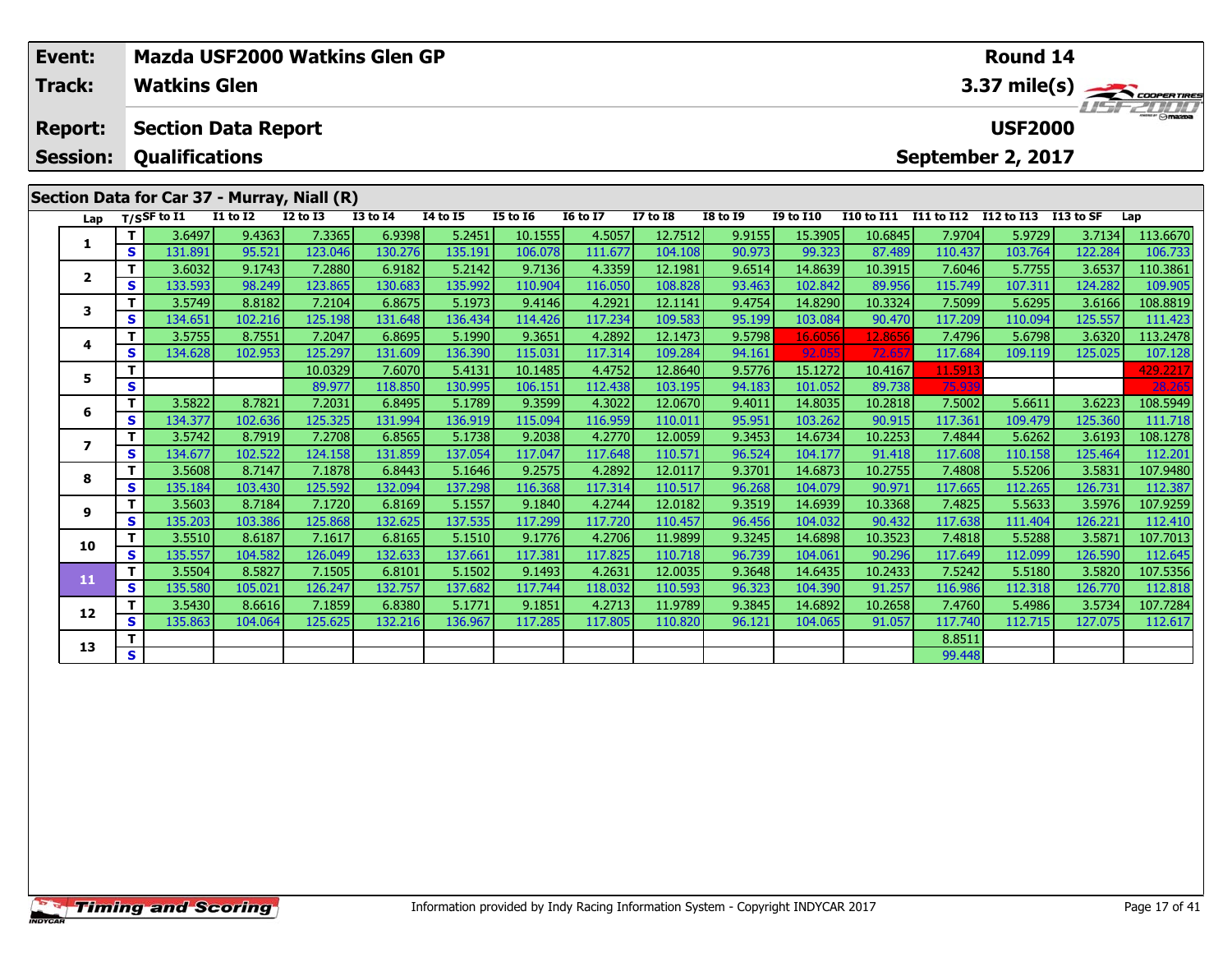| Event: | Mazda USF2000 Watkins Glen GP | Round 14 |
|---|---|---|
| Track: | Watkins Glen | 3.37 mile(s) |
| Report: | Section Data Report | USF2000 |
| Session: | Qualifications | September 2, 2017 |

## Section Data for Car 37 - Murray, Niall (R)

| Lap | T/S | SF to I1 | I1 to I2 | I2 to I3 | I3 to I4 | I4 to I5 | I5 to I6 | I6 to I7 | I7 to I8 | I8 to I9 | I9 to I10 | I10 to I11 | I11 to I12 | I12 to I13 | I13 to SF | Lap |
|---|---|---|---|---|---|---|---|---|---|---|---|---|---|---|---|---|
| 1 | T | 3.6497 | 9.4363 | 7.3365 | 6.9398 | 5.2451 | 10.1555 | 4.5057 | 12.7512 | 9.9155 | 15.3905 | 10.6845 | 7.9704 | 5.9729 | 3.7134 | 113.6670 |
| | S | 131.891 | 95.521 | 123.046 | 130.276 | 135.191 | 106.078 | 111.677 | 104.108 | 90.973 | 99.323 | 87.489 | 110.437 | 103.764 | 122.284 | 106.733 |
| 2 | T | 3.6032 | 9.1743 | 7.2880 | 6.9182 | 5.2142 | 9.7136 | 4.3359 | 12.1981 | 9.6514 | 14.8639 | 10.3915 | 7.6046 | 5.7755 | 3.6537 | 110.3861 |
| | S | 133.593 | 98.249 | 123.865 | 130.683 | 135.992 | 110.904 | 116.050 | 108.828 | 93.463 | 102.842 | 89.956 | 115.749 | 107.311 | 124.282 | 109.905 |
| 3 | T | 3.5749 | 8.8182 | 7.2104 | 6.8675 | 5.1973 | 9.4146 | 4.2921 | 12.1141 | 9.4754 | 14.8290 | 10.3324 | 7.5099 | 5.6295 | 3.6166 | 108.8819 |
| | S | 134.651 | 102.216 | 125.198 | 131.648 | 136.434 | 114.426 | 117.234 | 109.583 | 95.199 | 103.084 | 90.470 | 117.209 | 110.094 | 125.557 | 111.423 |
| 4 | T | 3.5755 | 8.7551 | 7.2047 | 6.8695 | 5.1990 | 9.3651 | 4.2892 | 12.1473 | 9.5798 | 16.6056 | 12.8656 | 7.4796 | 5.6798 | 3.6320 | 113.2478 |
| | S | 134.628 | 102.953 | 125.297 | 131.609 | 136.390 | 115.031 | 117.314 | 109.284 | 94.161 | 92.055 | 72.657 | 117.684 | 109.119 | 125.025 | 107.128 |
| 5 | T | | | 10.0329 | 7.6070 | 5.4131 | 10.1485 | 4.4752 | 12.8640 | 9.5776 | 15.1272 | 10.4167 | 11.5913 | | | 429.2217 |
| | S | | | 89.977 | 118.850 | 130.995 | 106.151 | 112.438 | 103.195 | 94.183 | 101.052 | 89.738 | 75.939 | | | 28.265 |
| 6 | T | 3.5822 | 8.7821 | 7.2031 | 6.8495 | 5.1789 | 9.3599 | 4.3022 | 12.0670 | 9.4011 | 14.8035 | 10.2818 | 7.5002 | 5.6611 | 3.6223 | 108.5949 |
| | S | 134.377 | 102.636 | 125.325 | 131.994 | 136.919 | 115.094 | 116.959 | 110.011 | 95.951 | 103.262 | 90.915 | 117.361 | 109.479 | 125.360 | 111.718 |
| 7 | T | 3.5742 | 8.7919 | 7.2708 | 6.8565 | 5.1738 | 9.2038 | 4.2770 | 12.0059 | 9.3453 | 14.6734 | 10.2253 | 7.4844 | 5.6262 | 3.6193 | 108.1278 |
| | S | 134.677 | 102.522 | 124.158 | 131.859 | 137.054 | 117.047 | 117.648 | 110.571 | 96.524 | 104.177 | 91.418 | 117.608 | 110.158 | 125.464 | 112.201 |
| 8 | T | 3.5608 | 8.7147 | 7.1878 | 6.8443 | 5.1646 | 9.2575 | 4.2892 | 12.0117 | 9.3701 | 14.6873 | 10.2755 | 7.4808 | 5.5206 | 3.5831 | 107.9480 |
| | S | 135.184 | 103.430 | 125.592 | 132.094 | 137.298 | 116.368 | 117.314 | 110.517 | 96.268 | 104.079 | 90.971 | 117.665 | 112.265 | 126.731 | 112.387 |
| 9 | T | 3.5603 | 8.7184 | 7.1720 | 6.8169 | 5.1557 | 9.1840 | 4.2744 | 12.0182 | 9.3519 | 14.6939 | 10.3368 | 7.4825 | 5.5633 | 3.5976 | 107.9259 |
| | S | 135.203 | 103.386 | 125.868 | 132.625 | 137.535 | 117.299 | 117.720 | 110.457 | 96.456 | 104.032 | 90.432 | 117.638 | 111.404 | 126.221 | 112.410 |
| 10 | T | 3.5510 | 8.6187 | 7.1617 | 6.8165 | 5.1510 | 9.1776 | 4.2706 | 11.9899 | 9.3245 | 14.6898 | 10.3523 | 7.4818 | 5.5288 | 3.5871 | 107.7013 |
| | S | 135.557 | 104.582 | 126.049 | 132.633 | 137.661 | 117.381 | 117.825 | 110.718 | 96.739 | 104.061 | 90.296 | 117.649 | 112.099 | 126.590 | 112.645 |
| 11 | T | 3.5504 | 8.5827 | 7.1505 | 6.8101 | 5.1502 | 9.1493 | 4.2631 | 12.0035 | 9.3648 | 14.6435 | 10.2433 | 7.5242 | 5.5180 | 3.5820 | 107.5356 |
| | S | 135.580 | 105.021 | 126.247 | 132.757 | 137.682 | 117.744 | 118.032 | 110.593 | 96.323 | 104.390 | 91.257 | 116.986 | 112.318 | 126.770 | 112.818 |
| 12 | T | 3.5430 | 8.6616 | 7.1859 | 6.8380 | 5.1771 | 9.1851 | 4.2713 | 11.9789 | 9.3845 | 14.6892 | 10.2658 | 7.4760 | 5.4986 | 3.5734 | 107.7284 |
| | S | 135.863 | 104.064 | 125.625 | 132.216 | 136.967 | 117.285 | 117.805 | 110.820 | 96.121 | 104.065 | 91.057 | 117.740 | 112.715 | 127.075 | 112.617 |
| 13 | T | | | | | | | | | | | | 8.8511 | | | |
| | S | | | | | | | | | | | | 99.448 | | | |

Information provided by Indy Racing Information System - Copyright INDYCAR 2017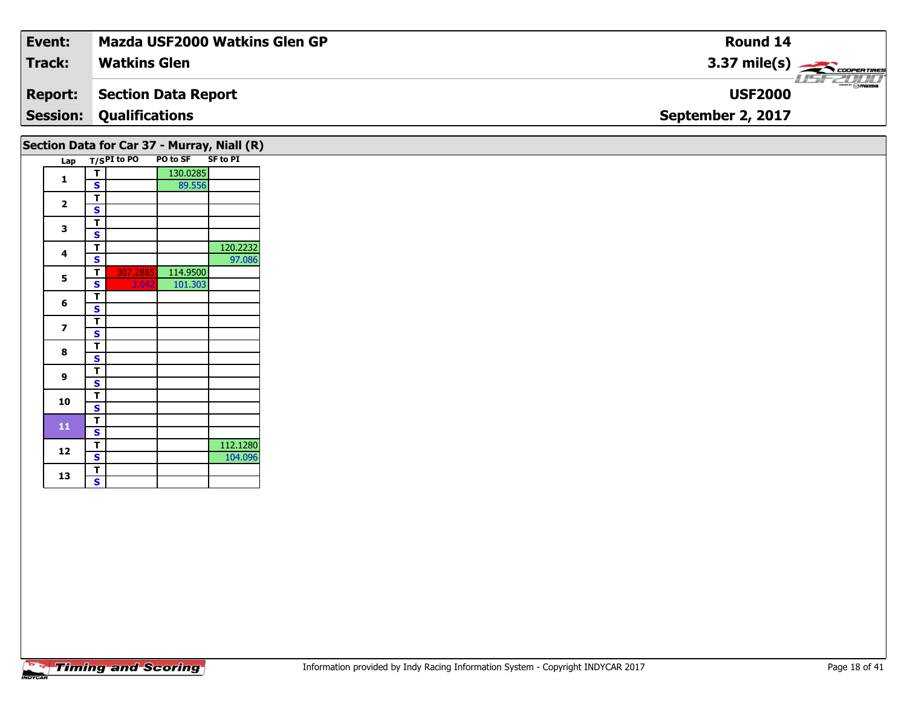| Event: | Mazda USF2000 Watkins Glen GP | Round 14 |
|---|---|---|
| Track: | Watkins Glen | 3.37 mile(s) |
| Report: | Section Data Report | USF2000 |
| Session: | Qualifications | September 2, 2017 |

## Section Data for Car 37 - Murray, Niall (R)

| Lap | T/S | PI to PO | PO to SF | SF to PI |
|---|---|---|---|---|
| 1 | T | | 130.0285 | |
| | S | | 89.556 | |
| 2 | T | | | |
| | S | | | |
| 3 | T | | | |
| | S | | | |
| 4 | T | | | 120.2232 |
| | S | | | 97.086 |
| 5 | T | 307.2885 | 114.9500 | |
| | S | 3.042 | 101.303 | |
| 6 | T | | | |
| | S | | | |
| 7 | T | | | |
| | S | | | |
| 8 | T | | | |
| | S | | | |
| 9 | T | | | |
| | S | | | |
| 10 | T | | | |
| | S | | | |
| 11 | T | | | |
| | S | | | |
| 12 | T | | | 112.1280 |
| | S | | | 104.096 |
| 13 | T | | | |
| | S | | | |

Information provided by Indy Racing Information System - Copyright INDYCAR 2017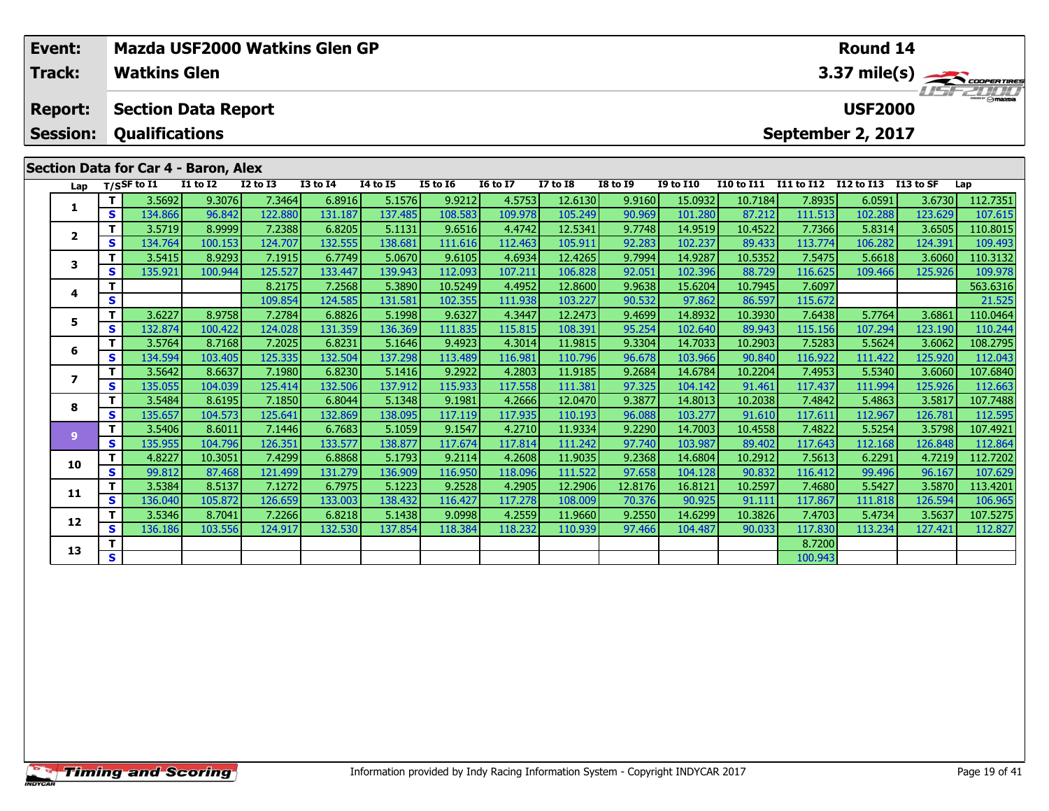| Event: | Mazda USF2000 Watkins Glen GP | Round 14 |
|---|---|---|
| Track: | Watkins Glen | 3.37 mile(s) |
| Report: | Section Data Report | USF2000 |
| Session: | Qualifications | September 2, 2017 |

## Section Data for Car 4 - Baron, Alex

| Lap | T/S | SF to I1 | I1 to I2 | I2 to I3 | I3 to I4 | I4 to I5 | I5 to I6 | I6 to I7 | I7 to I8 | I8 to I9 | I9 to I10 | I10 to I11 | I11 to I12 | I12 to I13 | I13 to SF | Lap |
|---|---|---|---|---|---|---|---|---|---|---|---|---|---|---|---|---|
| 1 | T | 3.5692 | 9.3076 | 7.3464 | 6.8916 | 5.1576 | 9.9212 | 4.5753 | 12.6130 | 9.9160 | 15.0932 | 10.7184 | 7.8935 | 6.0591 | 3.6730 | 112.7351 |
| | S | 134.866 | 96.842 | 122.880 | 131.187 | 137.485 | 108.583 | 109.978 | 105.249 | 90.969 | 101.280 | 87.212 | 111.513 | 102.288 | 123.629 | 107.615 |
| 2 | T | 3.5719 | 8.9999 | 7.2388 | 6.8205 | 5.1131 | 9.6516 | 4.4742 | 12.5341 | 9.7748 | 14.9519 | 10.4522 | 7.7366 | 5.8314 | 3.6505 | 110.8015 |
| | S | 134.764 | 100.153 | 124.707 | 132.555 | 138.681 | 111.616 | 112.463 | 105.911 | 92.283 | 102.237 | 89.433 | 113.774 | 106.282 | 124.391 | 109.493 |
| 3 | T | 3.5415 | 8.9293 | 7.1915 | 6.7749 | 5.0670 | 9.6105 | 4.6934 | 12.4265 | 9.7994 | 14.9287 | 10.5352 | 7.5475 | 5.6618 | 3.6060 | 110.3132 |
| | S | 135.921 | 100.944 | 125.527 | 133.447 | 139.943 | 112.093 | 107.211 | 106.828 | 92.051 | 102.396 | 88.729 | 116.625 | 109.466 | 125.926 | 109.978 |
| 4 | T | | | 8.2175 | 7.2568 | 5.3890 | 10.5249 | 4.4952 | 12.8600 | 9.9638 | 15.6204 | 10.7945 | 7.6097 | | | 563.6316 |
| | S | | | 109.854 | 124.585 | 131.581 | 102.355 | 111.938 | 103.227 | 90.532 | 97.862 | 86.597 | 115.672 | | | 21.525 |
| 5 | T | 3.6227 | 8.9758 | 7.2784 | 6.8826 | 5.1998 | 9.6327 | 4.3447 | 12.2473 | 9.4699 | 14.8932 | 10.3930 | 7.6438 | 5.7764 | 3.6861 | 110.0464 |
| | S | 132.874 | 100.422 | 124.028 | 131.359 | 136.369 | 111.835 | 115.815 | 108.391 | 95.254 | 102.640 | 89.943 | 115.156 | 107.294 | 123.190 | 110.244 |
| 6 | T | 3.5764 | 8.7168 | 7.2025 | 6.8231 | 5.1646 | 9.4923 | 4.3014 | 11.9815 | 9.3304 | 14.7033 | 10.2903 | 7.5283 | 5.5624 | 3.6062 | 108.2795 |
| | S | 134.594 | 103.405 | 125.335 | 132.504 | 137.298 | 113.489 | 116.981 | 110.796 | 96.678 | 103.966 | 90.840 | 116.922 | 111.422 | 125.920 | 112.043 |
| 7 | T | 3.5642 | 8.6637 | 7.1980 | 6.8230 | 5.1416 | 9.2922 | 4.2803 | 11.9185 | 9.2684 | 14.6784 | 10.2204 | 7.4953 | 5.5340 | 3.6060 | 107.6840 |
| | S | 135.055 | 104.039 | 125.414 | 132.506 | 137.912 | 115.933 | 117.558 | 111.381 | 97.325 | 104.142 | 91.461 | 117.437 | 111.994 | 125.926 | 112.663 |
| 8 | T | 3.5484 | 8.6195 | 7.1850 | 6.8044 | 5.1348 | 9.1981 | 4.2666 | 12.0470 | 9.3877 | 14.8013 | 10.2038 | 7.4842 | 5.4863 | 3.5817 | 107.7488 |
| | S | 135.657 | 104.573 | 125.641 | 132.869 | 138.095 | 117.119 | 117.935 | 110.193 | 96.088 | 103.277 | 91.610 | 117.611 | 112.967 | 126.781 | 112.595 |
| 9 | T | 3.5406 | 8.6011 | 7.1446 | 6.7683 | 5.1059 | 9.1547 | 4.2710 | 11.9334 | 9.2290 | 14.7003 | 10.4558 | 7.4822 | 5.5254 | 3.5798 | 107.4921 |
| | S | 135.955 | 104.796 | 126.351 | 133.577 | 138.877 | 117.674 | 117.814 | 111.242 | 97.740 | 103.987 | 89.402 | 117.643 | 112.168 | 126.848 | 112.864 |
| 10 | T | 4.8227 | 10.3051 | 7.4299 | 6.8868 | 5.1793 | 9.2114 | 4.2608 | 11.9035 | 9.2368 | 14.6804 | 10.2912 | 7.5613 | 6.2291 | 4.7219 | 112.7202 |
| | S | 99.812 | 87.468 | 121.499 | 131.279 | 136.909 | 116.950 | 118.096 | 111.522 | 97.658 | 104.128 | 90.832 | 116.412 | 99.496 | 96.167 | 107.629 |
| 11 | T | 3.5384 | 8.5137 | 7.1272 | 6.7975 | 5.1223 | 9.2528 | 4.2905 | 12.2906 | 12.8176 | 16.8121 | 10.2597 | 7.4680 | 5.5427 | 3.5870 | 113.4201 |
| | S | 136.040 | 105.872 | 126.659 | 133.003 | 138.432 | 116.427 | 117.278 | 108.009 | 70.376 | 90.925 | 91.111 | 117.867 | 111.818 | 126.594 | 106.965 |
| 12 | T | 3.5346 | 8.7041 | 7.2266 | 6.8218 | 5.1438 | 9.0998 | 4.2559 | 11.9660 | 9.2550 | 14.6299 | 10.3826 | 7.4703 | 5.4734 | 3.5637 | 107.5275 |
| | S | 136.186 | 103.556 | 124.917 | 132.530 | 137.854 | 118.384 | 118.232 | 110.939 | 97.466 | 104.487 | 90.033 | 117.830 | 113.234 | 127.421 | 112.827 |
| 13 | T | | | | | | | | | | | | 8.7200 | | | |
| | S | | | | | | | | | | | | 100.943 | | | |

Information provided by Indy Racing Information System - Copyright INDYCAR 2017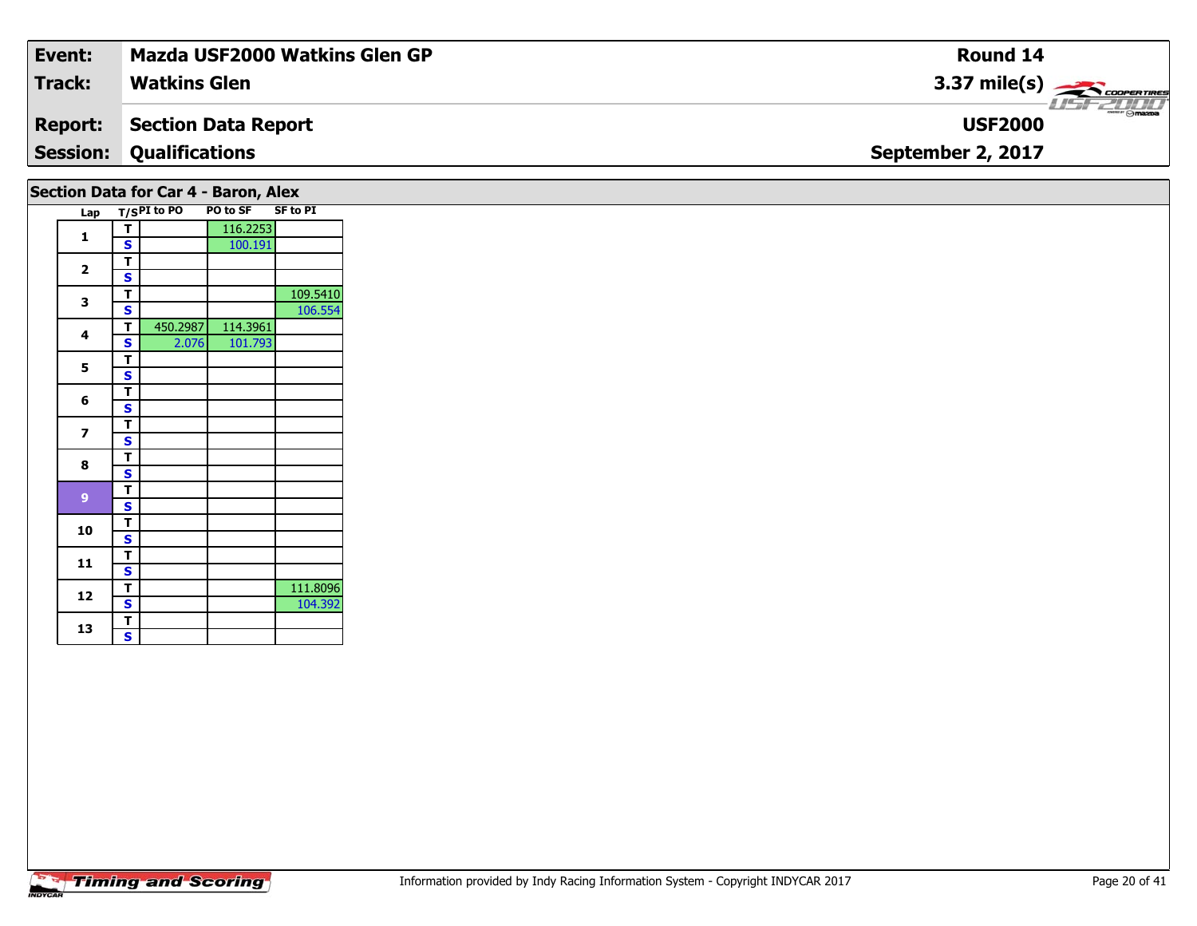| Event: | Mazda USF2000 Watkins Glen GP | Round 14 |
|---|---|---|
| Track: | Watkins Glen | 3.37 mile(s) |
| Report: | Section Data Report | USF2000 |
| Session: | Qualifications | September 2, 2017 |

## Section Data for Car 4 - Baron, Alex

| Lap | T/S | PI to PO | PO to SF | SF to PI |
|---|---|---|---|---|
| 1 | T | | 116.2253 | |
| | S | | 100.191 | |
| 2 | T | | | |
| | S | | | |
| 3 | T | | | 109.5410 |
| | S | | | 106.554 |
| 4 | T | 450.2987 | 114.3961 | |
| | S | 2.076 | 101.793 | |
| 5 | T | | | |
| | S | | | |
| 6 | T | | | |
| | S | | | |
| 7 | T | | | |
| | S | | | |
| 8 | T | | | |
| | S | | | |
| 9 | T | | | |
| | S | | | |
| 10 | T | | | |
| | S | | | |
| 11 | T | | | |
| | S | | | |
| 12 | T | | | 111.8096 |
| | S | | | 104.392 |
| 13 | T | | | |
| | S | | | |

Information provided by Indy Racing Information System - Copyright INDYCAR 2017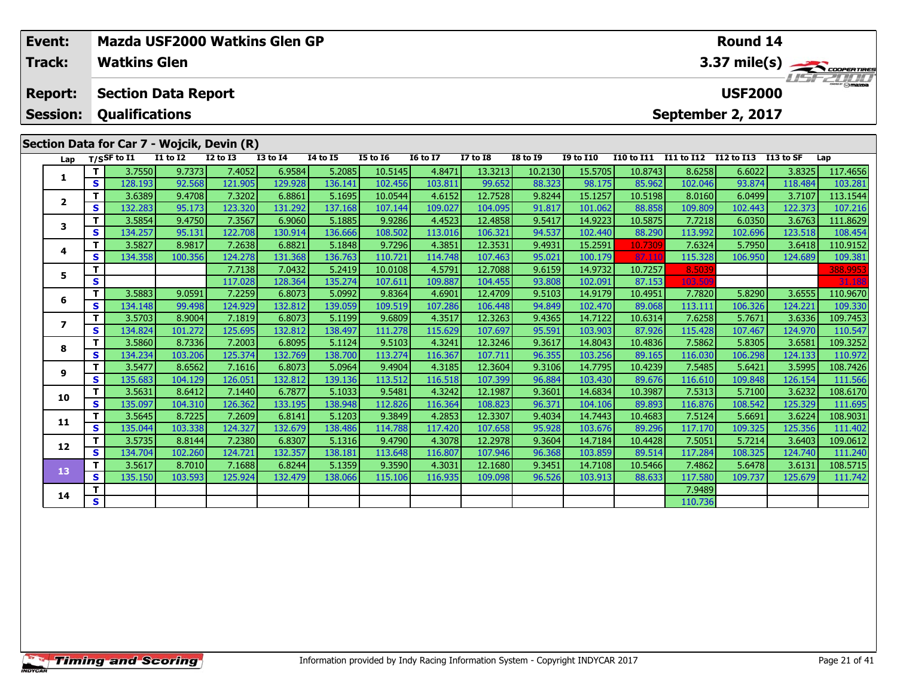| Event: | Mazda USF2000 Watkins Glen GP | Round 14 |
|---|---|---|
| Track: | Watkins Glen | 3.37 mile(s) |
| Report: | Section Data Report | USF2000 |
| Session: | Qualifications | September 2, 2017 |

## Section Data for Car 7 - Wojcik, Devin (R)

| Lap | T/S | SF to I1 | I1 to I2 | I2 to I3 | I3 to I4 | I4 to I5 | I5 to I6 | I6 to I7 | I7 to I8 | I8 to I9 | I9 to I10 | I10 to I11 | I11 to I12 | I12 to I13 | I13 to SF | Lap |
|---|---|---|---|---|---|---|---|---|---|---|---|---|---|---|---|---|
| 1 | T | 3.7550 | 9.7373 | 7.4052 | 6.9584 | 5.2085 | 10.5145 | 4.8471 | 13.3213 | 10.2130 | 15.5705 | 10.8743 | 8.6258 | 6.6022 | 3.8325 | 117.4656 |
| | S | 128.193 | 92.568 | 121.905 | 129.928 | 136.141 | 102.456 | 103.811 | 99.652 | 88.323 | 98.175 | 85.962 | 102.046 | 93.874 | 118.484 | 103.281 |
| 2 | T | 3.6389 | 9.4708 | 7.3202 | 6.8861 | 5.1695 | 10.0544 | 4.6152 | 12.7528 | 9.8244 | 15.1257 | 10.5198 | 8.0160 | 6.0499 | 3.7107 | 113.1544 |
| | S | 132.283 | 95.173 | 123.320 | 131.292 | 137.168 | 107.144 | 109.027 | 104.095 | 91.817 | 101.062 | 88.858 | 109.809 | 102.443 | 122.373 | 107.216 |
| 3 | T | 3.5854 | 9.4750 | 7.3567 | 6.9060 | 5.1885 | 9.9286 | 4.4523 | 12.4858 | 9.5417 | 14.9223 | 10.5875 | 7.7218 | 6.0350 | 3.6763 | 111.8629 |
| | S | 134.257 | 95.131 | 122.708 | 130.914 | 136.666 | 108.502 | 113.016 | 106.321 | 94.537 | 102.440 | 88.290 | 113.992 | 102.696 | 123.518 | 108.454 |
| 4 | T | 3.5827 | 8.9817 | 7.2638 | 6.8821 | 5.1848 | 9.7296 | 4.3851 | 12.3531 | 9.4931 | 15.2591 | 10.7309 | 7.6324 | 5.7950 | 3.6418 | 110.9152 |
| | S | 134.358 | 100.356 | 124.278 | 131.368 | 136.763 | 110.721 | 114.748 | 107.463 | 95.021 | 100.179 | 87.110 | 115.328 | 106.950 | 124.689 | 109.381 |
| 5 | T | | | 7.7138 | 7.0432 | 5.2419 | 10.0108 | 4.5791 | 12.7088 | 9.6159 | 14.9732 | 10.7257 | 8.5039 | | | 388.9953 |
| | S | | | 117.028 | 128.364 | 135.274 | 107.611 | 109.887 | 104.455 | 93.808 | 102.091 | 87.153 | 103.509 | | | 31.188 |
| 6 | T | 3.5883 | 9.0591 | 7.2259 | 6.8073 | 5.0992 | 9.8364 | 4.6901 | 12.4709 | 9.5103 | 14.9179 | 10.4951 | 7.7820 | 5.8290 | 3.6555 | 110.9670 |
| | S | 134.148 | 99.498 | 124.929 | 132.812 | 139.059 | 109.519 | 107.286 | 106.448 | 94.849 | 102.470 | 89.068 | 113.111 | 106.326 | 124.221 | 109.330 |
| 7 | T | 3.5703 | 8.9004 | 7.1819 | 6.8073 | 5.1199 | 9.6809 | 4.3517 | 12.3263 | 9.4365 | 14.7122 | 10.6314 | 7.6258 | 5.7671 | 3.6336 | 109.7453 |
| | S | 134.824 | 101.272 | 125.695 | 132.812 | 138.497 | 111.278 | 115.629 | 107.697 | 95.591 | 103.903 | 87.926 | 115.428 | 107.467 | 124.970 | 110.547 |
| 8 | T | 3.5860 | 8.7336 | 7.2003 | 6.8095 | 5.1124 | 9.5103 | 4.3241 | 12.3246 | 9.3617 | 14.8043 | 10.4836 | 7.5862 | 5.8305 | 3.6581 | 109.3252 |
| | S | 134.234 | 103.206 | 125.374 | 132.769 | 138.700 | 113.274 | 116.367 | 107.711 | 96.355 | 103.256 | 89.165 | 116.030 | 106.298 | 124.133 | 110.972 |
| 9 | T | 3.5477 | 8.6562 | 7.1616 | 6.8073 | 5.0964 | 9.4904 | 4.3185 | 12.3604 | 9.3106 | 14.7795 | 10.4239 | 7.5485 | 5.6421 | 3.5995 | 108.7426 |
| | S | 135.683 | 104.129 | 126.051 | 132.812 | 139.136 | 113.512 | 116.518 | 107.399 | 96.884 | 103.430 | 89.676 | 116.610 | 109.848 | 126.154 | 111.566 |
| 10 | T | 3.5631 | 8.6412 | 7.1440 | 6.7877 | 5.1033 | 9.5481 | 4.3242 | 12.1987 | 9.3601 | 14.6834 | 10.3987 | 7.5313 | 5.7100 | 3.6232 | 108.6170 |
| | S | 135.097 | 104.310 | 126.362 | 133.195 | 138.948 | 112.826 | 116.364 | 108.823 | 96.371 | 104.106 | 89.893 | 116.876 | 108.542 | 125.329 | 111.695 |
| 11 | T | 3.5645 | 8.7225 | 7.2609 | 6.8141 | 5.1203 | 9.3849 | 4.2853 | 12.3307 | 9.4034 | 14.7443 | 10.4683 | 7.5124 | 5.6691 | 3.6224 | 108.9031 |
| | S | 135.044 | 103.338 | 124.327 | 132.679 | 138.486 | 114.788 | 117.420 | 107.658 | 95.928 | 103.676 | 89.296 | 117.170 | 109.325 | 125.356 | 111.402 |
| 12 | T | 3.5735 | 8.8144 | 7.2380 | 6.8307 | 5.1316 | 9.4790 | 4.3078 | 12.2978 | 9.3604 | 14.7184 | 10.4428 | 7.5051 | 5.7214 | 3.6403 | 109.0612 |
| | S | 134.704 | 102.260 | 124.721 | 132.357 | 138.181 | 113.648 | 116.807 | 107.946 | 96.368 | 103.859 | 89.514 | 117.284 | 108.325 | 124.740 | 111.240 |
| 13 | T | 3.5617 | 8.7010 | 7.1688 | 6.8244 | 5.1359 | 9.3590 | 4.3031 | 12.1680 | 9.3451 | 14.7108 | 10.5466 | 7.4862 | 5.6478 | 3.6131 | 108.5715 |
| | S | 135.150 | 103.593 | 125.924 | 132.479 | 138.066 | 115.106 | 116.935 | 109.098 | 96.526 | 103.913 | 88.633 | 117.580 | 109.737 | 125.679 | 111.742 |
| 14 | T | | | | | | | | | | | | 7.9489 | | | |
| | S | | | | | | | | | | | | 110.736 | | | |

Information provided by Indy Racing Information System - Copyright INDYCAR 2017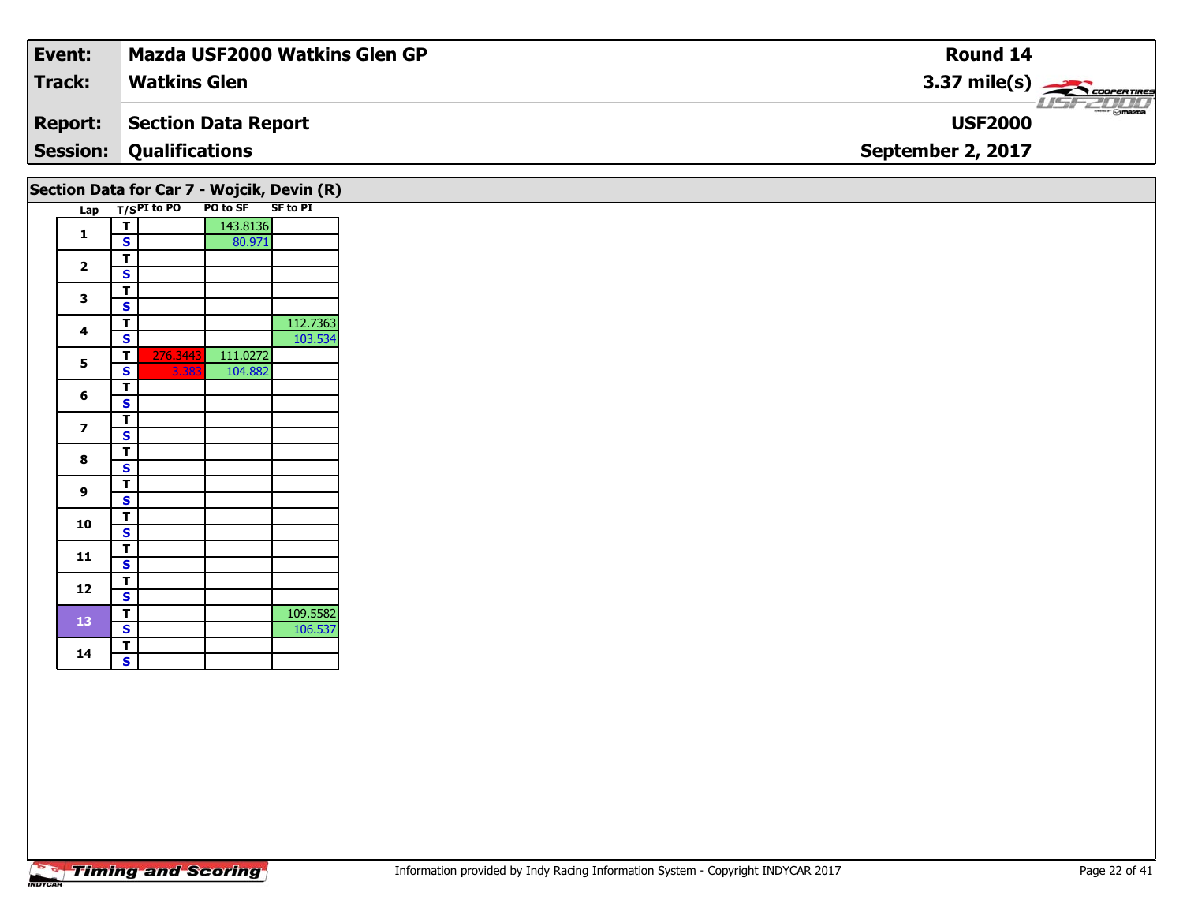| Event: | Mazda USF2000 Watkins Glen GP | Round 14 |
|---|---|---|
| Track: | Watkins Glen | 3.37 mile(s) |
| Report: | Section Data Report | USF2000 |
| Session: | Qualifications | September 2, 2017 |

## Section Data for Car 7 - Wojcik, Devin (R)

| Lap | T/S | PI to PO | PO to SF | SF to PI |
|---|---|---|---|---|
| 1 | T | | 143.8136 | |
| | S | | 80.971 | |
| 2 | T | | | |
| | S | | | |
| 3 | T | | | |
| | S | | | |
| 4 | T | | | 112.7363 |
| | S | | | 103.534 |
| 5 | T | 276.3443 | 111.0272 | |
| | S | 3.383 | 104.882 | |
| 6 | T | | | |
| | S | | | |
| 7 | T | | | |
| | S | | | |
| 8 | T | | | |
| | S | | | |
| 9 | T | | | |
| | S | | | |
| 10 | T | | | |
| | S | | | |
| 11 | T | | | |
| | S | | | |
| 12 | T | | | |
| | S | | | |
| 13 | T | | | 109.5582 |
| | S | | | 106.537 |
| 14 | T | | | |
| | S | | | |

Information provided by Indy Racing Information System - Copyright INDYCAR 2017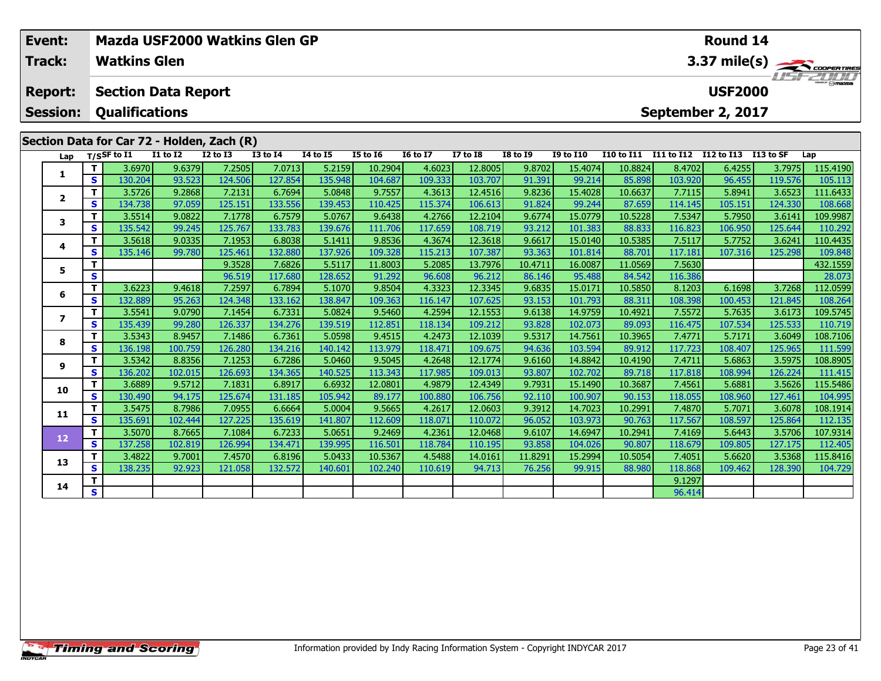| Event: | Mazda USF2000 Watkins Glen GP | Round 14 |
|---|---|---|
| Track: | Watkins Glen | 3.37 mile(s) |
| Report: | Section Data Report | USF2000 |
| Session: | Qualifications | September 2, 2017 |

## Section Data for Car 72 - Holden, Zach (R)

| Lap | T/S | SF to I1 | I1 to I2 | I2 to I3 | I3 to I4 | I4 to I5 | I5 to I6 | I6 to I7 | I7 to I8 | I8 to I9 | I9 to I10 | I10 to I11 | I11 to I12 | I12 to I13 | I13 to SF | Lap |
|---|---|---|---|---|---|---|---|---|---|---|---|---|---|---|---|---|
| 1 | T | 3.6970 | 9.6379 | 7.2505 | 7.0713 | 5.2159 | 10.2904 | 4.6023 | 12.8005 | 9.8702 | 15.4074 | 10.8824 | 8.4702 | 6.4255 | 3.7975 | 115.4190 |
| | S | 130.204 | 93.523 | 124.506 | 127.854 | 135.948 | 104.687 | 109.333 | 103.707 | 91.391 | 99.214 | 85.898 | 103.920 | 96.455 | 119.576 | 105.113 |
| 2 | T | 3.5726 | 9.2868 | 7.2131 | 6.7694 | 5.0848 | 9.7557 | 4.3613 | 12.4516 | 9.8236 | 15.4028 | 10.6637 | 7.7115 | 5.8941 | 3.6523 | 111.6433 |
| | S | 134.738 | 97.059 | 125.151 | 133.556 | 139.453 | 110.425 | 115.374 | 106.613 | 91.824 | 99.244 | 87.659 | 114.145 | 105.151 | 124.330 | 108.668 |
| 3 | T | 3.5514 | 9.0822 | 7.1778 | 6.7579 | 5.0767 | 9.6438 | 4.2766 | 12.2104 | 9.6774 | 15.0779 | 10.5228 | 7.5347 | 5.7950 | 3.6141 | 109.9987 |
| | S | 135.542 | 99.245 | 125.767 | 133.783 | 139.676 | 111.706 | 117.659 | 108.719 | 93.212 | 101.383 | 88.833 | 116.823 | 106.950 | 125.644 | 110.292 |
| 4 | T | 3.5618 | 9.0335 | 7.1953 | 6.8038 | 5.1411 | 9.8536 | 4.3674 | 12.3618 | 9.6617 | 15.0140 | 10.5385 | 7.5117 | 5.7752 | 3.6241 | 110.4435 |
| | S | 135.146 | 99.780 | 125.461 | 132.880 | 137.926 | 109.328 | 115.213 | 107.387 | 93.363 | 101.814 | 88.701 | 117.181 | 107.316 | 125.298 | 109.848 |
| 5 | T | | | 9.3528 | 7.6826 | 5.5117 | 11.8003 | 5.2085 | 13.7976 | 10.4711 | 16.0087 | 11.0569 | 7.5630 | | | 432.1559 |
| | S | | | 96.519 | 117.680 | 128.652 | 91.292 | 96.608 | 96.212 | 86.146 | 95.488 | 84.542 | 116.386 | | | 28.073 |
| 6 | T | 3.6223 | 9.4618 | 7.2597 | 6.7894 | 5.1070 | 9.8504 | 4.3323 | 12.3345 | 9.6835 | 15.0171 | 10.5850 | 8.1203 | 6.1698 | 3.7268 | 112.0599 |
| | S | 132.889 | 95.263 | 124.348 | 133.162 | 138.847 | 109.363 | 116.147 | 107.625 | 93.153 | 101.793 | 88.311 | 108.398 | 100.453 | 121.845 | 108.264 |
| 7 | T | 3.5541 | 9.0790 | 7.1454 | 6.7331 | 5.0824 | 9.5460 | 4.2594 | 12.1553 | 9.6138 | 14.9759 | 10.4921 | 7.5572 | 5.7635 | 3.6173 | 109.5745 |
| | S | 135.439 | 99.280 | 126.337 | 134.276 | 139.519 | 112.851 | 118.134 | 109.212 | 93.828 | 102.073 | 89.093 | 116.475 | 107.534 | 125.533 | 110.719 |
| 8 | T | 3.5343 | 8.9457 | 7.1486 | 6.7361 | 5.0598 | 9.4515 | 4.2473 | 12.1039 | 9.5317 | 14.7561 | 10.3965 | 7.4771 | 5.7171 | 3.6049 | 108.7106 |
| | S | 136.198 | 100.759 | 126.280 | 134.216 | 140.142 | 113.979 | 118.471 | 109.675 | 94.636 | 103.594 | 89.912 | 117.723 | 108.407 | 125.965 | 111.599 |
| 9 | T | 3.5342 | 8.8356 | 7.1253 | 6.7286 | 5.0460 | 9.5045 | 4.2648 | 12.1774 | 9.6160 | 14.8842 | 10.4190 | 7.4711 | 5.6863 | 3.5975 | 108.8905 |
| | S | 136.202 | 102.015 | 126.693 | 134.365 | 140.525 | 113.343 | 117.985 | 109.013 | 93.807 | 102.702 | 89.718 | 117.818 | 108.994 | 126.224 | 111.415 |
| 10 | T | 3.6889 | 9.5712 | 7.1831 | 6.8917 | 6.6932 | 12.0801 | 4.9879 | 12.4349 | 9.7931 | 15.1490 | 10.3687 | 7.4561 | 5.6881 | 3.5626 | 115.5486 |
| | S | 130.490 | 94.175 | 125.674 | 131.185 | 105.942 | 89.177 | 100.880 | 106.756 | 92.110 | 100.907 | 90.153 | 118.055 | 108.960 | 127.461 | 104.995 |
| 11 | T | 3.5475 | 8.7986 | 7.0955 | 6.6664 | 5.0004 | 9.5665 | 4.2617 | 12.0603 | 9.3912 | 14.7023 | 10.2991 | 7.4870 | 5.7071 | 3.6078 | 108.1914 |
| | S | 135.691 | 102.444 | 127.225 | 135.619 | 141.807 | 112.609 | 118.071 | 110.072 | 96.052 | 103.973 | 90.763 | 117.567 | 108.597 | 125.864 | 112.135 |
| 12 | T | 3.5070 | 8.7665 | 7.1084 | 6.7233 | 5.0651 | 9.2469 | 4.2361 | 12.0468 | 9.6107 | 14.6947 | 10.2941 | 7.4169 | 5.6443 | 3.5706 | 107.9314 |
| | S | 137.258 | 102.819 | 126.994 | 134.471 | 139.995 | 116.501 | 118.784 | 110.195 | 93.858 | 104.026 | 90.807 | 118.679 | 109.805 | 127.175 | 112.405 |
| 13 | T | 3.4822 | 9.7001 | 7.4570 | 6.8196 | 5.0433 | 10.5367 | 4.5488 | 14.0161 | 11.8291 | 15.2994 | 10.5054 | 7.4051 | 5.6620 | 3.5368 | 115.8416 |
| | S | 138.235 | 92.923 | 121.058 | 132.572 | 140.601 | 102.240 | 110.619 | 94.713 | 76.256 | 99.915 | 88.980 | 118.868 | 109.462 | 128.390 | 104.729 |
| 14 | T | | | | | | | | | | | | 9.1297 | | | |
| | S | | | | | | | | | | | | 96.414 | | | |

Information provided by Indy Racing Information System - Copyright INDYCAR 2017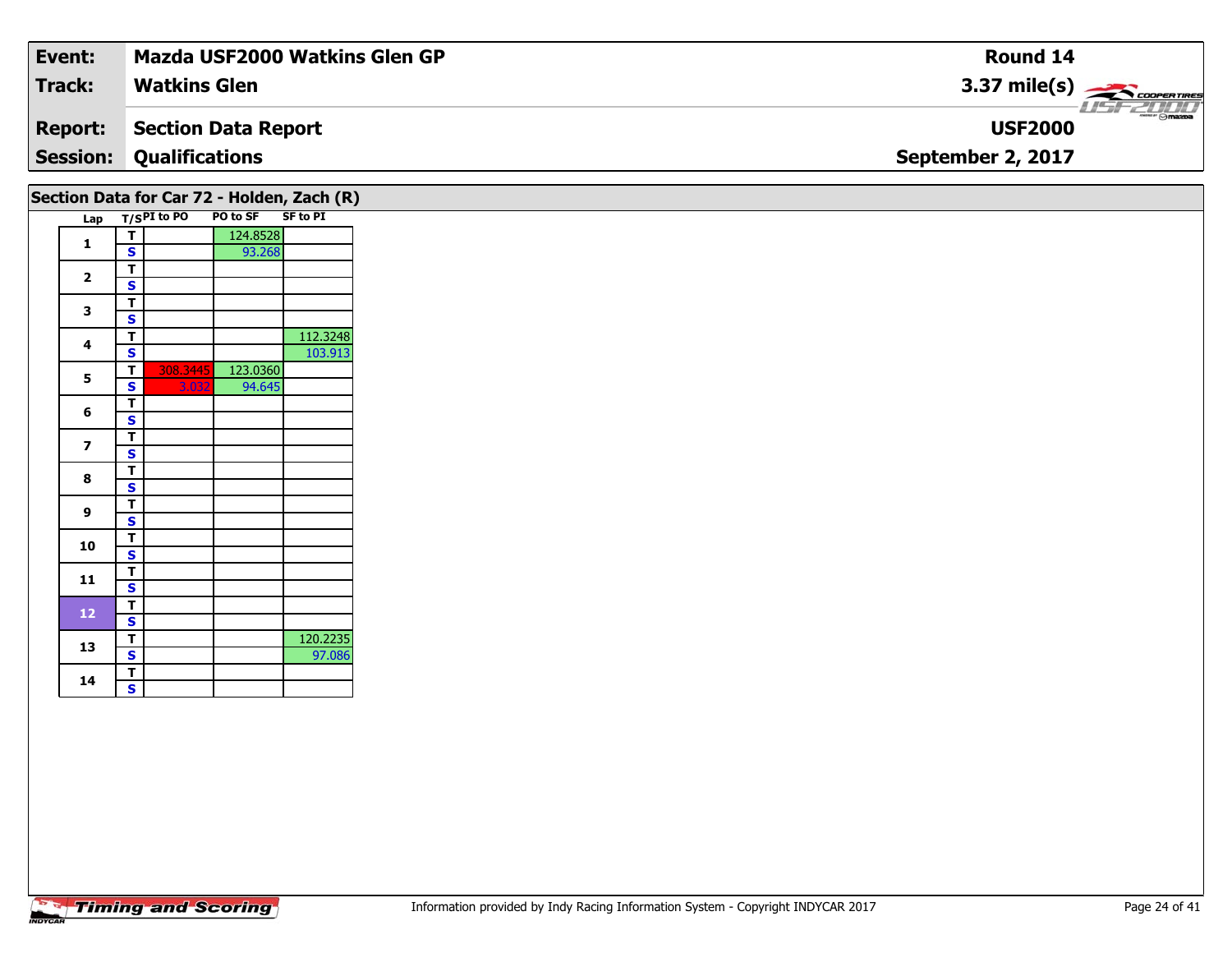| **Event:** | **Mazda USF2000 Watkins Glen GP** | **Round 14** |
|---|---|---|
| **Track:** | **Watkins Glen** | **3.37 mile(s)** |
| **Report:** | **Section Data Report** | **USF2000** |
| **Session:** | **Qualifications** | **September 2, 2017** |

## Section Data for Car 72 - Holden, Zach (R)

| Lap | T/S | PI to PO | PO to SF | SF to PI |
|---|---|---|---|---|
| 1 | T | | 124.8528 | |
| | S | | 93.268 | |
| 2 | T | | | |
| | S | | | |
| 3 | T | | | |
| | S | | | |
| 4 | T | | | 112.3248 |
| | S | | | 103.913 |
| 5 | T | 308.3445 | 123.0360 | |
| | S | 3.032 | 94.645 | |
| 6 | T | | | |
| | S | | | |
| 7 | T | | | |
| | S | | | |
| 8 | T | | | |
| | S | | | |
| 9 | T | | | |
| | S | | | |
| 10 | T | | | |
| | S | | | |
| 11 | T | | | |
| | S | | | |
| 12 | T | | | |
| | S | | | |
| 13 | T | | | 120.2235 |
| | S | | | 97.086 |
| 14 | T | | | |
| | S | | | |

Information provided by Indy Racing Information System - Copyright INDYCAR 2017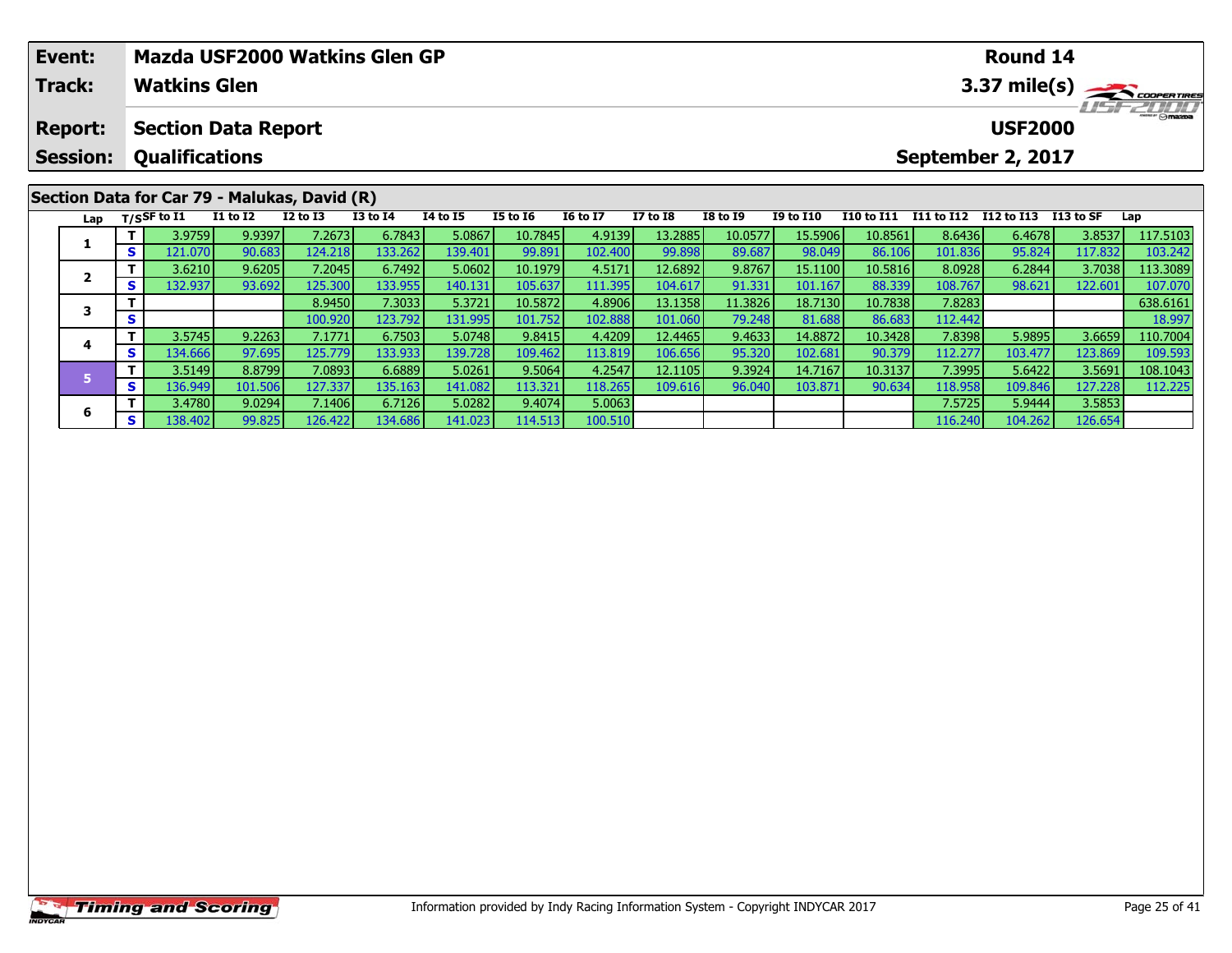| Event: | Mazda USF2000 Watkins Glen GP | Round 14 |
|---|---|---|
| Track: | Watkins Glen | 3.37 mile(s) |
| Report: | Section Data Report | USF2000 |
| Session: | Qualifications | September 2, 2017 |

## Section Data for Car 79 - Malukas, David (R)

| Lap | T/S | SF to I1 | I1 to I2 | I2 to I3 | I3 to I4 | I4 to I5 | I5 to I6 | I6 to I7 | I7 to I8 | I8 to I9 | I9 to I10 | I10 to I11 | I11 to I12 | I12 to I13 | I13 to SF | Lap |
|---|---|---|---|---|---|---|---|---|---|---|---|---|---|---|---|---|
| 1 | T | 3.9759 | 9.9397 | 7.2673 | 6.7843 | 5.0867 | 10.7845 | 4.9139 | 13.2885 | 10.0577 | 15.5906 | 10.8561 | 8.6436 | 6.4678 | 3.8537 | 117.5103 |
| | S | 121.070 | 90.683 | 124.218 | 133.262 | 139.401 | 99.891 | 102.400 | 99.898 | 89.687 | 98.049 | 86.106 | 101.836 | 95.824 | 117.832 | 103.242 |
| 2 | T | 3.6210 | 9.6205 | 7.2045 | 6.7492 | 5.0602 | 10.1979 | 4.5171 | 12.6892 | 9.8767 | 15.1100 | 10.5816 | 8.0928 | 6.2844 | 3.7038 | 113.3089 |
| | S | 132.937 | 93.692 | 125.300 | 133.955 | 140.131 | 105.637 | 111.395 | 104.617 | 91.331 | 101.167 | 88.339 | 108.767 | 98.621 | 122.601 | 107.070 |
| 3 | T | | | 8.9450 | 7.3033 | 5.3721 | 10.5872 | 4.8906 | 13.1358 | 11.3826 | 18.7130 | 10.7838 | 7.8283 | | | 638.6161 |
| | S | | | 100.920 | 123.792 | 131.995 | 101.752 | 102.888 | 101.060 | 79.248 | 81.688 | 86.683 | 112.442 | | | 18.997 |
| 4 | T | 3.5745 | 9.2263 | 7.1771 | 6.7503 | 5.0748 | 9.8415 | 4.4209 | 12.4465 | 9.4633 | 14.8872 | 10.3428 | 7.8398 | 5.9895 | 3.6659 | 110.7004 |
| | S | 134.666 | 97.695 | 125.779 | 133.933 | 139.728 | 109.462 | 113.819 | 106.656 | 95.320 | 102.681 | 90.379 | 112.277 | 103.477 | 123.869 | 109.593 |
| 5 | T | 3.5149 | 8.8799 | 7.0893 | 6.6889 | 5.0261 | 9.5064 | 4.2547 | 12.1105 | 9.3924 | 14.7167 | 10.3137 | 7.3995 | 5.6422 | 3.5691 | 108.1043 |
| | S | 136.949 | 101.506 | 127.337 | 135.163 | 141.082 | 113.321 | 118.265 | 109.616 | 96.040 | 103.871 | 90.634 | 118.958 | 109.846 | 127.228 | 112.225 |
| 6 | T | 3.4780 | 9.0294 | 7.1406 | 6.7126 | 5.0282 | 9.4074 | 5.0063 | | | | | 7.5725 | 5.9444 | 3.5853 | |
| | S | 138.402 | 99.825 | 126.422 | 134.686 | 141.023 | 114.513 | 100.510 | | | | | 116.240 | 104.262 | 126.654 | |

Information provided by Indy Racing Information System - Copyright INDYCAR 2017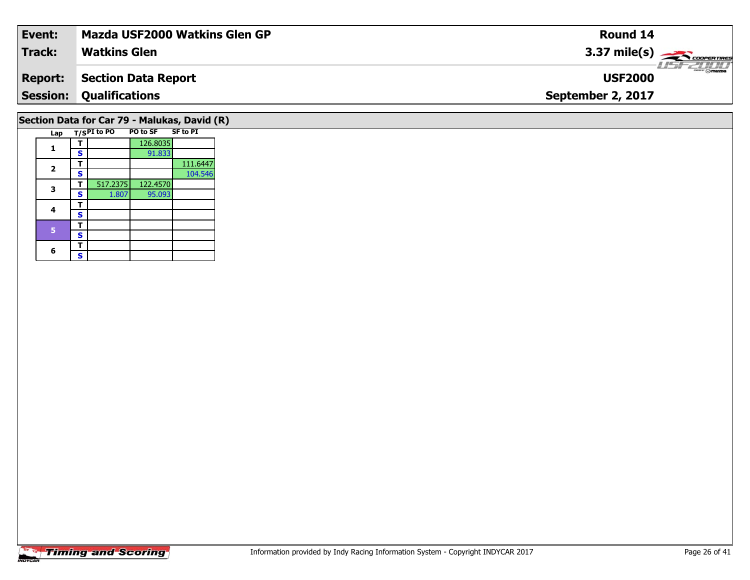| Event: | Mazda USF2000 Watkins Glen GP | Round 14 |
|---|---|---|
| Track: | Watkins Glen | 3.37 mile(s) |
| Report: | Section Data Report | USF2000 |
| Session: | Qualifications | September 2, 2017 |

## Section Data for Car 79 - Malukas, David (R)

| Lap | T/S | PI to PO | PO to SF | SF to PI |
|---|---|---|---|---|
| 1 | T | | 126.8035 | |
| | S | | 91.833 | |
| 2 | T | | | 111.6447 |
| | S | | | 104.546 |
| 3 | T | 517.2375 | 122.4570 | |
| | S | 1.807 | 95.093 | |
| 4 | T | | | |
| | S | | | |
| 5 | T | | | |
| | S | | | |
| 6 | T | | | |
| | S | | | |

Timing and Scoring

Information provided by Indy Racing Information System - Copyright INDYCAR 2017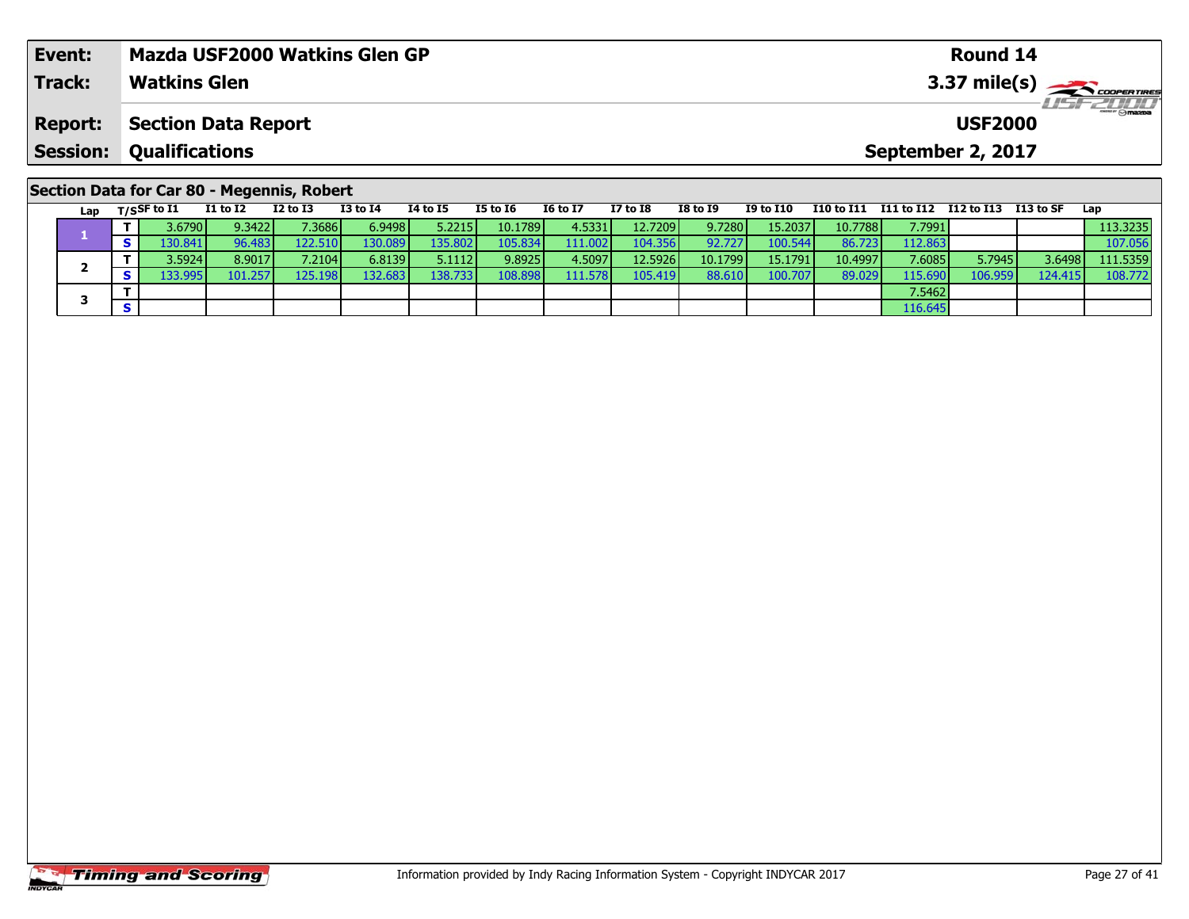| Event: | Mazda USF2000 Watkins Glen GP | Round 14 |
|---|---|---|
| Track: | Watkins Glen | 3.37 mile(s) |
| Report: | Section Data Report | USF2000 |
| Session: | Qualifications | September 2, 2017 |

## Section Data for Car 80 - Megennis, Robert

| Lap | T/S | SF to I1 | I1 to I2 | I2 to I3 | I3 to I4 | I4 to I5 | I5 to I6 | I6 to I7 | I7 to I8 | I8 to I9 | I9 to I10 | I10 to I11 | I11 to I12 | I12 to I13 | I13 to SF | Lap |
|---|---|---|---|---|---|---|---|---|---|---|---|---|---|---|---|---|
| 1 | T | 3.6790 | 9.3422 | 7.3686 | 6.9498 | 5.2215 | 10.1789 | 4.5331 | 12.7209 | 9.7280 | 15.2037 | 10.7788 | 7.7991 | | | 113.3235 |
| | S | 130.841 | 96.483 | 122.510 | 130.089 | 135.802 | 105.834 | 111.002 | 104.356 | 92.727 | 100.544 | 86.723 | 112.863 | | | 107.056 |
| 2 | T | 3.5924 | 8.9017 | 7.2104 | 6.8139 | 5.1112 | 9.8925 | 4.5097 | 12.5926 | 10.1799 | 15.1791 | 10.4997 | 7.6085 | 5.7945 | 3.6498 | 111.5359 |
| | S | 133.995 | 101.257 | 125.198 | 132.683 | 138.733 | 108.898 | 111.578 | 105.419 | 88.610 | 100.707 | 89.029 | 115.690 | 106.959 | 124.415 | 108.772 |
| 3 | T | | | | | | | | | | | | 7.5462 | | | |
| | S | | | | | | | | | | | | 116.645 | | | |

Information provided by Indy Racing Information System - Copyright INDYCAR 2017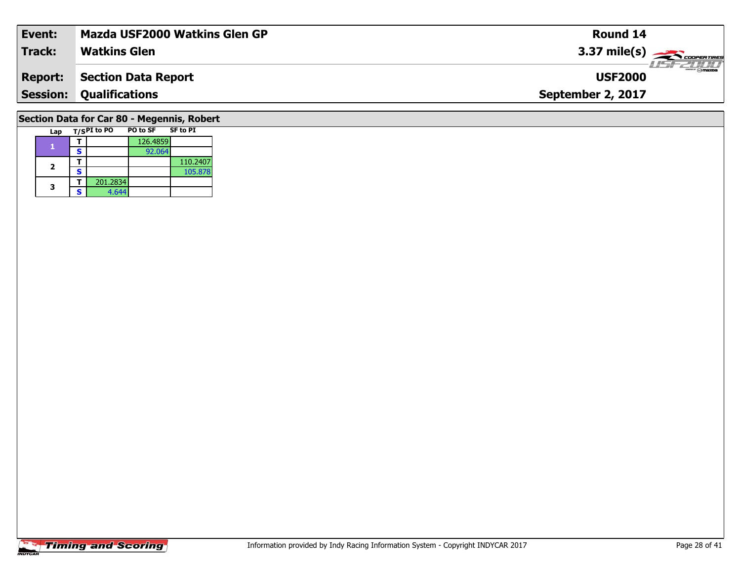| **Event:** | **Mazda USF2000 Watkins Glen GP** | **Round 14** |
|---|---|---|
| **Track:** | **Watkins Glen** | **3.37 mile(s)** |
| **Report:** | **Section Data Report** | **USF2000** |
| **Session:** | **Qualifications** | **September 2, 2017** |

## Section Data for Car 80 - Megennis, Robert

| Lap | T/S | PI to PO | PO to SF | SF to PI |
|---|---|---|---|---|
| 1 | T | | 126.4859 | |
| | S | | 92.064 | |
| 2 | T | | | 110.2407 |
| | S | | | 105.878 |
| 3 | T | 201.2834 | | |
| | S | 4.644 | | |

Information provided by Indy Racing Information System - Copyright INDYCAR 2017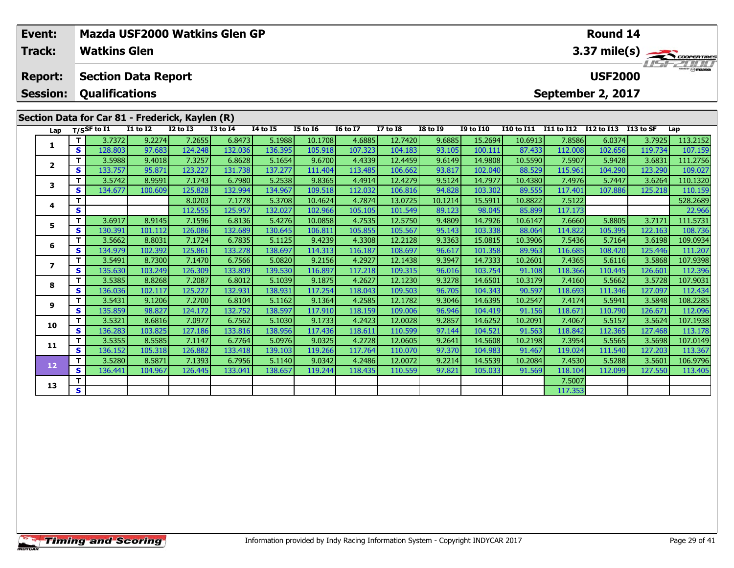| Event: | Mazda USF2000 Watkins Glen GP | Round 14 |
|---|---|---|
| Track: | Watkins Glen | 3.37 mile(s) |
| Report: | Section Data Report | USF2000 |
| Session: | Qualifications | September 2, 2017 |

## Section Data for Car 81 - Frederick, Kaylen (R)

| Lap | T/S | SF to I1 | I1 to I2 | I2 to I3 | I3 to I4 | I4 to I5 | I5 to I6 | I6 to I7 | I7 to I8 | I8 to I9 | I9 to I10 | I10 to I11 | I11 to I12 | I12 to I13 | I13 to SF | Lap |
|---|---|---|---|---|---|---|---|---|---|---|---|---|---|---|---|---|
| 1 | T | 3.7372 | 9.2274 | 7.2655 | 6.8473 | 5.1988 | 10.1708 | 4.6885 | 12.7420 | 9.6885 | 15.2694 | 10.6913 | 7.8586 | 6.0374 | 3.7925 | 113.2152 |
| | S | 128.803 | 97.683 | 124.248 | 132.036 | 136.395 | 105.918 | 107.323 | 104.183 | 93.105 | 100.111 | 87.433 | 112.008 | 102.656 | 119.734 | 107.159 |
| 2 | T | 3.5988 | 9.4018 | 7.3257 | 6.8628 | 5.1654 | 9.6700 | 4.4339 | 12.4459 | 9.6149 | 14.9808 | 10.5590 | 7.5907 | 5.9428 | 3.6831 | 111.2756 |
| | S | 133.757 | 95.871 | 123.227 | 131.738 | 137.277 | 111.404 | 113.485 | 106.662 | 93.817 | 102.040 | 88.529 | 115.961 | 104.290 | 123.290 | 109.027 |
| 3 | T | 3.5742 | 8.9591 | 7.1743 | 6.7980 | 5.2538 | 9.8365 | 4.4914 | 12.4279 | 9.5124 | 14.7977 | 10.4380 | 7.4976 | 5.7447 | 3.6264 | 110.1320 |
| | S | 134.677 | 100.609 | 125.828 | 132.994 | 134.967 | 109.518 | 112.032 | 106.816 | 94.828 | 103.302 | 89.555 | 117.401 | 107.886 | 125.218 | 110.159 |
| 4 | T | | | 8.0203 | 7.1778 | 5.3708 | 10.4624 | 4.7874 | 13.0725 | 10.1214 | 15.5911 | 10.8822 | 7.5122 | | | 528.2689 |
| | S | | | 112.555 | 125.957 | 132.027 | 102.966 | 105.105 | 101.549 | 89.123 | 98.045 | 85.899 | 117.173 | | | 22.966 |
| 5 | T | 3.6917 | 8.9145 | 7.1596 | 6.8136 | 5.4276 | 10.0858 | 4.7535 | 12.5750 | 9.4809 | 14.7926 | 10.6147 | 7.6660 | 5.8805 | 3.7171 | 111.5731 |
| | S | 130.391 | 101.112 | 126.086 | 132.689 | 130.645 | 106.811 | 105.855 | 105.567 | 95.143 | 103.338 | 88.064 | 114.822 | 105.395 | 122.163 | 108.736 |
| 6 | T | 3.5662 | 8.8031 | 7.1724 | 6.7835 | 5.1125 | 9.4239 | 4.3308 | 12.2128 | 9.3363 | 15.0815 | 10.3906 | 7.5436 | 5.7164 | 3.6198 | 109.0934 |
| | S | 134.979 | 102.392 | 125.861 | 133.278 | 138.697 | 114.313 | 116.187 | 108.697 | 96.617 | 101.358 | 89.963 | 116.685 | 108.420 | 125.446 | 111.207 |
| 7 | T | 3.5491 | 8.7300 | 7.1470 | 6.7566 | 5.0820 | 9.2156 | 4.2927 | 12.1438 | 9.3947 | 14.7333 | 10.2601 | 7.4365 | 5.6116 | 3.5868 | 107.9398 |
| | S | 135.630 | 103.249 | 126.309 | 133.809 | 139.530 | 116.897 | 117.218 | 109.315 | 96.016 | 103.754 | 91.108 | 118.366 | 110.445 | 126.601 | 112.396 |
| 8 | T | 3.5385 | 8.8268 | 7.2087 | 6.8012 | 5.1039 | 9.1875 | 4.2627 | 12.1230 | 9.3278 | 14.6501 | 10.3179 | 7.4160 | 5.5662 | 3.5728 | 107.9031 |
| | S | 136.036 | 102.117 | 125.227 | 132.931 | 138.931 | 117.254 | 118.043 | 109.503 | 96.705 | 104.343 | 90.597 | 118.693 | 111.346 | 127.097 | 112.434 |
| 9 | T | 3.5431 | 9.1206 | 7.2700 | 6.8104 | 5.1162 | 9.1364 | 4.2585 | 12.1782 | 9.3046 | 14.6395 | 10.2547 | 7.4174 | 5.5941 | 3.5848 | 108.2285 |
| | S | 135.859 | 98.827 | 124.172 | 132.752 | 138.597 | 117.910 | 118.159 | 109.006 | 96.946 | 104.419 | 91.156 | 118.671 | 110.790 | 126.671 | 112.096 |
| 10 | T | 3.5321 | 8.6816 | 7.0977 | 6.7562 | 5.1030 | 9.1733 | 4.2423 | 12.0028 | 9.2857 | 14.6252 | 10.2091 | 7.4067 | 5.5157 | 3.5624 | 107.1938 |
| | S | 136.283 | 103.825 | 127.186 | 133.816 | 138.956 | 117.436 | 118.611 | 110.599 | 97.144 | 104.521 | 91.563 | 118.842 | 112.365 | 127.468 | 113.178 |
| 11 | T | 3.5355 | 8.5585 | 7.1147 | 6.7764 | 5.0976 | 9.0325 | 4.2728 | 12.0605 | 9.2641 | 14.5608 | 10.2198 | 7.3954 | 5.5565 | 3.5698 | 107.0149 |
| | S | 136.152 | 105.318 | 126.882 | 133.418 | 139.103 | 119.266 | 117.764 | 110.070 | 97.370 | 104.983 | 91.467 | 119.024 | 111.540 | 127.203 | 113.367 |
| 12 | T | 3.5280 | 8.5871 | 7.1393 | 6.7956 | 5.1140 | 9.0342 | 4.2486 | 12.0072 | 9.2214 | 14.5539 | 10.2084 | 7.4530 | 5.5288 | 3.5601 | 106.9796 |
| | S | 136.441 | 104.967 | 126.445 | 133.041 | 138.657 | 119.244 | 118.435 | 110.559 | 97.821 | 105.033 | 91.569 | 118.104 | 112.099 | 127.550 | 113.405 |
| 13 | T | | | | | | | | | | | | 7.5007 | | | |
| | S | | | | | | | | | | | | 117.353 | | | |

Information provided by Indy Racing Information System - Copyright INDYCAR 2017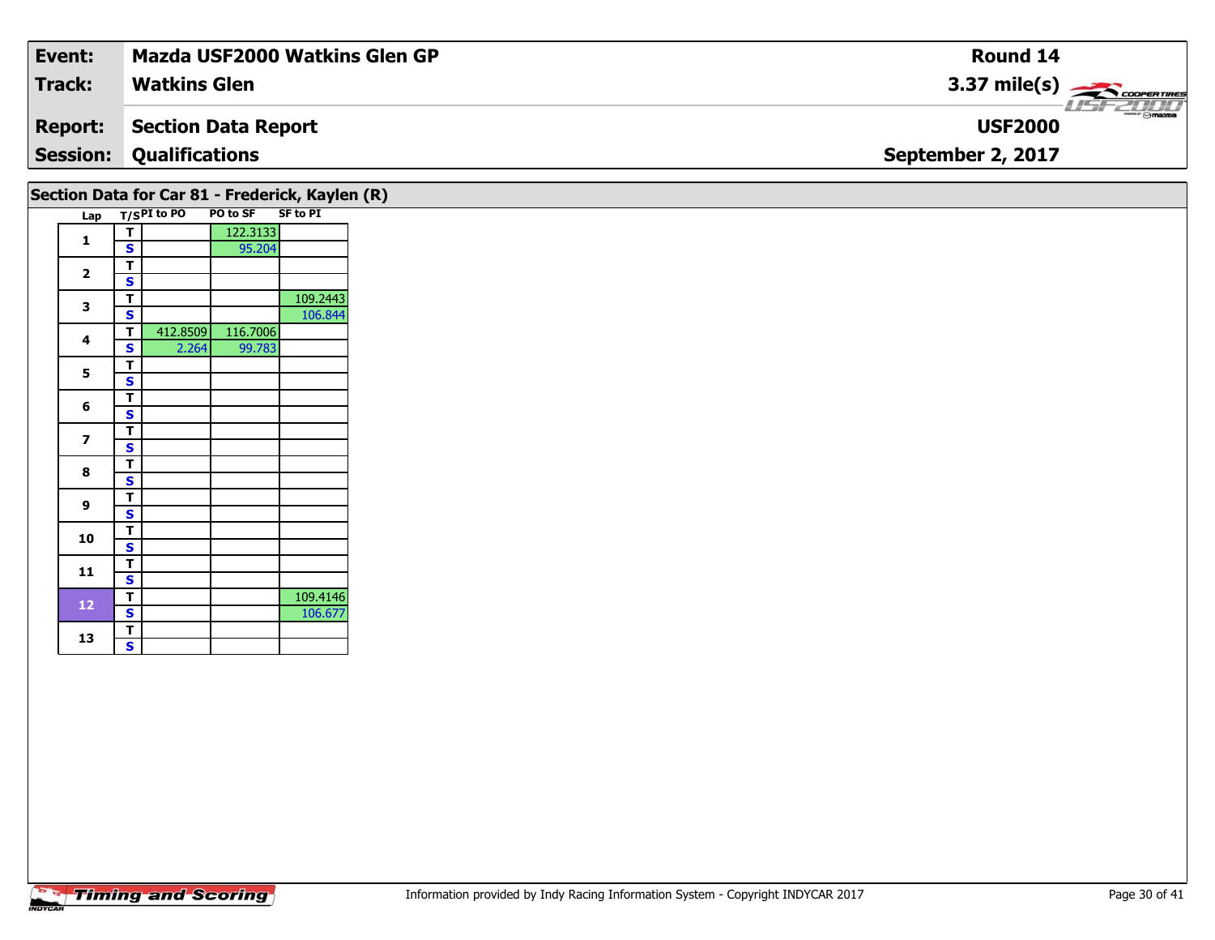| Event: | Mazda USF2000 Watkins Glen GP | Round 14 |
|---|---|---|
| Track: | Watkins Glen | 3.37 mile(s) |
| Report: | Section Data Report | USF2000 |
| Session: | Qualifications | September 2, 2017 |

## Section Data for Car 81 - Frederick, Kaylen (R)

| Lap | T/S | PI to PO | PO to SF | SF to PI |
|---|---|---|---|---|
| 1 | T | | 122.3133 | |
| | S | | 95.204 | |
| 2 | T | | | |
| | S | | | |
| 3 | T | | | 109.2443 |
| | S | | | 106.844 |
| 4 | T | 412.8509 | 116.7006 | |
| | S | 2.264 | 99.783 | |
| 5 | T | | | |
| | S | | | |
| 6 | T | | | |
| | S | | | |
| 7 | T | | | |
| | S | | | |
| 8 | T | | | |
| | S | | | |
| 9 | T | | | |
| | S | | | |
| 10 | T | | | |
| | S | | | |
| 11 | T | | | |
| | S | | | |
| 12 | T | | | 109.4146 |
| | S | | | 106.677 |
| 13 | T | | | |
| | S | | | |

Information provided by Indy Racing Information System - Copyright INDYCAR 2017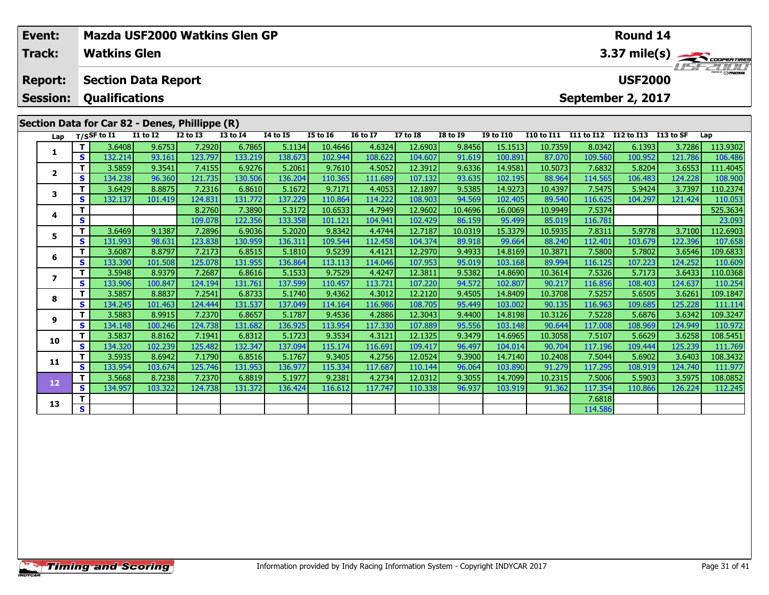| Event: | Mazda USF2000 Watkins Glen GP | Round 14 |
|---|---|---|
| Track: | Watkins Glen | 3.37 mile(s) |
| Report: | Section Data Report | USF2000 |
| Session: | Qualifications | September 2, 2017 |

## Section Data for Car 82 - Denes, Phillippe (R)

| Lap | T/S | SF to I1 | I1 to I2 | I2 to I3 | I3 to I4 | I4 to I5 | I5 to I6 | I6 to I7 | I7 to I8 | I8 to I9 | I9 to I10 | I10 to I11 | I11 to I12 | I12 to I13 | I13 to SF | Lap |
|---|---|---|---|---|---|---|---|---|---|---|---|---|---|---|---|---|
| 1 | T | 3.6408 | 9.6753 | 7.2920 | 6.7865 | 5.1134 | 10.4646 | 4.6324 | 12.6903 | 9.8456 | 15.1513 | 10.7359 | 8.0342 | 6.1393 | 3.7286 | 113.9302 |
| | S | 132.214 | 93.161 | 123.797 | 133.219 | 138.673 | 102.944 | 108.622 | 104.607 | 91.619 | 100.891 | 87.070 | 109.560 | 100.952 | 121.786 | 106.486 |
| 2 | T | 3.5859 | 9.3541 | 7.4155 | 6.9276 | 5.2061 | 9.7610 | 4.5052 | 12.3912 | 9.6336 | 14.9581 | 10.5073 | 7.6832 | 5.8204 | 3.6553 | 111.4045 |
| | S | 134.238 | 96.360 | 121.735 | 130.506 | 136.204 | 110.365 | 111.689 | 107.132 | 93.635 | 102.195 | 88.964 | 114.565 | 106.483 | 124.228 | 108.900 |
| 3 | T | 3.6429 | 8.8875 | 7.2316 | 6.8610 | 5.1672 | 9.7171 | 4.4053 | 12.1897 | 9.5385 | 14.9273 | 10.4397 | 7.5475 | 5.9424 | 3.7397 | 110.2374 |
| | S | 132.137 | 101.419 | 124.831 | 131.772 | 137.229 | 110.864 | 114.222 | 108.903 | 94.569 | 102.405 | 89.540 | 116.625 | 104.297 | 121.424 | 110.053 |
| 4 | T | | | 8.2760 | 7.3890 | 5.3172 | 10.6533 | 4.7949 | 12.9602 | 10.4696 | 16.0069 | 10.9949 | 7.5374 | | | 525.3634 |
| | S | | | 109.078 | 122.356 | 133.358 | 101.121 | 104.941 | 102.429 | 86.159 | 95.499 | 85.019 | 116.781 | | | 23.093 |
| 5 | T | 3.6469 | 9.1387 | 7.2896 | 6.9036 | 5.2020 | 9.8342 | 4.4744 | 12.7187 | 10.0319 | 15.3379 | 10.5935 | 7.8311 | 5.9778 | 3.7100 | 112.6903 |
| | S | 131.993 | 98.631 | 123.838 | 130.959 | 136.311 | 109.544 | 112.458 | 104.374 | 89.918 | 99.664 | 88.240 | 112.401 | 103.679 | 122.396 | 107.658 |
| 6 | T | 3.6087 | 8.8797 | 7.2173 | 6.8515 | 5.1810 | 9.5239 | 4.4121 | 12.2970 | 9.4933 | 14.8169 | 10.3871 | 7.5800 | 5.7802 | 3.6546 | 109.6833 |
| | S | 133.390 | 101.508 | 125.078 | 131.955 | 136.864 | 113.113 | 114.046 | 107.953 | 95.019 | 103.168 | 89.994 | 116.125 | 107.223 | 124.252 | 110.609 |
| 7 | T | 3.5948 | 8.9379 | 7.2687 | 6.8616 | 5.1533 | 9.7529 | 4.4247 | 12.3811 | 9.5382 | 14.8690 | 10.3614 | 7.5326 | 5.7173 | 3.6433 | 110.0368 |
| | S | 133.906 | 100.847 | 124.194 | 131.761 | 137.599 | 110.457 | 113.721 | 107.220 | 94.572 | 102.807 | 90.217 | 116.856 | 108.403 | 124.637 | 110.254 |
| 8 | T | 3.5857 | 8.8837 | 7.2541 | 6.8733 | 5.1740 | 9.4362 | 4.3012 | 12.2120 | 9.4505 | 14.8409 | 10.3708 | 7.5257 | 5.6505 | 3.6261 | 109.1847 |
| | S | 134.245 | 101.463 | 124.444 | 131.537 | 137.049 | 114.164 | 116.986 | 108.705 | 95.449 | 103.002 | 90.135 | 116.963 | 109.685 | 125.228 | 111.114 |
| 9 | T | 3.5883 | 8.9915 | 7.2370 | 6.8657 | 5.1787 | 9.4536 | 4.2886 | 12.3043 | 9.4400 | 14.8198 | 10.3126 | 7.5228 | 5.6876 | 3.6342 | 109.3247 |
| | S | 134.148 | 100.246 | 124.738 | 131.682 | 136.925 | 113.954 | 117.330 | 107.889 | 95.556 | 103.148 | 90.644 | 117.008 | 108.969 | 124.949 | 110.972 |
| 10 | T | 3.5837 | 8.8162 | 7.1941 | 6.8312 | 5.1723 | 9.3534 | 4.3121 | 12.1325 | 9.3479 | 14.6965 | 10.3058 | 7.5107 | 5.6629 | 3.6258 | 108.5451 |
| | S | 134.320 | 102.239 | 125.482 | 132.347 | 137.094 | 115.174 | 116.691 | 109.417 | 96.497 | 104.014 | 90.704 | 117.196 | 109.444 | 125.239 | 111.769 |
| 11 | T | 3.5935 | 8.6942 | 7.1790 | 6.8516 | 5.1767 | 9.3405 | 4.2756 | 12.0524 | 9.3900 | 14.7140 | 10.2408 | 7.5044 | 5.6902 | 3.6403 | 108.3432 |
| | S | 133.954 | 103.674 | 125.746 | 131.953 | 136.977 | 115.334 | 117.687 | 110.144 | 96.064 | 103.890 | 91.279 | 117.295 | 108.919 | 124.740 | 111.977 |
| 12 | T | 3.5668 | 8.7238 | 7.2370 | 6.8819 | 5.1977 | 9.2381 | 4.2734 | 12.0312 | 9.3055 | 14.7099 | 10.2315 | 7.5006 | 5.5903 | 3.5975 | 108.0852 |
| | S | 134.957 | 103.322 | 124.738 | 131.372 | 136.424 | 116.612 | 117.747 | 110.338 | 96.937 | 103.919 | 91.362 | 117.354 | 110.866 | 126.224 | 112.245 |
| 13 | T | | | | | | | | | | | | 7.6818 | | | |
| | S | | | | | | | | | | | | 114.586 | | | |

Information provided by Indy Racing Information System - Copyright INDYCAR 2017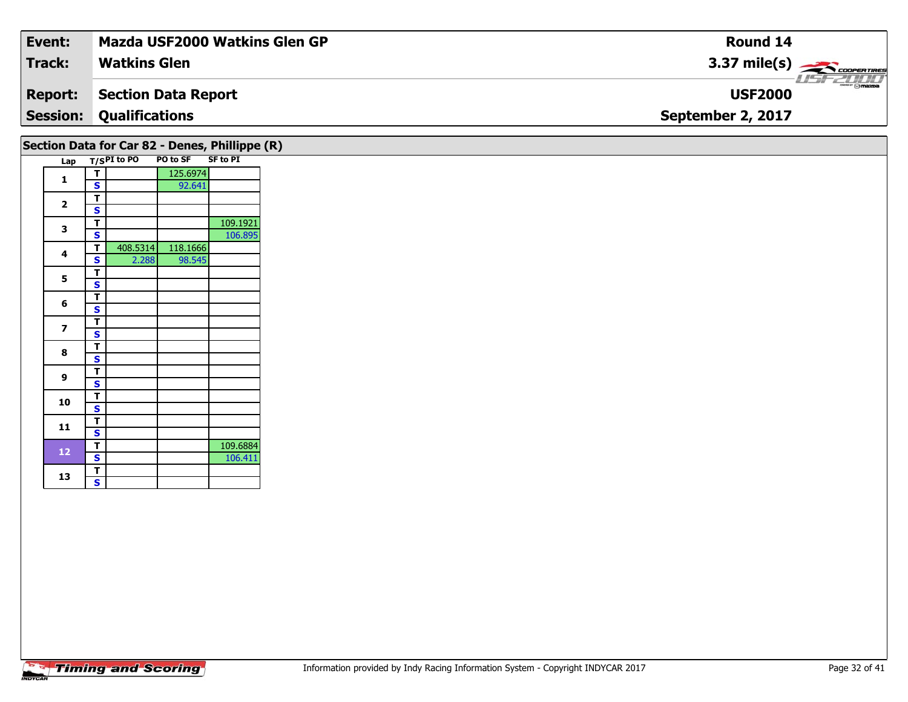| **Event:** | **Mazda USF2000 Watkins Glen GP** | **Round 14** |
|---|---|---|
| **Track:** | **Watkins Glen** | **3.37 mile(s)** |
| **Report:** | **Section Data Report** | **USF2000** |
| **Session:** | **Qualifications** | **September 2, 2017** |

## Section Data for Car 82 - Denes, Phillippe (R)

| Lap | T/S | PI to PO | PO to SF | SF to PI |
|---|---|---|---|---|
| 1 | T | | 125.6974 | |
| | S | | 92.641 | |
| 2 | T | | | |
| | S | | | |
| 3 | T | | | 109.1921 |
| | S | | | 106.895 |
| 4 | T | 408.5314 | 118.1666 | |
| | S | 2.288 | 98.545 | |
| 5 | T | | | |
| | S | | | |
| 6 | T | | | |
| | S | | | |
| 7 | T | | | |
| | S | | | |
| 8 | T | | | |
| | S | | | |
| 9 | T | | | |
| | S | | | |
| 10 | T | | | |
| | S | | | |
| 11 | T | | | |
| | S | | | |
| 12 | T | | | 109.6884 |
| | S | | | 106.411 |
| 13 | T | | | |
| | S | | | |

Information provided by Indy Racing Information System - Copyright INDYCAR 2017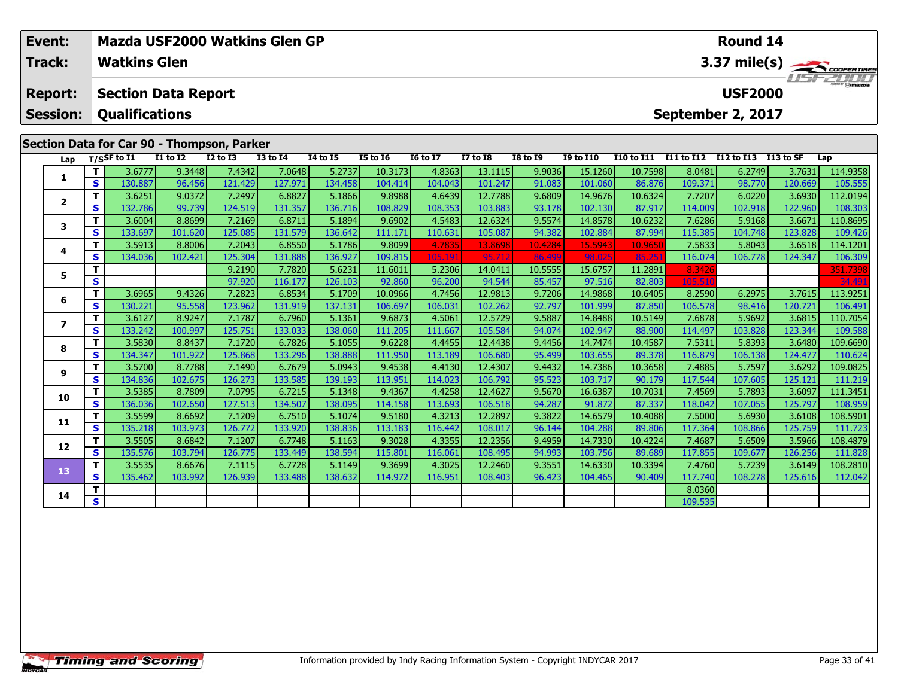| Event: | Mazda USF2000 Watkins Glen GP | Round 14 |
|---|---|---|
| Track: | Watkins Glen | 3.37 mile(s) |
| Report: | Section Data Report | USF2000 |
| Session: | Qualifications | September 2, 2017 |

## Section Data for Car 90 - Thompson, Parker

| Lap | T/S | SF to I1 | I1 to I2 | I2 to I3 | I3 to I4 | I4 to I5 | I5 to I6 | I6 to I7 | I7 to I8 | I8 to I9 | I9 to I10 | I10 to I11 | I11 to I12 | I12 to I13 | I13 to SF | Lap |
|---|---|---|---|---|---|---|---|---|---|---|---|---|---|---|---|---|
| 1 | T | 3.6777 | 9.3448 | 7.4342 | 7.0648 | 5.2737 | 10.3173 | 4.8363 | 13.1115 | 9.9036 | 15.1260 | 10.7598 | 8.0481 | 6.2749 | 3.7631 | 114.9358 |
| | S | 130.887 | 96.456 | 121.429 | 127.971 | 134.458 | 104.414 | 104.043 | 101.247 | 91.083 | 101.060 | 86.876 | 109.371 | 98.770 | 120.669 | 105.555 |
| 2 | T | 3.6251 | 9.0372 | 7.2497 | 6.8827 | 5.1866 | 9.8988 | 4.6439 | 12.7788 | 9.6809 | 14.9676 | 10.6324 | 7.7207 | 6.0220 | 3.6930 | 112.0194 |
| | S | 132.786 | 99.739 | 124.519 | 131.357 | 136.716 | 108.829 | 108.353 | 103.883 | 93.178 | 102.130 | 87.917 | 114.009 | 102.918 | 122.960 | 108.303 |
| 3 | T | 3.6004 | 8.8699 | 7.2169 | 6.8711 | 5.1894 | 9.6902 | 4.5483 | 12.6324 | 9.5574 | 14.8578 | 10.6232 | 7.6286 | 5.9168 | 3.6671 | 110.8695 |
| | S | 133.697 | 101.620 | 125.085 | 131.579 | 136.642 | 111.171 | 110.631 | 105.087 | 94.382 | 102.884 | 87.994 | 115.385 | 104.748 | 123.828 | 109.426 |
| 4 | T | 3.5913 | 8.8006 | 7.2043 | 6.8550 | 5.1786 | 9.8099 | 4.7835 | 13.8698 | 10.4284 | 15.5943 | 10.9650 | 7.5833 | 5.8043 | 3.6518 | 114.1201 |
| | S | 134.036 | 102.421 | 125.304 | 131.888 | 136.927 | 109.815 | 105.191 | 95.712 | 86.499 | 98.025 | 85.251 | 116.074 | 106.778 | 124.347 | 106.309 |
| 5 | T | | | 9.2190 | 7.7820 | 5.6231 | 11.6011 | 5.2306 | 14.0411 | 10.5555 | 15.6757 | 11.2891 | 8.3426 | | | 351.7398 |
| | S | | | 97.920 | 116.177 | 126.103 | 92.860 | 96.200 | 94.544 | 85.457 | 97.516 | 82.803 | 105.510 | | | 34.491 |
| 6 | T | 3.6965 | 9.4326 | 7.2823 | 6.8534 | 5.1709 | 10.0966 | 4.7456 | 12.9813 | 9.7206 | 14.9868 | 10.6405 | 8.2590 | 6.2975 | 3.7615 | 113.9251 |
| | S | 130.221 | 95.558 | 123.962 | 131.919 | 137.131 | 106.697 | 106.031 | 102.262 | 92.797 | 101.999 | 87.850 | 106.578 | 98.416 | 120.721 | 106.491 |
| 7 | T | 3.6127 | 8.9247 | 7.1787 | 6.7960 | 5.1361 | 9.6873 | 4.5061 | 12.5729 | 9.5887 | 14.8488 | 10.5149 | 7.6878 | 5.9692 | 3.6815 | 110.7054 |
| | S | 133.242 | 100.997 | 125.751 | 133.033 | 138.060 | 111.205 | 111.667 | 105.584 | 94.074 | 102.947 | 88.900 | 114.497 | 103.828 | 123.344 | 109.588 |
| 8 | T | 3.5830 | 8.8437 | 7.1720 | 6.7826 | 5.1055 | 9.6228 | 4.4455 | 12.4438 | 9.4456 | 14.7474 | 10.4587 | 7.5311 | 5.8393 | 3.6480 | 109.6690 |
| | S | 134.347 | 101.922 | 125.868 | 133.296 | 138.888 | 111.950 | 113.189 | 106.680 | 95.499 | 103.655 | 89.378 | 116.879 | 106.138 | 124.477 | 110.624 |
| 9 | T | 3.5700 | 8.7788 | 7.1490 | 6.7679 | 5.0943 | 9.4538 | 4.4130 | 12.4307 | 9.4432 | 14.7386 | 10.3658 | 7.4885 | 5.7597 | 3.6292 | 109.0825 |
| | S | 134.836 | 102.675 | 126.273 | 133.585 | 139.193 | 113.951 | 114.023 | 106.792 | 95.523 | 103.717 | 90.179 | 117.544 | 107.605 | 125.121 | 111.219 |
| 10 | T | 3.5385 | 8.7809 | 7.0795 | 6.7215 | 5.1348 | 9.4367 | 4.4258 | 12.4627 | 9.5670 | 16.6387 | 10.7031 | 7.4569 | 5.7893 | 3.6097 | 111.3451 |
| | S | 136.036 | 102.650 | 127.513 | 134.507 | 138.095 | 114.158 | 113.693 | 106.518 | 94.287 | 91.872 | 87.337 | 118.042 | 107.055 | 125.797 | 108.959 |
| 11 | T | 3.5599 | 8.6692 | 7.1209 | 6.7510 | 5.1074 | 9.5180 | 4.3213 | 12.2897 | 9.3822 | 14.6579 | 10.4088 | 7.5000 | 5.6930 | 3.6108 | 108.5901 |
| | S | 135.218 | 103.973 | 126.772 | 133.920 | 138.836 | 113.183 | 116.442 | 108.017 | 96.144 | 104.288 | 89.806 | 117.364 | 108.866 | 125.759 | 111.723 |
| 12 | T | 3.5505 | 8.6842 | 7.1207 | 6.7748 | 5.1163 | 9.3028 | 4.3355 | 12.2356 | 9.4959 | 14.7330 | 10.4224 | 7.4687 | 5.6509 | 3.5966 | 108.4879 |
| | S | 135.576 | 103.794 | 126.775 | 133.449 | 138.594 | 115.801 | 116.061 | 108.495 | 94.993 | 103.756 | 89.689 | 117.855 | 109.677 | 126.256 | 111.828 |
| 13 | T | 3.5535 | 8.6676 | 7.1115 | 6.7728 | 5.1149 | 9.3699 | 4.3025 | 12.2460 | 9.3551 | 14.6330 | 10.3394 | 7.4760 | 5.7239 | 3.6149 | 108.2810 |
| | S | 135.462 | 103.992 | 126.939 | 133.488 | 138.632 | 114.972 | 116.951 | 108.403 | 96.423 | 104.465 | 90.409 | 117.740 | 108.278 | 125.616 | 112.042 |
| 14 | T | | | | | | | | | | | | 8.0360 | | | |
| | S | | | | | | | | | | | | 109.535 | | | |

Information provided by Indy Racing Information System - Copyright INDYCAR 2017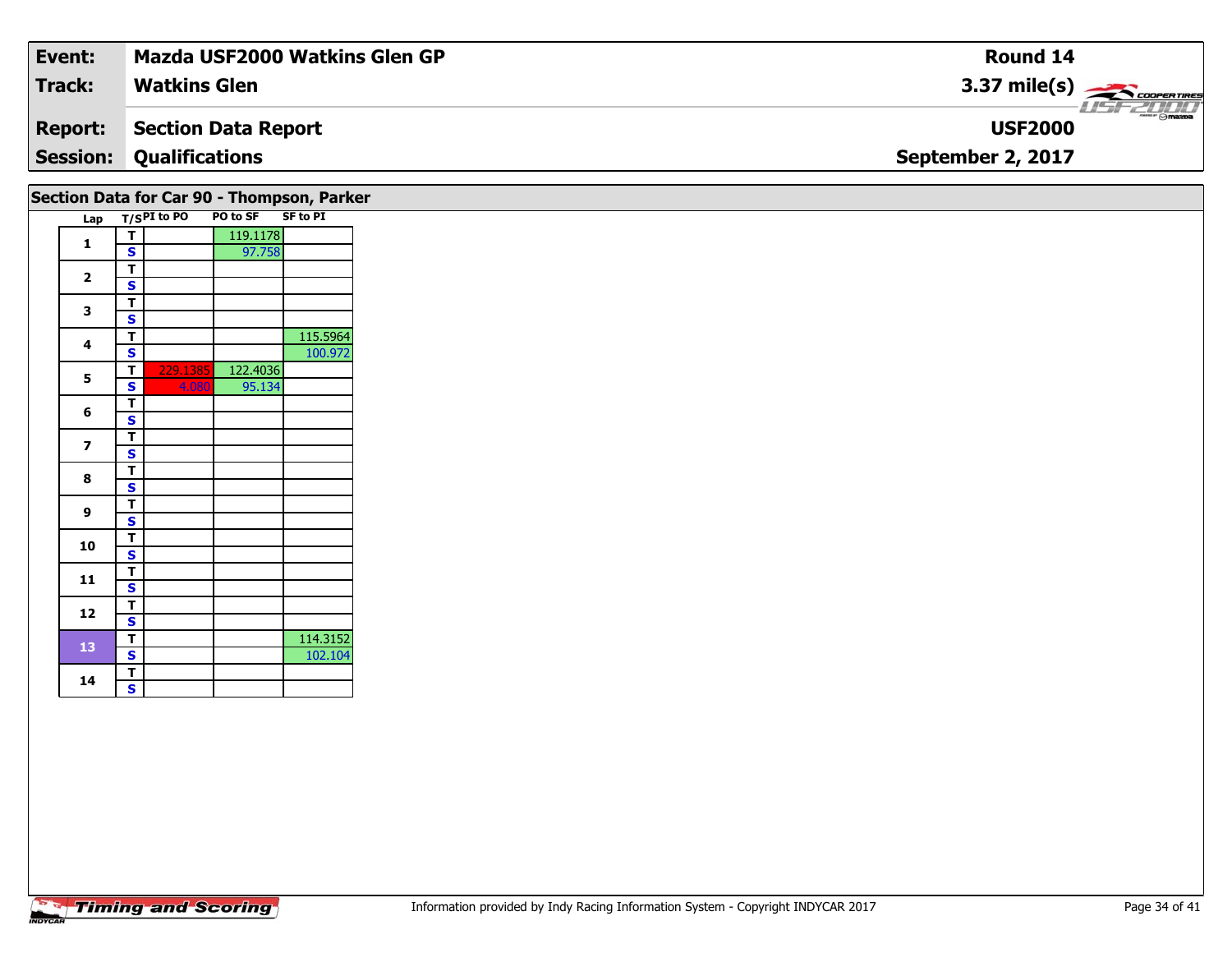| Event: | Mazda USF2000 Watkins Glen GP | Round 14 |
|---|---|---|
| Track: | Watkins Glen | 3.37 mile(s) |
| Report: | Section Data Report | USF2000 |
| Session: | Qualifications | September 2, 2017 |

## Section Data for Car 90 - Thompson, Parker

| Lap | T/S | PI to PO | PO to SF | SF to PI |
|---|---|---|---|---|
| 1 | T | | 119.1178 | |
| | S | | 97.758 | |
| 2 | T | | | |
| | S | | | |
| 3 | T | | | |
| | S | | | |
| 4 | T | | | 115.5964 |
| | S | | | 100.972 |
| 5 | T | 229.1385 | 122.4036 | |
| | S | 4.080 | 95.134 | |
| 6 | T | | | |
| | S | | | |
| 7 | T | | | |
| | S | | | |
| 8 | T | | | |
| | S | | | |
| 9 | T | | | |
| | S | | | |
| 10 | T | | | |
| | S | | | |
| 11 | T | | | |
| | S | | | |
| 12 | T | | | |
| | S | | | |
| 13 | T | | | 114.3152 |
| | S | | | 102.104 |
| 14 | T | | | |
| | S | | | |

Information provided by Indy Racing Information System - Copyright INDYCAR 2017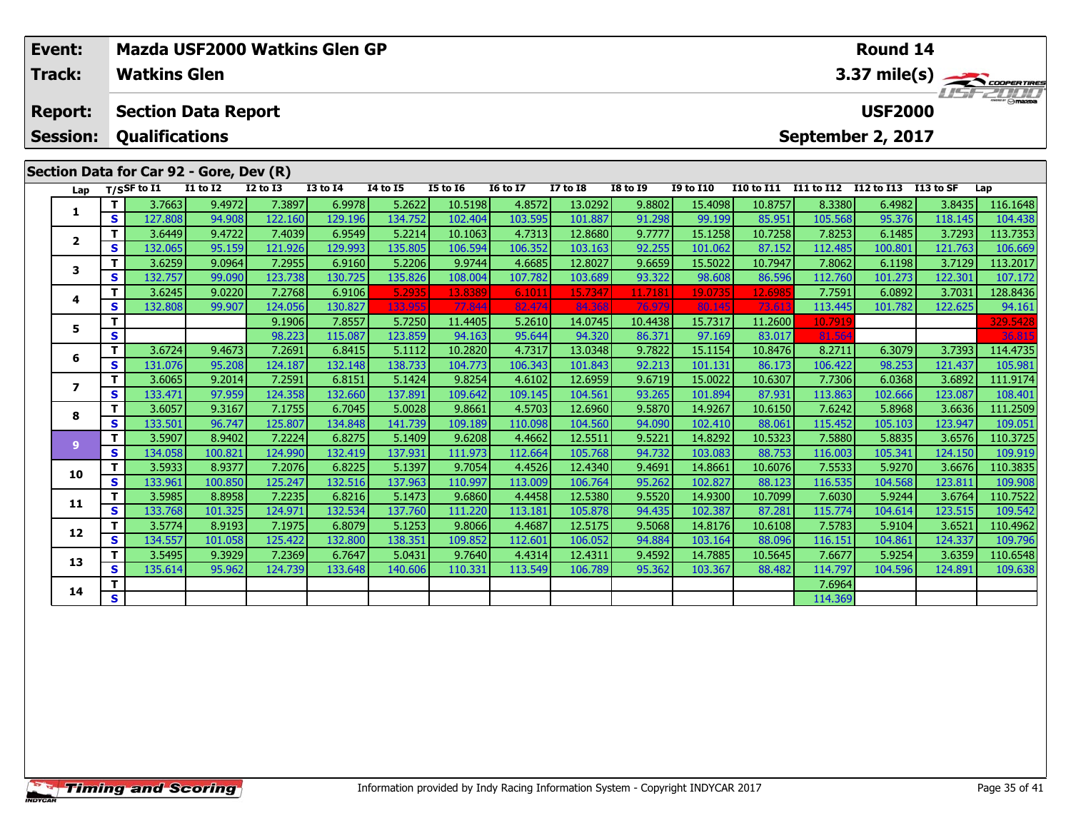| Event: | Mazda USF2000 Watkins Glen GP | Round 14 |
|---|---|---|
| Track: | Watkins Glen | 3.37 mile(s) |
| Report: | Section Data Report | USF2000 |
| Session: | Qualifications | September 2, 2017 |

## Section Data for Car 92 - Gore, Dev (R)

| Lap | T/S | SF to I1 | I1 to I2 | I2 to I3 | I3 to I4 | I4 to I5 | I5 to I6 | I6 to I7 | I7 to I8 | I8 to I9 | I9 to I10 | I10 to I11 | I11 to I12 | I12 to I13 | I13 to SF | Lap |
|---|---|---|---|---|---|---|---|---|---|---|---|---|---|---|---|---|
| 1 | T | 3.7663 | 9.4972 | 7.3897 | 6.9978 | 5.2622 | 10.5198 | 4.8572 | 13.0292 | 9.8802 | 15.4098 | 10.8757 | 8.3380 | 6.4982 | 3.8435 | 116.1648 |
| | S | 127.808 | 94.908 | 122.160 | 129.196 | 134.752 | 102.404 | 103.595 | 101.887 | 91.298 | 99.199 | 85.951 | 105.568 | 95.376 | 118.145 | 104.438 |
| 2 | T | 3.6449 | 9.4722 | 7.4039 | 6.9549 | 5.2214 | 10.1063 | 4.7313 | 12.8680 | 9.7777 | 15.1258 | 10.7258 | 7.8253 | 6.1485 | 3.7293 | 113.7353 |
| | S | 132.065 | 95.159 | 121.926 | 129.993 | 135.805 | 106.594 | 106.352 | 103.163 | 92.255 | 101.062 | 87.152 | 112.485 | 100.801 | 121.763 | 106.669 |
| 3 | T | 3.6259 | 9.0964 | 7.2955 | 6.9160 | 5.2206 | 9.9744 | 4.6685 | 12.8027 | 9.6659 | 15.5022 | 10.7947 | 7.8062 | 6.1198 | 3.7129 | 113.2017 |
| | S | 132.757 | 99.090 | 123.738 | 130.725 | 135.826 | 108.004 | 107.782 | 103.689 | 93.322 | 98.608 | 86.596 | 112.760 | 101.273 | 122.301 | 107.172 |
| 4 | T | 3.6245 | 9.0220 | 7.2768 | 6.9106 | 5.2935 | 13.8389 | 6.1011 | 15.7347 | 11.7181 | 19.0735 | 12.6985 | 7.7591 | 6.0892 | 3.7031 | 128.8436 |
| | S | 132.808 | 99.907 | 124.056 | 130.827 | 133.955 | 77.844 | 82.474 | 84.368 | 76.979 | 80.145 | 73.613 | 113.445 | 101.782 | 122.625 | 94.161 |
| 5 | T | | | 9.1906 | 7.8557 | 5.7250 | 11.4405 | 5.2610 | 14.0745 | 10.4438 | 15.7317 | 11.2600 | 10.7919 | | | 329.5428 |
| | S | | | 98.223 | 115.087 | 123.859 | 94.163 | 95.644 | 94.320 | 86.371 | 97.169 | 83.017 | 81.564 | | | 36.815 |
| 6 | T | 3.6724 | 9.4673 | 7.2691 | 6.8415 | 5.1112 | 10.2820 | 4.7317 | 13.0348 | 9.7822 | 15.1154 | 10.8476 | 8.2711 | 6.3079 | 3.7393 | 114.4735 |
| | S | 131.076 | 95.208 | 124.187 | 132.148 | 138.733 | 104.773 | 106.343 | 101.843 | 92.213 | 101.131 | 86.173 | 106.422 | 98.253 | 121.437 | 105.981 |
| 7 | T | 3.6065 | 9.2014 | 7.2591 | 6.8151 | 5.1424 | 9.8254 | 4.6102 | 12.6959 | 9.6719 | 15.0022 | 10.6307 | 7.7306 | 6.0368 | 3.6892 | 111.9174 |
| | S | 133.471 | 97.959 | 124.358 | 132.660 | 137.891 | 109.642 | 109.145 | 104.561 | 93.265 | 101.894 | 87.931 | 113.863 | 102.666 | 123.087 | 108.401 |
| 8 | T | 3.6057 | 9.3167 | 7.1755 | 6.7045 | 5.0028 | 9.8661 | 4.5703 | 12.6960 | 9.5870 | 14.9267 | 10.6150 | 7.6242 | 5.8968 | 3.6636 | 111.2509 |
| | S | 133.501 | 96.747 | 125.807 | 134.848 | 141.739 | 109.189 | 110.098 | 104.560 | 94.090 | 102.410 | 88.061 | 115.452 | 105.103 | 123.947 | 109.051 |
| 9 | T | 3.5907 | 8.9402 | 7.2224 | 6.8275 | 5.1409 | 9.6208 | 4.4662 | 12.5511 | 9.5221 | 14.8292 | 10.5323 | 7.5880 | 5.8835 | 3.6576 | 110.3725 |
| | S | 134.058 | 100.821 | 124.990 | 132.419 | 137.931 | 111.973 | 112.664 | 105.768 | 94.732 | 103.083 | 88.753 | 116.003 | 105.341 | 124.150 | 109.919 |
| 10 | T | 3.5933 | 8.9377 | 7.2076 | 6.8225 | 5.1397 | 9.7054 | 4.4526 | 12.4340 | 9.4691 | 14.8661 | 10.6076 | 7.5533 | 5.9270 | 3.6676 | 110.3835 |
| | S | 133.961 | 100.850 | 125.247 | 132.516 | 137.963 | 110.997 | 113.009 | 106.764 | 95.262 | 102.827 | 88.123 | 116.535 | 104.568 | 123.811 | 109.908 |
| 11 | T | 3.5985 | 8.8958 | 7.2235 | 6.8216 | 5.1473 | 9.6860 | 4.4458 | 12.5380 | 9.5520 | 14.9300 | 10.7099 | 7.6030 | 5.9244 | 3.6764 | 110.7522 |
| | S | 133.768 | 101.325 | 124.971 | 132.534 | 137.760 | 111.220 | 113.181 | 105.878 | 94.435 | 102.387 | 87.281 | 115.774 | 104.614 | 123.515 | 109.542 |
| 12 | T | 3.5774 | 8.9193 | 7.1975 | 6.8079 | 5.1253 | 9.8066 | 4.4687 | 12.5175 | 9.5068 | 14.8176 | 10.6108 | 7.5783 | 5.9104 | 3.6521 | 110.4962 |
| | S | 134.557 | 101.058 | 125.422 | 132.800 | 138.351 | 109.852 | 112.601 | 106.052 | 94.884 | 103.164 | 88.096 | 116.151 | 104.861 | 124.337 | 109.796 |
| 13 | T | 3.5495 | 9.3929 | 7.2369 | 6.7647 | 5.0431 | 9.7640 | 4.4314 | 12.4311 | 9.4592 | 14.7885 | 10.5645 | 7.6677 | 5.9254 | 3.6359 | 110.6548 |
| | S | 135.614 | 95.962 | 124.739 | 133.648 | 140.606 | 110.331 | 113.549 | 106.789 | 95.362 | 103.367 | 88.482 | 114.797 | 104.596 | 124.891 | 109.638 |
| 14 | T | | | | | | | | | | | | 7.6964 | | | |
| | S | | | | | | | | | | | | 114.369 | | | |

Information provided by Indy Racing Information System - Copyright INDYCAR 2017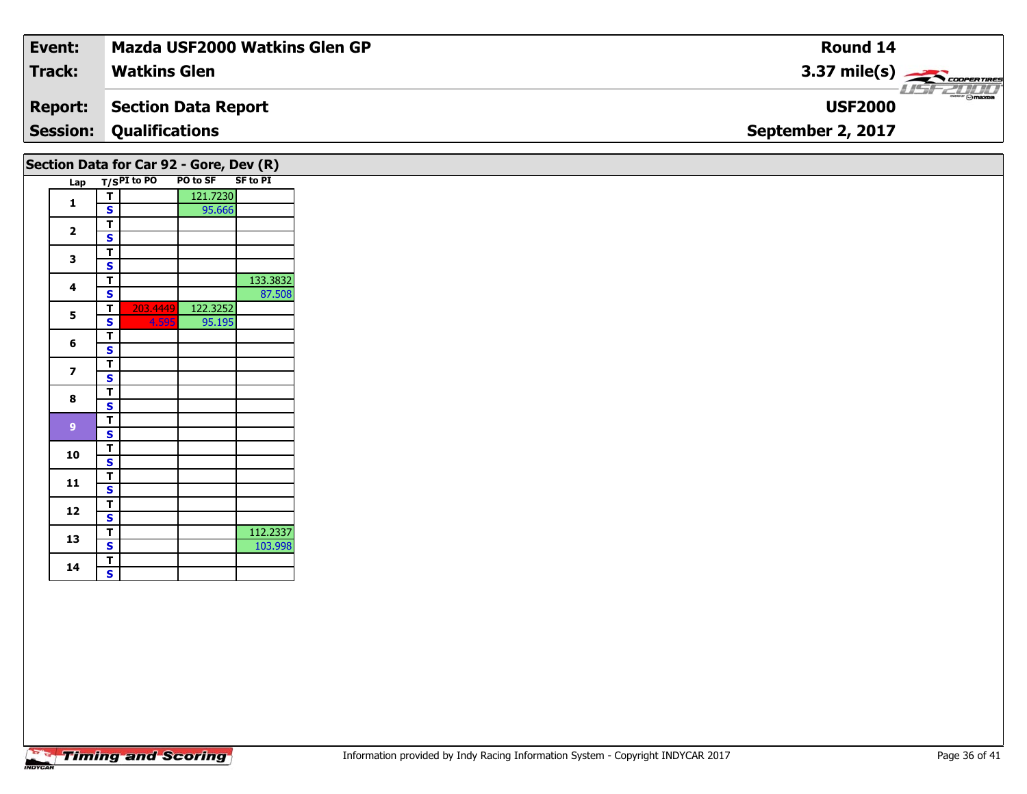| Event: | Mazda USF2000 Watkins Glen GP | Round 14 |
|---|---|---|
| Track: | Watkins Glen | 3.37 mile(s) |
| Report: | Section Data Report | USF2000 |
| Session: | Qualifications | September 2, 2017 |

## Section Data for Car 92 - Gore, Dev (R)

| Lap | T/S | PI to PO | PO to SF | SF to PI |
|---|---|---|---|---|
| 1 | T | | 121.7230 | |
| | S | | 95.666 | |
| 2 | T | | | |
| | S | | | |
| 3 | T | | | |
| | S | | | |
| 4 | T | | | 133.3832 |
| | S | | | 87.508 |
| 5 | T | 203.4449 | 122.3252 | |
| | S | 4.595 | 95.195 | |
| 6 | T | | | |
| | S | | | |
| 7 | T | | | |
| | S | | | |
| 8 | T | | | |
| | S | | | |
| 9 | T | | | |
| | S | | | |
| 10 | T | | | |
| | S | | | |
| 11 | T | | | |
| | S | | | |
| 12 | T | | | |
| | S | | | |
| 13 | T | | | 112.2337 |
| | S | | | 103.998 |
| 14 | T | | | |
| | S | | | |

Information provided by Indy Racing Information System - Copyright INDYCAR 2017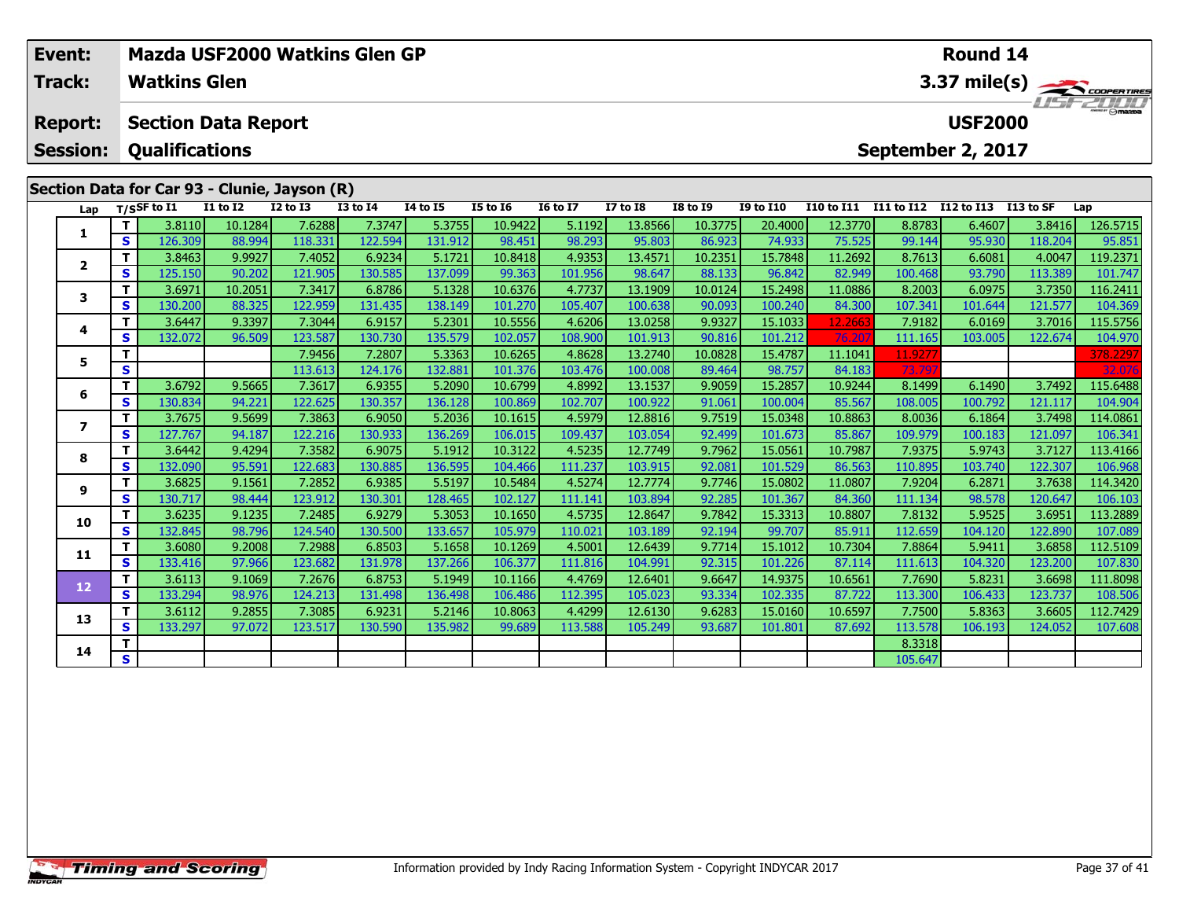| Event: | Mazda USF2000 Watkins Glen GP | Round 14 |
|---|---|---|
| Track: | Watkins Glen | 3.37 mile(s) |
| Report: | Section Data Report | USF2000 |
| Session: | Qualifications | September 2, 2017 |

## Section Data for Car 93 - Clunie, Jayson (R)

| Lap | T/S | SF to I1 | I1 to I2 | I2 to I3 | I3 to I4 | I4 to I5 | I5 to I6 | I6 to I7 | I7 to I8 | I8 to I9 | I9 to I10 | I10 to I11 | I11 to I12 | I12 to I13 | I13 to SF | Lap |
|---|---|---|---|---|---|---|---|---|---|---|---|---|---|---|---|---|
| 1 | T | 3.8110 | 10.1284 | 7.6288 | 7.3747 | 5.3755 | 10.9422 | 5.1192 | 13.8566 | 10.3775 | 20.4000 | 12.3770 | 8.8783 | 6.4607 | 3.8416 | 126.5715 |
| | S | 126.309 | 88.994 | 118.331 | 122.594 | 131.912 | 98.451 | 98.293 | 95.803 | 86.923 | 74.933 | 75.525 | 99.144 | 95.930 | 118.204 | 95.851 |
| 2 | T | 3.8463 | 9.9927 | 7.4052 | 6.9234 | 5.1721 | 10.8418 | 4.9353 | 13.4571 | 10.2351 | 15.7848 | 11.2692 | 8.7613 | 6.6081 | 4.0047 | 119.2371 |
| | S | 125.150 | 90.202 | 121.905 | 130.585 | 137.099 | 99.363 | 101.956 | 98.647 | 88.133 | 96.842 | 82.949 | 100.468 | 93.790 | 113.389 | 101.747 |
| 3 | T | 3.6971 | 10.2051 | 7.3417 | 6.8786 | 5.1328 | 10.6376 | 4.7737 | 13.1909 | 10.0124 | 15.2498 | 11.0886 | 8.2003 | 6.0975 | 3.7350 | 116.2411 |
| | S | 130.200 | 88.325 | 122.959 | 131.435 | 138.149 | 101.270 | 105.407 | 100.638 | 90.093 | 100.240 | 84.300 | 107.341 | 101.644 | 121.577 | 104.369 |
| 4 | T | 3.6447 | 9.3397 | 7.3044 | 6.9157 | 5.2301 | 10.5556 | 4.6206 | 13.0258 | 9.9327 | 15.1033 | 12.2663 | 7.9182 | 6.0169 | 3.7016 | 115.5756 |
| | S | 132.072 | 96.509 | 123.587 | 130.730 | 135.579 | 102.057 | 108.900 | 101.913 | 90.816 | 101.212 | 76.207 | 111.165 | 103.005 | 122.674 | 104.970 |
| 5 | T | | | 7.9456 | 7.2807 | 5.3363 | 10.6265 | 4.8628 | 13.2740 | 10.0828 | 15.4787 | 11.1041 | 11.9277 | | | 378.2297 |
| | S | | | 113.613 | 124.176 | 132.881 | 101.376 | 103.476 | 100.008 | 89.464 | 98.757 | 84.183 | 73.797 | | | 32.076 |
| 6 | T | 3.6792 | 9.5665 | 7.3617 | 6.9355 | 5.2090 | 10.6799 | 4.8992 | 13.1537 | 9.9059 | 15.2857 | 10.9244 | 8.1499 | 6.1490 | 3.7492 | 115.6488 |
| | S | 130.834 | 94.221 | 122.625 | 130.357 | 136.128 | 100.869 | 102.707 | 100.922 | 91.061 | 100.004 | 85.567 | 108.005 | 100.792 | 121.117 | 104.904 |
| 7 | T | 3.7675 | 9.5699 | 7.3863 | 6.9050 | 5.2036 | 10.1615 | 4.5979 | 12.8816 | 9.7519 | 15.0348 | 10.8863 | 8.0036 | 6.1864 | 3.7498 | 114.0861 |
| | S | 127.767 | 94.187 | 122.216 | 130.933 | 136.269 | 106.015 | 109.437 | 103.054 | 92.499 | 101.673 | 85.867 | 109.979 | 100.183 | 121.097 | 106.341 |
| 8 | T | 3.6442 | 9.4294 | 7.3582 | 6.9075 | 5.1912 | 10.3122 | 4.5235 | 12.7749 | 9.7962 | 15.0561 | 10.7987 | 7.9375 | 5.9743 | 3.7127 | 113.4166 |
| | S | 132.090 | 95.591 | 122.683 | 130.885 | 136.595 | 104.466 | 111.237 | 103.915 | 92.081 | 101.529 | 86.563 | 110.895 | 103.740 | 122.307 | 106.968 |
| 9 | T | 3.6825 | 9.1561 | 7.2852 | 6.9385 | 5.5197 | 10.5484 | 4.5274 | 12.7774 | 9.7746 | 15.0802 | 11.0807 | 7.9204 | 6.2871 | 3.7638 | 114.3420 |
| | S | 130.717 | 98.444 | 123.912 | 130.301 | 128.465 | 102.127 | 111.141 | 103.894 | 92.285 | 101.367 | 84.360 | 111.134 | 98.578 | 120.647 | 106.103 |
| 10 | T | 3.6235 | 9.1235 | 7.2485 | 6.9279 | 5.3053 | 10.1650 | 4.5735 | 12.8647 | 9.7842 | 15.3313 | 10.8807 | 7.8132 | 5.9525 | 3.6951 | 113.2889 |
| | S | 132.845 | 98.796 | 124.540 | 130.500 | 133.657 | 105.979 | 110.021 | 103.189 | 92.194 | 99.707 | 85.911 | 112.659 | 104.120 | 122.890 | 107.089 |
| 11 | T | 3.6080 | 9.2008 | 7.2988 | 6.8503 | 5.1658 | 10.1269 | 4.5001 | 12.6439 | 9.7714 | 15.1012 | 10.7304 | 7.8864 | 5.9411 | 3.6858 | 112.5109 |
| | S | 133.416 | 97.966 | 123.682 | 131.978 | 137.266 | 106.377 | 111.816 | 104.991 | 92.315 | 101.226 | 87.114 | 111.613 | 104.320 | 123.200 | 107.830 |
| 12 | T | 3.6113 | 9.1069 | 7.2676 | 6.8753 | 5.1949 | 10.1166 | 4.4769 | 12.6401 | 9.6647 | 14.9375 | 10.6561 | 7.7690 | 5.8231 | 3.6698 | 111.8098 |
| | S | 133.294 | 98.976 | 124.213 | 131.498 | 136.498 | 106.486 | 112.395 | 105.023 | 93.334 | 102.335 | 87.722 | 113.300 | 106.433 | 123.737 | 108.506 |
| 13 | T | 3.6112 | 9.2855 | 7.3085 | 6.9231 | 5.2146 | 10.8063 | 4.4299 | 12.6130 | 9.6283 | 15.0160 | 10.6597 | 7.7500 | 5.8363 | 3.6605 | 112.7429 |
| | S | 133.297 | 97.072 | 123.517 | 130.590 | 135.982 | 99.689 | 113.588 | 105.249 | 93.687 | 101.801 | 87.692 | 113.578 | 106.193 | 124.052 | 107.608 |
| 14 | T | | | | | | | | | | | | 8.3318 | | | |
| | S | | | | | | | | | | | | 105.647 | | | |

Information provided by Indy Racing Information System - Copyright INDYCAR 2017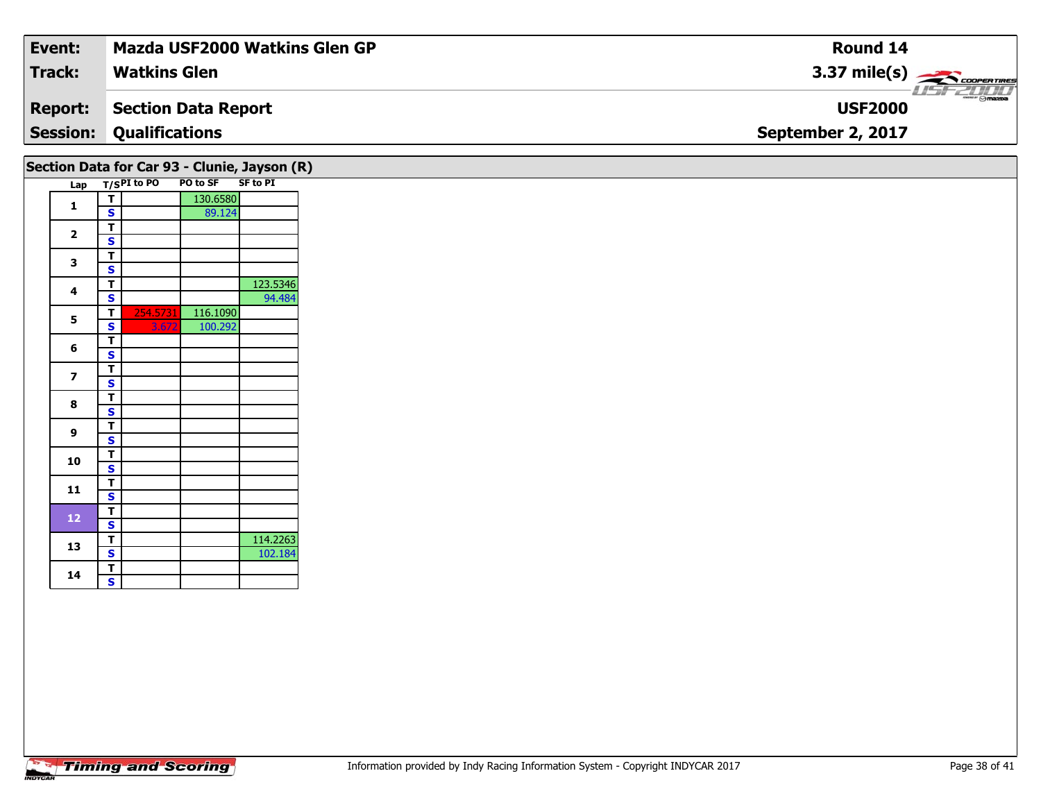| Event: | Mazda USF2000 Watkins Glen GP | Round 14 |
|---|---|---|
| Track: | Watkins Glen | 3.37 mile(s) |
| Report: | Section Data Report | USF2000 |
| Session: | Qualifications | September 2, 2017 |

## Section Data for Car 93 - Clunie, Jayson (R)

| Lap | T/S | PI to PO | PO to SF | SF to PI |
|---|---|---|---|---|
| 1 | T | | 130.6580 | |
| | S | | 89.124 | |
| 2 | T | | | |
| | S | | | |
| 3 | T | | | |
| | S | | | |
| 4 | T | | | 123.5346 |
| | S | | | 94.484 |
| 5 | T | 254.5731 | 116.1090 | |
| | S | 3.672 | 100.292 | |
| 6 | T | | | |
| | S | | | |
| 7 | T | | | |
| | S | | | |
| 8 | T | | | |
| | S | | | |
| 9 | T | | | |
| | S | | | |
| 10 | T | | | |
| | S | | | |
| 11 | T | | | |
| | S | | | |
| 12 | T | | | |
| | S | | | |
| 13 | T | | | 114.2263 |
| | S | | | 102.184 |
| 14 | T | | | |
| | S | | | |

Information provided by Indy Racing Information System - Copyright INDYCAR 2017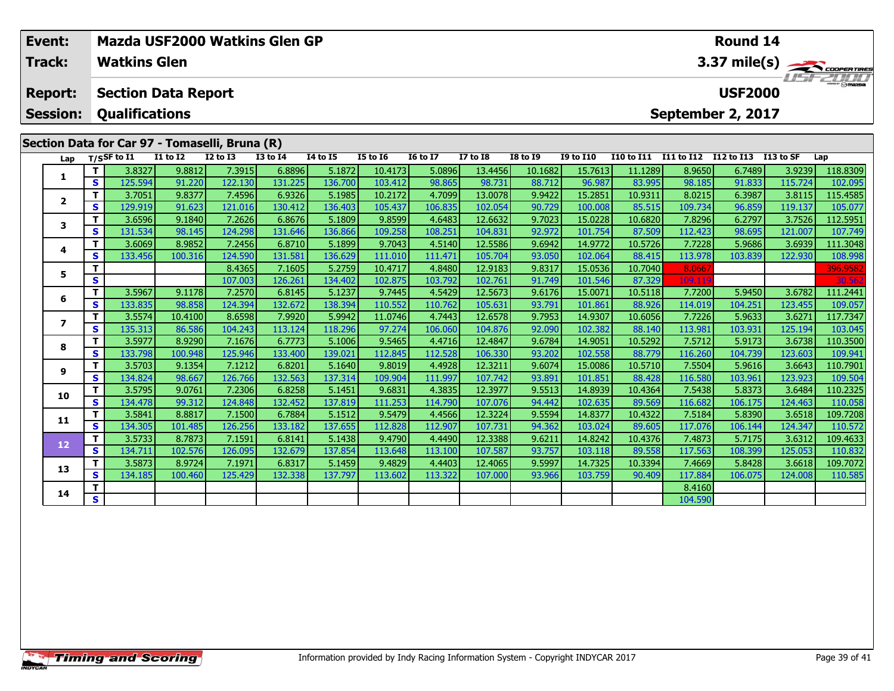| Event: | Mazda USF2000 Watkins Glen GP | Round 14 |
|---|---|---|
| Track: | Watkins Glen | 3.37 mile(s) |
| Report: | Section Data Report | USF2000 |
| Session: | Qualifications | September 2, 2017 |

## Section Data for Car 97 - Tomaselli, Bruna (R)

| Lap | T/S | SF to I1 | I1 to I2 | I2 to I3 | I3 to I4 | I4 to I5 | I5 to I6 | I6 to I7 | I7 to I8 | I8 to I9 | I9 to I10 | I10 to I11 | I11 to I12 | I12 to I13 | I13 to SF | Lap |
|---|---|---|---|---|---|---|---|---|---|---|---|---|---|---|---|---|
| 1 | T | 3.8327 | 9.8812 | 7.3915 | 6.8896 | 5.1872 | 10.4173 | 5.0896 | 13.4456 | 10.1682 | 15.7613 | 11.1289 | 8.9650 | 6.7489 | 3.9239 | 118.8309 |
| | S | 125.594 | 91.220 | 122.130 | 131.225 | 136.700 | 103.412 | 98.865 | 98.731 | 88.712 | 96.987 | 83.995 | 98.185 | 91.833 | 115.724 | 102.095 |
| 2 | T | 3.7051 | 9.8377 | 7.4596 | 6.9326 | 5.1985 | 10.2172 | 4.7099 | 13.0078 | 9.9422 | 15.2851 | 10.9311 | 8.0215 | 6.3987 | 3.8115 | 115.4585 |
| | S | 129.919 | 91.623 | 121.016 | 130.412 | 136.403 | 105.437 | 106.835 | 102.054 | 90.729 | 100.008 | 85.515 | 109.734 | 96.859 | 119.137 | 105.077 |
| 3 | T | 3.6596 | 9.1840 | 7.2626 | 6.8676 | 5.1809 | 9.8599 | 4.6483 | 12.6632 | 9.7023 | 15.0228 | 10.6820 | 7.8296 | 6.2797 | 3.7526 | 112.5951 |
| | S | 131.534 | 98.145 | 124.298 | 131.646 | 136.866 | 109.258 | 108.251 | 104.831 | 92.972 | 101.754 | 87.509 | 112.423 | 98.695 | 121.007 | 107.749 |
| 4 | T | 3.6069 | 8.9852 | 7.2456 | 6.8710 | 5.1899 | 9.7043 | 4.5140 | 12.5586 | 9.6942 | 14.9772 | 10.5726 | 7.7228 | 5.9686 | 3.6939 | 111.3048 |
| | S | 133.456 | 100.316 | 124.590 | 131.581 | 136.629 | 111.010 | 111.471 | 105.704 | 93.050 | 102.064 | 88.415 | 113.978 | 103.839 | 122.930 | 108.998 |
| 5 | T | | | 8.4365 | 7.1605 | 5.2759 | 10.4717 | 4.8480 | 12.9183 | 9.8317 | 15.0536 | 10.7040 | 8.0667 | | | 396.9582 |
| | S | | | 107.003 | 126.261 | 134.402 | 102.875 | 103.792 | 102.761 | 91.749 | 101.546 | 87.329 | 109.119 | | | 30.562 |
| 6 | T | 3.5967 | 9.1178 | 7.2570 | 6.8145 | 5.1237 | 9.7445 | 4.5429 | 12.5673 | 9.6176 | 15.0071 | 10.5118 | 7.7200 | 5.9450 | 3.6782 | 111.2441 |
| | S | 133.835 | 98.858 | 124.394 | 132.672 | 138.394 | 110.552 | 110.762 | 105.631 | 93.791 | 101.861 | 88.926 | 114.019 | 104.251 | 123.455 | 109.057 |
| 7 | T | 3.5574 | 10.4100 | 8.6598 | 7.9920 | 5.9942 | 11.0746 | 4.7443 | 12.6578 | 9.7953 | 14.9307 | 10.6056 | 7.7226 | 5.9633 | 3.6271 | 117.7347 |
| | S | 135.313 | 86.586 | 104.243 | 113.124 | 118.296 | 97.274 | 106.060 | 104.876 | 92.090 | 102.382 | 88.140 | 113.981 | 103.931 | 125.194 | 103.045 |
| 8 | T | 3.5977 | 8.9290 | 7.1676 | 6.7773 | 5.1006 | 9.5465 | 4.4716 | 12.4847 | 9.6784 | 14.9051 | 10.5292 | 7.5712 | 5.9173 | 3.6738 | 110.3500 |
| | S | 133.798 | 100.948 | 125.946 | 133.400 | 139.021 | 112.845 | 112.528 | 106.330 | 93.202 | 102.558 | 88.779 | 116.260 | 104.739 | 123.603 | 109.941 |
| 9 | T | 3.5703 | 9.1354 | 7.1212 | 6.8201 | 5.1640 | 9.8019 | 4.4928 | 12.3211 | 9.6074 | 15.0086 | 10.5710 | 7.5504 | 5.9616 | 3.6643 | 110.7901 |
| | S | 134.824 | 98.667 | 126.766 | 132.563 | 137.314 | 109.904 | 111.997 | 107.742 | 93.891 | 101.851 | 88.428 | 116.580 | 103.961 | 123.923 | 109.504 |
| 10 | T | 3.5795 | 9.0761 | 7.2306 | 6.8258 | 5.1451 | 9.6831 | 4.3835 | 12.3977 | 9.5513 | 14.8939 | 10.4364 | 7.5438 | 5.8373 | 3.6484 | 110.2325 |
| | S | 134.478 | 99.312 | 124.848 | 132.452 | 137.819 | 111.253 | 114.790 | 107.076 | 94.442 | 102.635 | 89.569 | 116.682 | 106.175 | 124.463 | 110.058 |
| 11 | T | 3.5841 | 8.8817 | 7.1500 | 6.7884 | 5.1512 | 9.5479 | 4.4566 | 12.3224 | 9.5594 | 14.8377 | 10.4322 | 7.5184 | 5.8390 | 3.6518 | 109.7208 |
| | S | 134.305 | 101.485 | 126.256 | 133.182 | 137.655 | 112.828 | 112.907 | 107.731 | 94.362 | 103.024 | 89.605 | 117.076 | 106.144 | 124.347 | 110.572 |
| 12 | T | 3.5733 | 8.7873 | 7.1591 | 6.8141 | 5.1438 | 9.4790 | 4.4490 | 12.3388 | 9.6211 | 14.8242 | 10.4376 | 7.4873 | 5.7175 | 3.6312 | 109.4633 |
| | S | 134.711 | 102.576 | 126.095 | 132.679 | 137.854 | 113.648 | 113.100 | 107.587 | 93.757 | 103.118 | 89.558 | 117.563 | 108.399 | 125.053 | 110.832 |
| 13 | T | 3.5873 | 8.9724 | 7.1971 | 6.8317 | 5.1459 | 9.4829 | 4.4403 | 12.4065 | 9.5997 | 14.7325 | 10.3394 | 7.4669 | 5.8428 | 3.6618 | 109.7072 |
| | S | 134.185 | 100.460 | 125.429 | 132.338 | 137.797 | 113.602 | 113.322 | 107.000 | 93.966 | 103.759 | 90.409 | 117.884 | 106.075 | 124.008 | 110.585 |
| 14 | T | | | | | | | | | | | | 8.4160 | | | |
| | S | | | | | | | | | | | | 104.590 | | | |

Information provided by Indy Racing Information System - Copyright INDYCAR 2017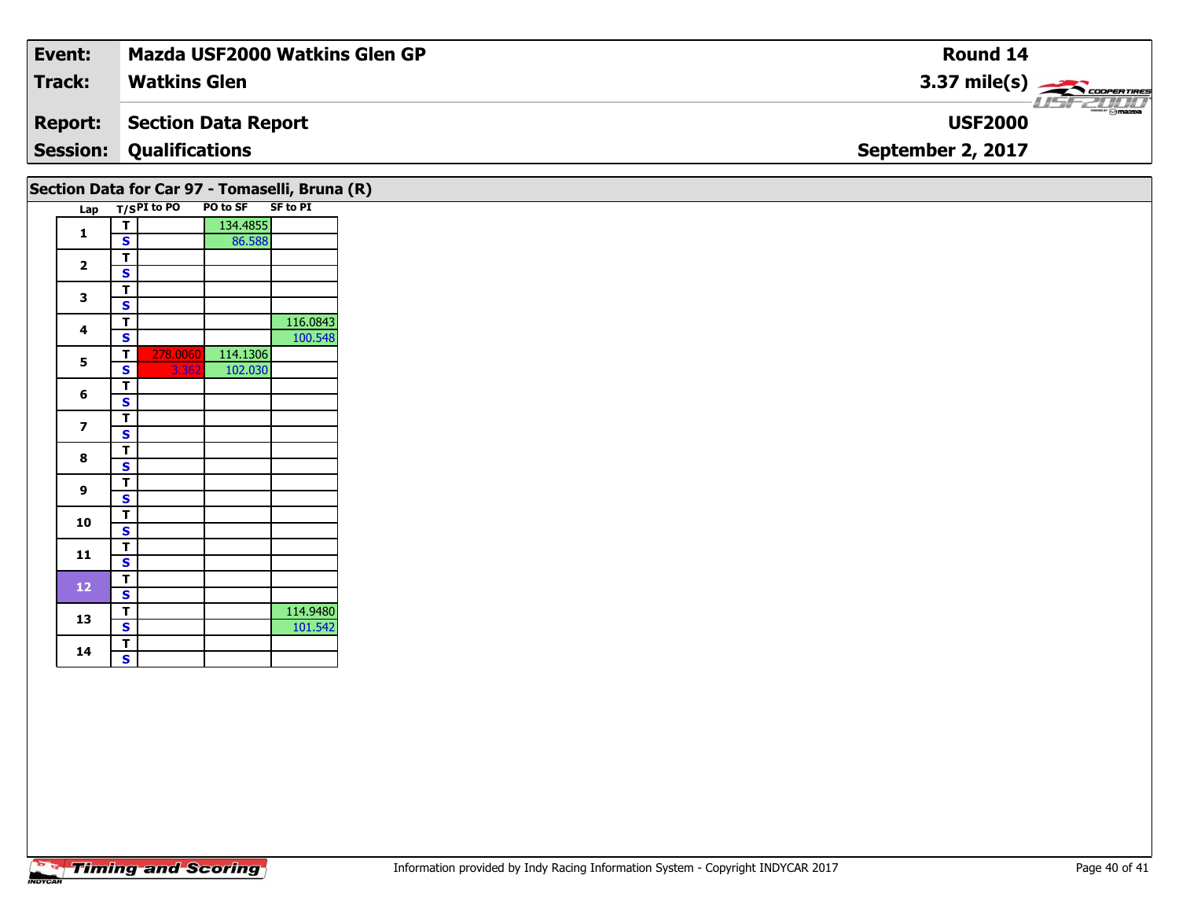| **Event:** | **Mazda USF2000 Watkins Glen GP** | **Round 14** |
|---|---|---|
| **Track:** | **Watkins Glen** | **3.37 mile(s)** |
| **Report:** | **Section Data Report** | **USF2000** |
| **Session:** | **Qualifications** | **September 2, 2017** |

## Section Data for Car 97 - Tomaselli, Bruna (R)

| Lap | T/S | PI to PO | PO to SF | SF to PI |
|---|---|---|---|---|
| 1 | T | | 134.4855 | |
| | S | | 86.588 | |
| 2 | T | | | |
| | S | | | |
| 3 | T | | | |
| | S | | | |
| 4 | T | | | 116.0843 |
| | S | | | 100.548 |
| 5 | T | 278.0060 | 114.1306 | |
| | S | 3.362 | 102.030 | |
| 6 | T | | | |
| | S | | | |
| 7 | T | | | |
| | S | | | |
| 8 | T | | | |
| | S | | | |
| 9 | T | | | |
| | S | | | |
| 10 | T | | | |
| | S | | | |
| 11 | T | | | |
| | S | | | |
| 12 | T | | | |
| | S | | | |
| 13 | T | | | 114.9480 |
| | S | | | 101.542 |
| 14 | T | | | |
| | S | | | |

Information provided by Indy Racing Information System - Copyright INDYCAR 2017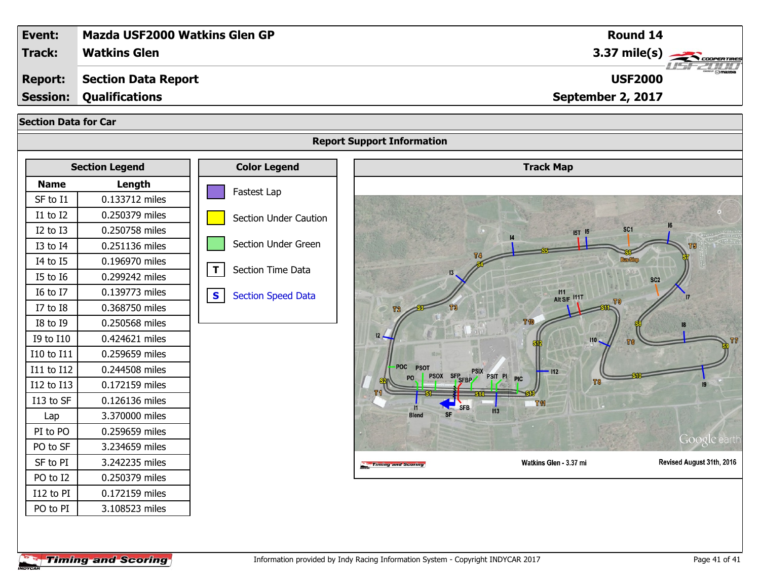| | | | |
|---|---|---|---|
| **Event:** | **Mazda USF2000 Watkins Glen GP** | **Round 14** | |
| **Track:** | **Watkins Glen** | **3.37 mile(s)** | |
| **Report:** | **Section Data Report** | **USF2000** | |
| **Session:** | **Qualifications** | **September 2, 2017** | |

## Section Data for Car

### Report Support Information

**Section Legend**

| Name | Length |
|---|---|
| SF to I1 | 0.133712 miles |
| I1 to I2 | 0.250379 miles |
| I2 to I3 | 0.250758 miles |
| I3 to I4 | 0.251136 miles |
| I4 to I5 | 0.196970 miles |
| I5 to I6 | 0.299242 miles |
| I6 to I7 | 0.139773 miles |
| I7 to I8 | 0.368750 miles |
| I8 to I9 | 0.250568 miles |
| I9 to I10 | 0.424621 miles |
| I10 to I11 | 0.259659 miles |
| I11 to I12 | 0.244508 miles |
| I12 to I13 | 0.172159 miles |
| I13 to SF | 0.126136 miles |
| Lap | 3.370000 miles |
| PI to PO | 0.259659 miles |
| PO to SF | 3.234659 miles |
| SF to PI | 3.242235 miles |
| PO to I2 | 0.250379 miles |
| I12 to PI | 0.172159 miles |
| PO to PI | 3.108523 miles |

**Color Legend**

- Fastest Lap
- Section Under Caution
- Section Under Green
- T — Section Time Data
- S — Section Speed Data

**Track Map**

I6
I5T I5
SC1
I4
T5
T4
S5
S6
Bus Stop
S4
S7
I3
SC2
I11
Alt S/F
I11T
I7
T2
S3
T3
T9
S11
T10
S8
I8
I2
I10
T6
T7
S12
S9
POC
PSOT
I12
S10
PO
PSOX
SFP
PSIX
PSIT
PI
PIC
T8
I9
S2
SFBP
T1
S1
S14
S13
I1
Blend
SFB
I13
T11
SF
Google earth

Timing and Scoring
Watkins Glen - 3.37 mi
Revised August 31th, 2016

Information provided by Indy Racing Information System - Copyright INDYCAR 2017